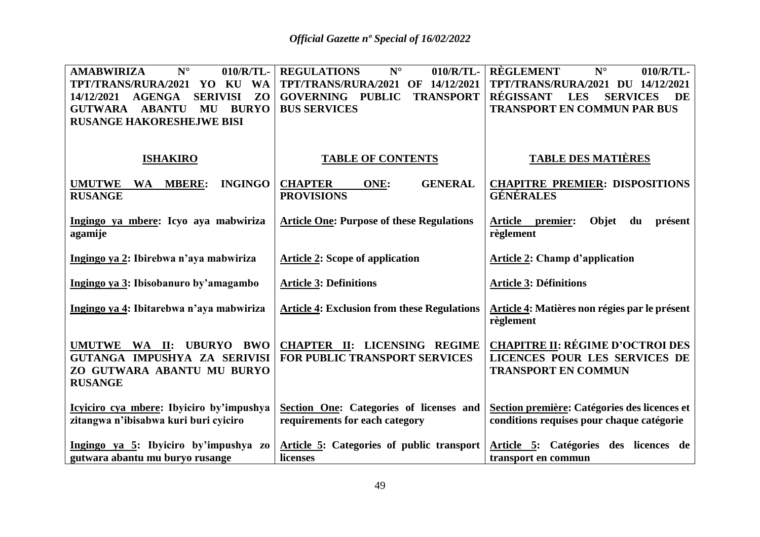| AMABWIRIZA N° 010/R/TL-TPT/TRANS/RURA/2021 YO KU WA 14/12/2021 AGENGA SERIVISI ZO GUTWARA ABANTU MU BURYO RUSANGE HAKORESHEJWE BISI | REGULATIONS N° 010/R/TL-TPT/TRANS/RURA/2021 OF 14/12/2021 GOVERNING PUBLIC TRANSPORT BUS SERVICES | RÈGLEMENT N° 010/R/TL-TPT/TRANS/RURA/2021 DU 14/12/2021 RÉGISSANT LES SERVICES DE TRANSPORT EN COMMUN PAR BUS |
|---|---|---|
| **ISHAKIRO** | **TABLE OF CONTENTS** | **TABLE DES MATIÈRES** |
| **UMUTWE WA MBERE: INGINGO RUSANGE** | **CHAPTER ONE: GENERAL PROVISIONS** | **CHAPITRE PREMIER: DISPOSITIONS GÉNÉRALES** |
| **Ingingo ya mbere: Icyo aya mabwiriza agamije** | **Article One: Purpose of these Regulations** | **Article premier: Objet du présent règlement** |
| **Ingingo ya 2: Ibirebwa n'aya mabwiriza** | **Article 2: Scope of application** | **Article 2: Champ d'application** |
| **Ingingo ya 3: Ibisobanuro by'amagambo** | **Article 3: Definitions** | **Article 3: Définitions** |
| **Ingingo ya 4: Ibitarebwa n'aya mabwiriza** | **Article 4: Exclusion from these Regulations** | **Article 4: Matières non régies par le présent règlement** |
| **UMUTWE WA II: UBURYO BWO GUTANGA IMPUSHYA ZA SERIVISI ZO GUTWARA ABANTU MU BURYO RUSANGE** | **CHAPTER II: LICENSING REGIME FOR PUBLIC TRANSPORT SERVICES** | **CHAPITRE II: RÉGIME D'OCTROI DES LICENCES POUR LES SERVICES DE TRANSPORT EN COMMUN** |
| **Icyiciro cya mbere: Ibyiciro by'impushya zitangwa n'ibisabwa kuri buri cyiciro** | **Section One: Categories of licenses and requirements for each category** | **Section première: Catégories des licences et conditions requises pour chaque catégorie** |
| **Ingingo ya 5: Ibyiciro by'impushya zo gutwara abantu mu buryo rusange** | **Article 5: Categories of public transport licenses** | **Article 5: Catégories des licences de transport en commun** |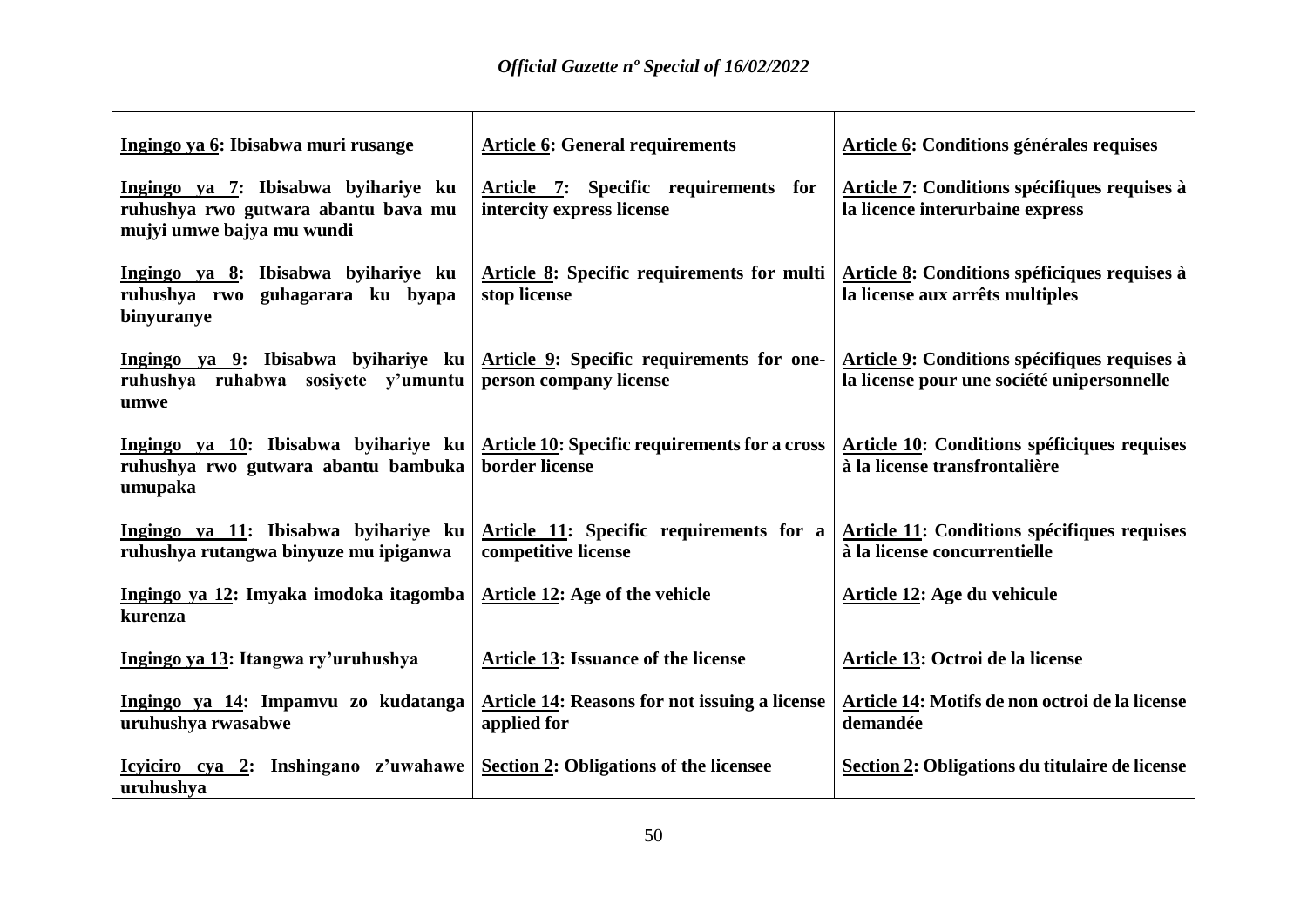| | | |
|---|---|---|
| **Ingingo ya 6: Ibisabwa muri rusange** | **Article 6: General requirements** | **Article 6: Conditions générales requises** |
| **Ingingo ya 7: Ibisabwa byihariye ku ruhushya rwo gutwara abantu bava mu mujyi umwe bajya mu wundi** | **Article 7: Specific requirements for intercity express license** | **Article 7: Conditions spécifiques requises à la licence interurbaine express** |
| **Ingingo ya 8: Ibisabwa byihariye ku ruhushya rwo guhagarara ku byapa binyuranye** | **Article 8: Specific requirements for multi stop license** | **Article 8: Conditions spéficiques requises à la license aux arrêts multiples** |
| **Ingingo ya 9: Ibisabwa byihariye ku ruhushya ruhabwa sosiyete y'umuntu umwe** | **Article 9: Specific requirements for one-person company license** | **Article 9: Conditions spécifiques requises à la license pour une société unipersonnelle** |
| **Ingingo ya 10: Ibisabwa byihariye ku ruhushya rwo gutwara abantu bambuka umupaka** | **Article 10: Specific requirements for a cross border license** | **Article 10: Conditions spéficiques requises à la license transfrontalière** |
| **Ingingo ya 11: Ibisabwa byihariye ku ruhushya rutangwa binyuze mu ipiganwa** | **Article 11: Specific requirements for a competitive license** | **Article 11: Conditions spécifiques requises à la license concurrentielle** |
| **Ingingo ya 12: Imyaka imodoka itagomba kurenza** | **Article 12: Age of the vehicle** | **Article 12: Age du vehicule** |
| **Ingingo ya 13: Itangwa ry'uruhushya** | **Article 13: Issuance of the license** | **Article 13: Octroi de la license** |
| **Ingingo ya 14: Impamvu zo kudatanga uruhushya rwasabwe** | **Article 14: Reasons for not issuing a license applied for** | **Article 14: Motifs de non octroi de la license demandée** |
| **Icyiciro cya 2: Inshingano z'uwahawe uruhushya** | **Section 2: Obligations of the licensee** | **Section 2: Obligations du titulaire de license** |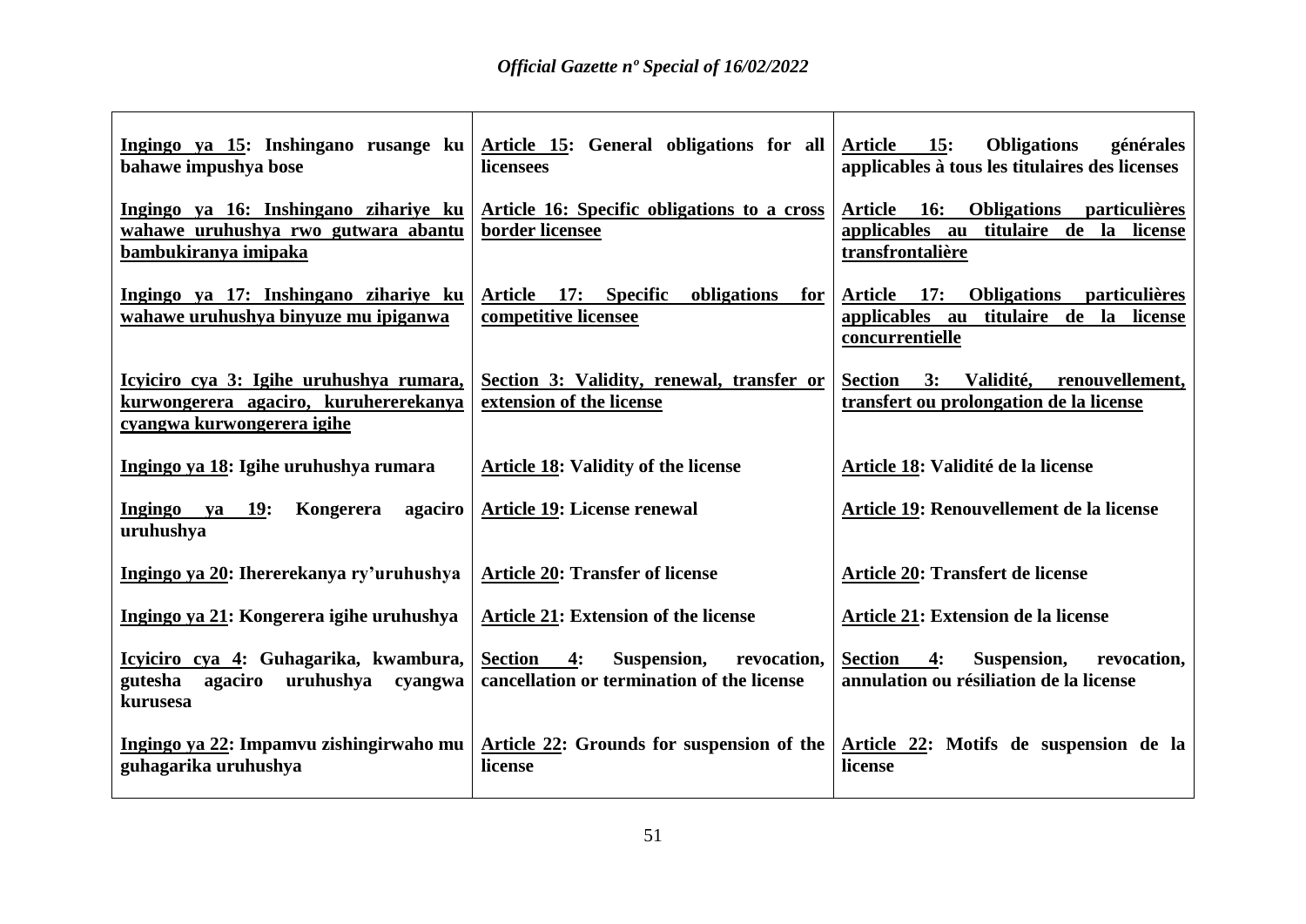| Ingingo ya 15: Inshingano rusange ku bahawe impushya bose | Article 15: General obligations for all licensees | Article 15: Obligations générales applicables à tous les titulaires des licenses |
|---|---|---|
| Ingingo ya 16: Inshingano zihariye ku wahawe uruhushya rwo gutwara abantu bambukiranya imipaka | Article 16: Specific obligations to a cross border licensee | Article 16: Obligations particulières applicables au titulaire de la license transfrontalière |
| Ingingo ya 17: Inshingano zihariye ku wahawe uruhushya binyuze mu ipiganwa | Article 17: Specific obligations for competitive licensee | Article 17: Obligations particulières applicables au titulaire de la license concurrentielle |
| Icyiciro cya 3: Igihe uruhushya rumara, kurwongerera agaciro, kuruhererekanya cyangwa kurwongerera igihe | Section 3: Validity, renewal, transfer or extension of the license | Section 3: Validité, renouvellement, transfert ou prolongation de la license |
| Ingingo ya 18: Igihe uruhushya rumara | Article 18: Validity of the license | Article 18: Validité de la license |
| Ingingo ya 19: Kongerera agaciro uruhushya | Article 19: License renewal | Article 19: Renouvellement de la license |
| Ingingo ya 20: Ihererekanya ry'uruhushya | Article 20: Transfer of license | Article 20: Transfert de license |
| Ingingo ya 21: Kongerera igihe uruhushya | Article 21: Extension of the license | Article 21: Extension de la license |
| Icyiciro cya 4: Guhagarika, kwambura, gutesha agaciro uruhushya cyangwa kurusesa | Section 4: Suspension, revocation, cancellation or termination of the license | Section 4: Suspension, revocation, annulation ou résiliation de la license |
| Ingingo ya 22: Impamvu zishingirwaho mu guhagarika uruhushya | Article 22: Grounds for suspension of the license | Article 22: Motifs de suspension de la license |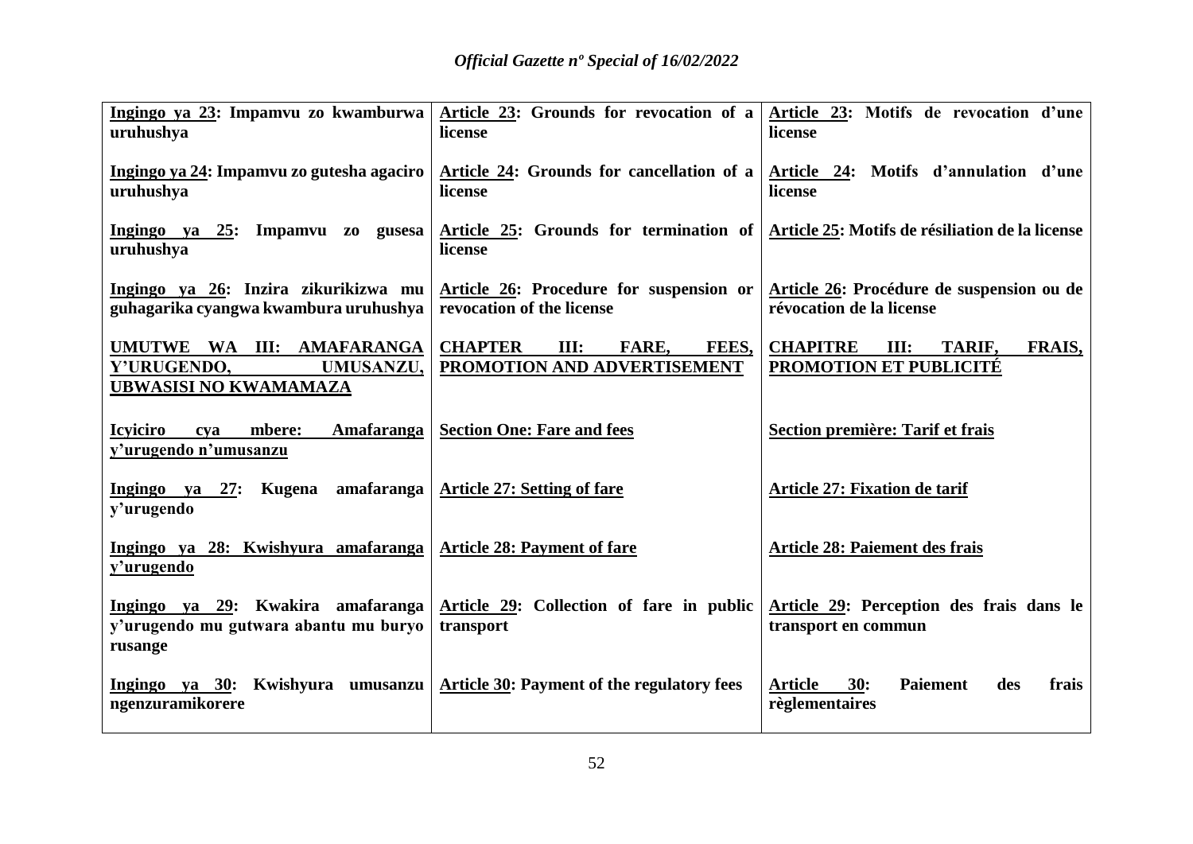| Ingingo ya 23: Impamvu zo kwamburwa uruhushya | Article 23: Grounds for revocation of a license | Article 23: Motifs de revocation d'une license |
|---|---|---|
| Ingingo ya 24: Impamvu zo gutesha agaciro uruhushya | Article 24: Grounds for cancellation of a license | Article 24: Motifs d'annulation d'une license |
| Ingingo ya 25: Impamvu zo gusesa uruhushya | Article 25: Grounds for termination of license | Article 25: Motifs de résiliation de la license |
| Ingingo ya 26: Inzira zikurikizwa mu guhagarika cyangwa kwambura uruhushya | Article 26: Procedure for suspension or revocation of the license | Article 26: Procédure de suspension ou de révocation de la license |
| **UMUTWE WA III: AMAFARANGA Y'URUGENDO, UMUSANZU, UBWASISI NO KWAMAMAZA** | **CHAPTER III: FARE, FEES, PROMOTION AND ADVERTISEMENT** | **CHAPITRE III: TARIF, FRAIS, PROMOTION ET PUBLICITÉ** |
| **Icyiciro cya mbere: Amafaranga y'urugendo n'umusanzu** | **Section One: Fare and fees** | **Section première: Tarif et frais** |
| Ingingo ya 27: Kugena amafaranga y'urugendo | Article 27: Setting of fare | Article 27: Fixation de tarif |
| Ingingo ya 28: Kwishyura amafaranga y'urugendo | Article 28: Payment of fare | Article 28: Paiement des frais |
| Ingingo ya 29: Kwakira amafaranga y'urugendo mu gutwara abantu mu buryo rusange | Article 29: Collection of fare in public transport | Article 29: Perception des frais dans le transport en commun |
| Ingingo ya 30: Kwishyura umusanzu ngenzuramikorere | Article 30: Payment of the regulatory fees | Article 30: Paiement des frais règlementaires |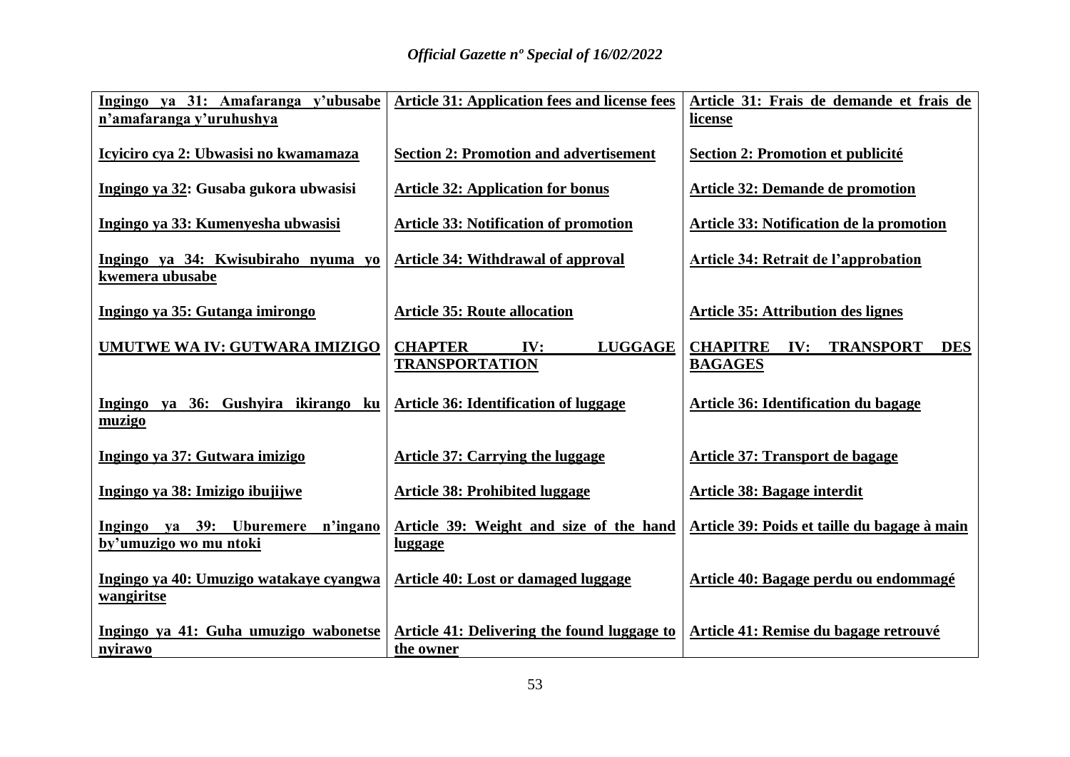| Ingingo ya 31: Amafaranga y'ubusabe n'amafaranga y'uruhushya | Article 31: Application fees and license fees | Article 31: Frais de demande et frais de license |
|---|---|---|
| Icyiciro cya 2: Ubwasisi no kwamamaza | Section 2: Promotion and advertisement | Section 2: Promotion et publicité |
| Ingingo ya 32: Gusaba gukora ubwasisi | Article 32: Application for bonus | Article 32: Demande de promotion |
| Ingingo ya 33: Kumenyesha ubwasisi | Article 33: Notification of promotion | Article 33: Notification de la promotion |
| Ingingo ya 34: Kwisubiraho nyuma yo kwemera ubusabe | Article 34: Withdrawal of approval | Article 34: Retrait de l'approbation |
| Ingingo ya 35: Gutanga imirongo | Article 35: Route allocation | Article 35: Attribution des lignes |
| UMUTWE WA IV: GUTWARA IMIZIGO | CHAPTER IV: LUGGAGE TRANSPORTATION | CHAPITRE IV: TRANSPORT DES BAGAGES |
| Ingingo ya 36: Gushyira ikirango ku muzigo | Article 36: Identification of luggage | Article 36: Identification du bagage |
| Ingingo ya 37: Gutwara imizigo | Article 37: Carrying the luggage | Article 37: Transport de bagage |
| Ingingo ya 38: Imizigo ibujijwe | Article 38: Prohibited luggage | Article 38: Bagage interdit |
| Ingingo ya 39: Uburemere n'ingano by'umuzigo wo mu ntoki | Article 39: Weight and size of the hand luggage | Article 39: Poids et taille du bagage à main |
| Ingingo ya 40: Umuzigo watakaye cyangwa wangiritse | Article 40: Lost or damaged luggage | Article 40: Bagage perdu ou endommagé |
| Ingingo ya 41: Guha umuzigo wabonetse nyirawo | Article 41: Delivering the found luggage to the owner | Article 41: Remise du bagage retrouvé |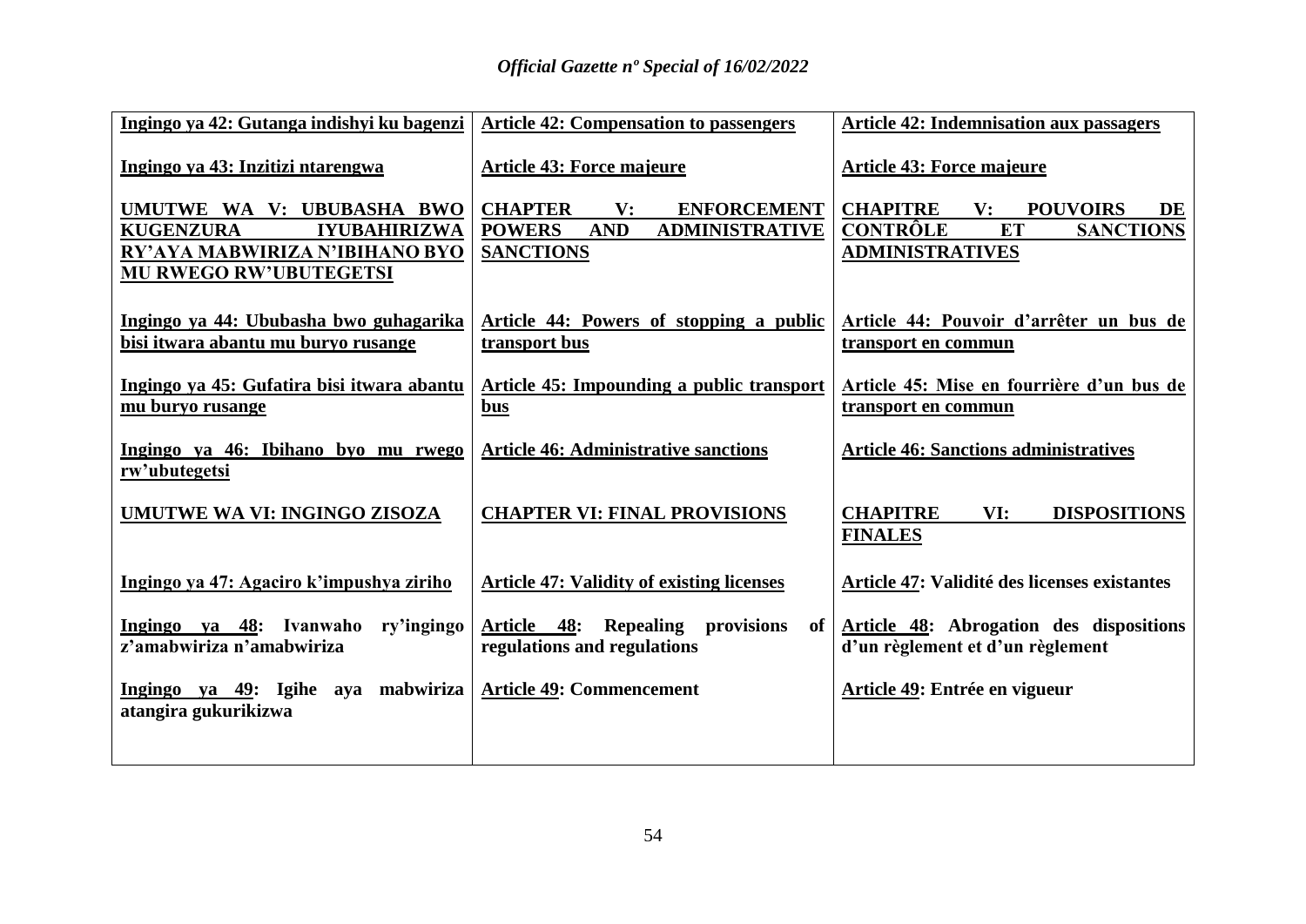| Ingingo ya 42: Gutanga indishyi ku bagenzi | Article 42: Compensation to passengers | Article 42: Indemnisation aux passagers |
|---|---|---|
| Ingingo ya 43: Inzitizi ntarengwa | Article 43: Force majeure | Article 43: Force majeure |
| UMUTWE WA V: UBUBASHA BWO KUGENZURA IYUBAHIRIZWA RY'AYA MABWIRIZA N'IBIHANO BYO MU RWEGO RW'UBUTEGETSI | CHAPTER V: ENFORCEMENT POWERS AND ADMINISTRATIVE SANCTIONS | CHAPITRE V: POUVOIRS DE CONTRÔLE ET SANCTIONS ADMINISTRATIVES |
| Ingingo ya 44: Ububasha bwo guhagarika bisi itwara abantu mu buryo rusange | Article 44: Powers of stopping a public transport bus | Article 44: Pouvoir d'arrêter un bus de transport en commun |
| Ingingo ya 45: Gufatira bisi itwara abantu mu buryo rusange | Article 45: Impounding a public transport bus | Article 45: Mise en fourrière d'un bus de transport en commun |
| Ingingo ya 46: Ibihano byo mu rwego rw'ubutegetsi | Article 46: Administrative sanctions | Article 46: Sanctions administratives |
| UMUTWE WA VI: INGINGO ZISOZA | CHAPTER VI: FINAL PROVISIONS | CHAPITRE VI: DISPOSITIONS FINALES |
| Ingingo ya 47: Agaciro k'impushya ziriho | Article 47: Validity of existing licenses | Article 47: Validité des licenses existantes |
| Ingingo ya 48: Ivanwaho ry'ingingo z'amabwiriza n'amabwiriza | Article 48: Repealing provisions of regulations and regulations | Article 48: Abrogation des dispositions d'un règlement et d'un règlement |
| Ingingo ya 49: Igihe aya mabwiriza atangira gukurikizwa | Article 49: Commencement | Article 49: Entrée en vigueur |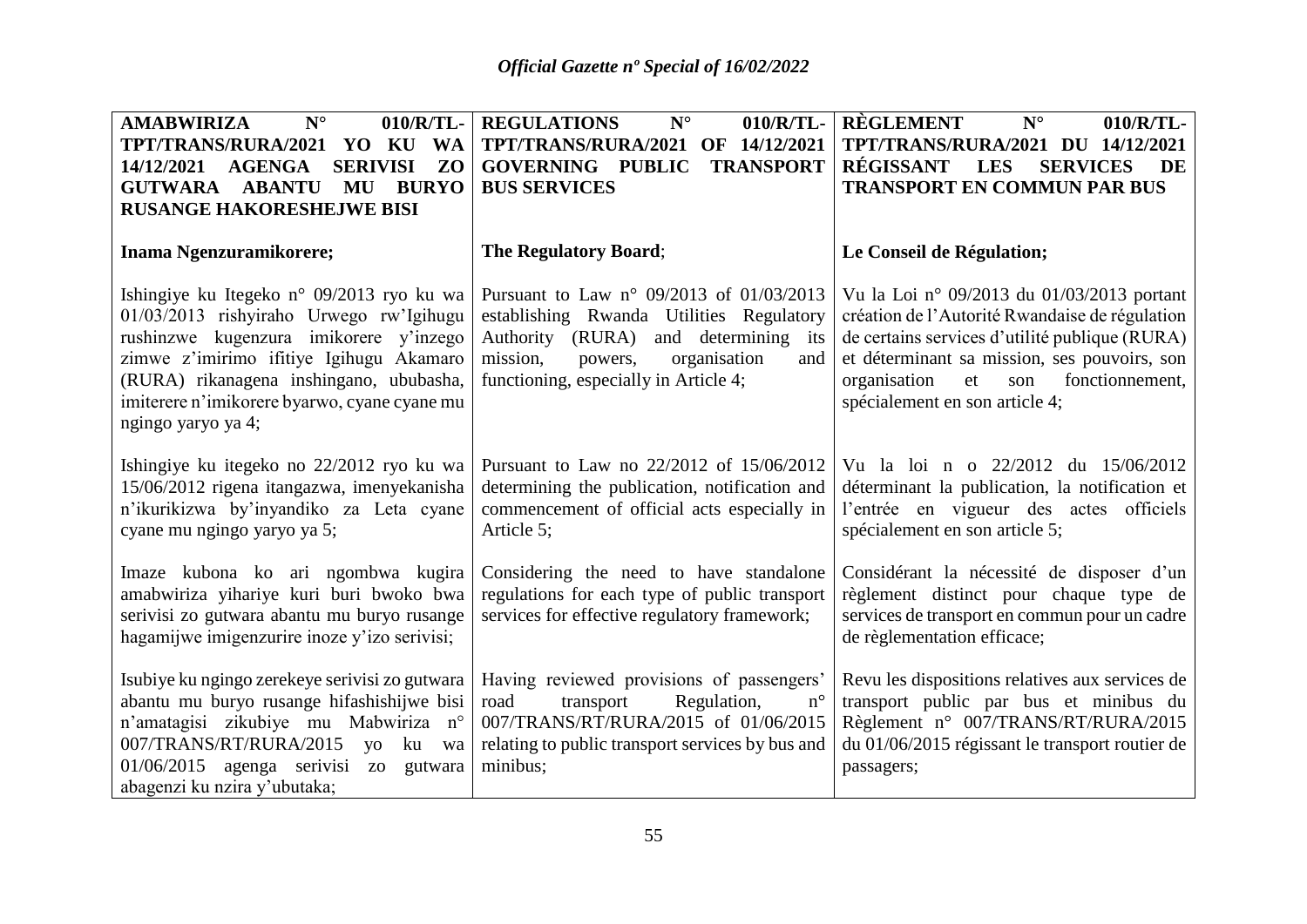| **AMABWIRIZA N° 010/R/TL-TPT/TRANS/RURA/2021 YO KU WA 14/12/2021 AGENGA SERIVISI ZO GUTWARA ABANTU MU BURYO RUSANGE HAKORESHEJWE BISI** | **REGULATIONS N° 010/R/TL-TPT/TRANS/RURA/2021 OF 14/12/2021 GOVERNING PUBLIC TRANSPORT BUS SERVICES** | **RÈGLEMENT N° 010/R/TL-TPT/TRANS/RURA/2021 DU 14/12/2021 RÉGISSANT LES SERVICES DE TRANSPORT EN COMMUN PAR BUS** |
|---|---|---|
| **Inama Ngenzuramikorere;** | **The Regulatory Board**; | **Le Conseil de Régulation;** |
| Ishingiye ku Itegeko n° 09/2013 ryo ku wa 01/03/2013 rishyiraho Urwego rw'Igihugu rushinzwe kugenzura imikorere y'inzego zimwe z'imirimo ifitiye Igihugu Akamaro (RURA) rikanagena inshingano, ububasha, imiterere n'imikorere byarwo, cyane cyane mu ngingo yaryo ya 4; | Pursuant to Law n° 09/2013 of 01/03/2013 establishing Rwanda Utilities Regulatory Authority (RURA) and determining its mission, powers, organisation and functioning, especially in Article 4; | Vu la Loi n° 09/2013 du 01/03/2013 portant création de l'Autorité Rwandaise de régulation de certains services d'utilité publique (RURA) et déterminant sa mission, ses pouvoirs, son organisation et son fonctionnement, spécialement en son article 4; |
| Ishingiye ku itegeko no 22/2012 ryo ku wa 15/06/2012 rigena itangazwa, imenyekanisha n'ikurikizwa by'inyandiko za Leta cyane cyane mu ngingo yaryo ya 5; | Pursuant to Law no 22/2012 of 15/06/2012 determining the publication, notification and commencement of official acts especially in Article 5; | Vu la loi n o 22/2012 du 15/06/2012 déterminant la publication, la notification et l'entrée en vigueur des actes officiels spécialement en son article 5; |
| Imaze kubona ko ari ngombwa kugira amabwiriza yihariye kuri buri bwoko bwa serivisi zo gutwara abantu mu buryo rusange hagamijwe imigenzurire inoze y'izo serivisi; | Considering the need to have standalone regulations for each type of public transport services for effective regulatory framework; | Considérant la nécessité de disposer d'un règlement distinct pour chaque type de services de transport en commun pour un cadre de règlementation efficace; |
| Isubiye ku ngingo zerekeye serivisi zo gutwara abantu mu buryo rusange hifashishijwe bisi n'amatagisi zikubiye mu Mabwiriza n° 007/TRANS/RT/RURA/2015 yo ku wa 01/06/2015 agenga serivisi zo gutwara abagenzi ku nzira y'ubutaka; | Having reviewed provisions of passengers' road transport Regulation, n° 007/TRANS/RT/RURA/2015 of 01/06/2015 relating to public transport services by bus and minibus; | Revu les dispositions relatives aux services de transport public par bus et minibus du Règlement n° 007/TRANS/RT/RURA/2015 du 01/06/2015 régissant le transport routier de passagers; |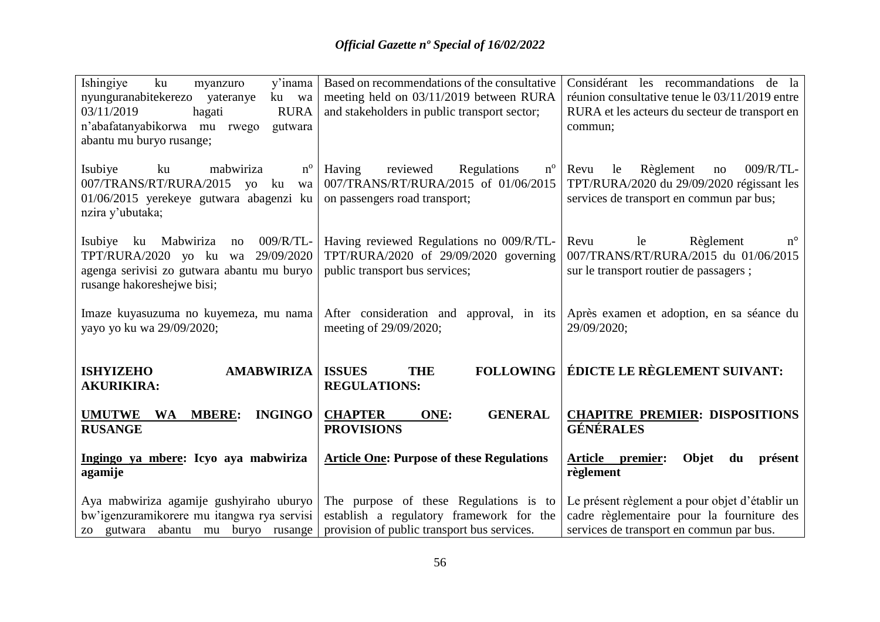| Ishingiye ku myanzuro y'inama nyunguranabitekerezo yateranye ku wa 03/11/2019 hagati RURA n'abafatanyabikorwa mu rwego gutwara abantu mu buryo rusange; | Based on recommendations of the consultative meeting held on 03/11/2019 between RURA and stakeholders in public transport sector; | Considérant les recommandations de la réunion consultative tenue le 03/11/2019 entre RURA et les acteurs du secteur de transport en commun; |
|---|---|---|
| Isubiye ku mabwiriza nº 007/TRANS/RT/RURA/2015 yo ku wa 01/06/2015 yerekeye gutwara abagenzi ku nzira y'ubutaka; | Having reviewed Regulations nº 007/TRANS/RT/RURA/2015 of 01/06/2015 on passengers road transport; | Revu le Règlement no 009/R/TL-TPT/RURA/2020 du 29/09/2020 régissant les services de transport en commun par bus; |
| Isubiye ku Mabwiriza no 009/R/TL-TPT/RURA/2020 yo ku wa 29/09/2020 agenga serivisi zo gutwara abantu mu buryo rusange hakoreshejwe bisi; | Having reviewed Regulations no 009/R/TL-TPT/RURA/2020 of 29/09/2020 governing public transport bus services; | Revu le Règlement n° 007/TRANS/RT/RURA/2015 du 01/06/2015 sur le transport routier de passagers ; |
| Imaze kuyasuzuma no kuyemeza, mu nama yayo yo ku wa 29/09/2020; | After consideration and approval, in its meeting of 29/09/2020; | Après examen et adoption, en sa séance du 29/09/2020; |
| **ISHYIZEHO AMABWIRIZA AKURIKIRA:** | **ISSUES THE FOLLOWING REGULATIONS:** | **ÉDICTE LE RÈGLEMENT SUIVANT:** |
| **UMUTWE WA MBERE: INGINGO RUSANGE** | **CHAPTER ONE: GENERAL PROVISIONS** | **CHAPITRE PREMIER: DISPOSITIONS GÉNÉRALES** |
| **Ingingo ya mbere: Icyo aya mabwiriza agamije** | **Article One: Purpose of these Regulations** | **Article premier: Objet du présent règlement** |
| Aya mabwiriza agamije gushyiraho uburyo bw'igenzuramikorere mu itangwa rya servisi zo gutwara abantu mu buryo rusange | The purpose of these Regulations is to establish a regulatory framework for the provision of public transport bus services. | Le présent règlement a pour objet d'établir un cadre règlementaire pour la fourniture des services de transport en commun par bus. |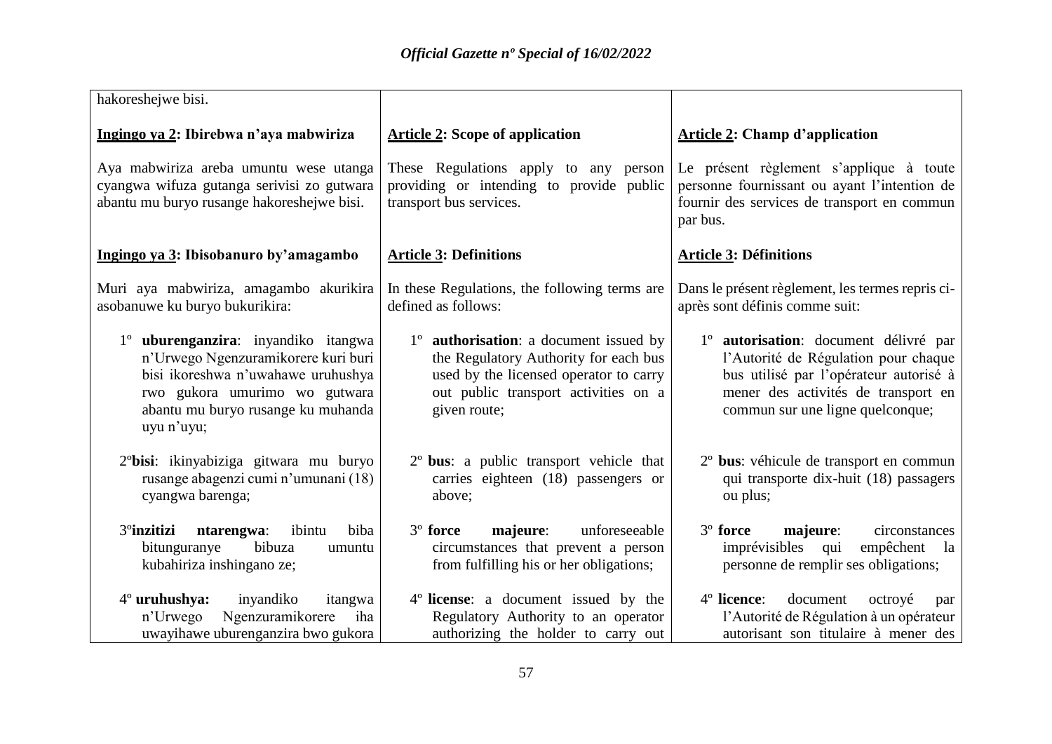hakoreshejwe bisi.

**Ingingo ya 2: Ibirebwa n'aya mabwiriza**

Aya mabwiriza areba umuntu wese utanga cyangwa wifuza gutanga serivisi zo gutwara abantu mu buryo rusange hakoreshejwe bisi.

**Ingingo ya 3: Ibisobanuro by'amagambo**

Muri aya mabwiriza, amagambo akurikira asobanuwe ku buryo bukurikira:

1º **uburenganzira**: inyandiko itangwa n'Urwego Ngenzuramikorere kuri buri bisi ikoreshwa n'uwahawe uruhushya rwo gukora umurimo wo gutwara abantu mu buryo rusange ku muhanda uyu n'uyu;

2º **bisi**: ikinyabiziga gitwara mu buryo rusange abagenzi cumi n'umunani (18) cyangwa barenga;

3º **inzitizi ntarengwa**: ibintu biba bitunguranye bibuza umuntu kubahiriza inshingano ze;

4º **uruhushya:** inyandiko itangwa n'Urwego Ngenzuramikorere iha uwayihawe uburenganzira bwo gukora

**Article 2: Scope of application**

These Regulations apply to any person providing or intending to provide public transport bus services.

**Article 3: Definitions**

In these Regulations, the following terms are defined as follows:

1º **authorisation**: a document issued by the Regulatory Authority for each bus used by the licensed operator to carry out public transport activities on a given route;

2º **bus**: a public transport vehicle that carries eighteen (18) passengers or above;

3º **force majeure**: unforeseeable circumstances that prevent a person from fulfilling his or her obligations;

4º **license**: a document issued by the Regulatory Authority to an operator authorizing the holder to carry out

**Article 2: Champ d'application**

Le présent règlement s'applique à toute personne fournissant ou ayant l'intention de fournir des services de transport en commun par bus.

**Article 3: Définitions**

Dans le présent règlement, les termes repris ci-après sont définis comme suit:

1º **autorisation**: document délivré par l'Autorité de Régulation pour chaque bus utilisé par l'opérateur autorisé à mener des activités de transport en commun sur une ligne quelconque;

2º **bus**: véhicule de transport en commun qui transporte dix-huit (18) passagers ou plus;

3º **force majeure**: circonstances imprévisibles qui empêchent la personne de remplir ses obligations;

4º **licence**: document octroyé par l'Autorité de Régulation à un opérateur autorisant son titulaire à mener des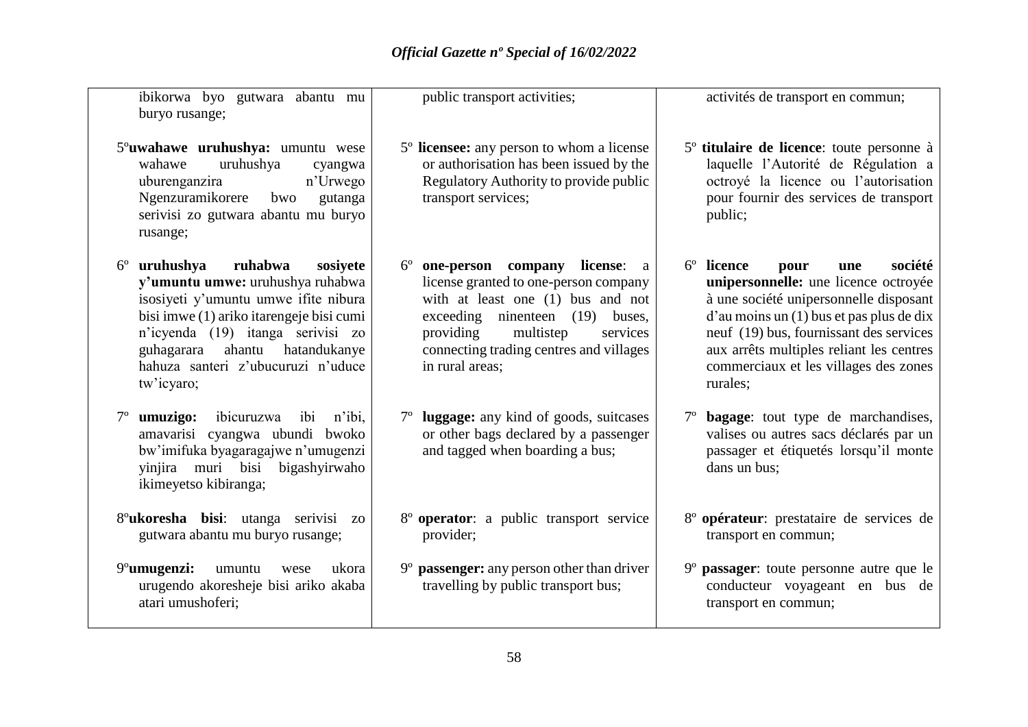| | | |
|---|---|---|
| ibikorwa byo gutwara abantu mu buryo rusange; | public transport activities; | activités de transport en commun; |
| 5º **uwahawe uruhushya:** umuntu wese wahawe uruhushya cyangwa uburenganzira n'Urwego Ngenzuramikorere bwo gutanga serivisi zo gutwara abantu mu buryo rusange; | 5º **licensee:** any person to whom a license or authorisation has been issued by the Regulatory Authority to provide public transport services; | 5º **titulaire de licence**: toute personne à laquelle l'Autorité de Régulation a octroyé la licence ou l'autorisation pour fournir des services de transport public; |
| 6º **uruhushya ruhabwa sosiyete y'umuntu umwe:** uruhushya ruhabwa isosiyeti y'umuntu umwe ifite nibura bisi imwe (1) ariko itarengeje bisi cumi n'icyenda (19) itanga serivisi zo guhagarara ahantu hatandukanye hahuza santeri z'ubucuruzi n'uduce tw'icyaro; | 6º **one-person company license**: a license granted to one-person company with at least one (1) bus and not exceeding ninenteen (19) buses, providing multistep services connecting trading centres and villages in rural areas; | 6º **licence pour une société unipersonnelle:** une licence octroyée à une société unipersonnelle disposant d'au moins un (1) bus et pas plus de dix neuf (19) bus, fournissant des services aux arrêts multiples reliant les centres commerciaux et les villages des zones rurales; |
| 7º **umuzigo:** ibicuruzwa ibi n'ibi, amavarisi cyangwa ubundi bwoko bw'imifuka byagaragajwe n'umugenzi yinjira muri bisi bigashyirwaho ikimeyetso kibiranga; | 7º **luggage:** any kind of goods, suitcases or other bags declared by a passenger and tagged when boarding a bus; | 7º **bagage**: tout type de marchandises, valises ou autres sacs déclarés par un passager et étiquetés lorsqu'il monte dans un bus; |
| 8º **ukoresha bisi**: utanga serivisi zo gutwara abantu mu buryo rusange; | 8º **operator**: a public transport service provider; | 8º **opérateur**: prestataire de services de transport en commun; |
| 9º **umugenzi:** umuntu wese ukora urugendo akoresheje bisi ariko akaba atari umushoferi; | 9º **passenger:** any person other than driver travelling by public transport bus; | 9º **passager**: toute personne autre que le conducteur voyageant en bus de transport en commun; |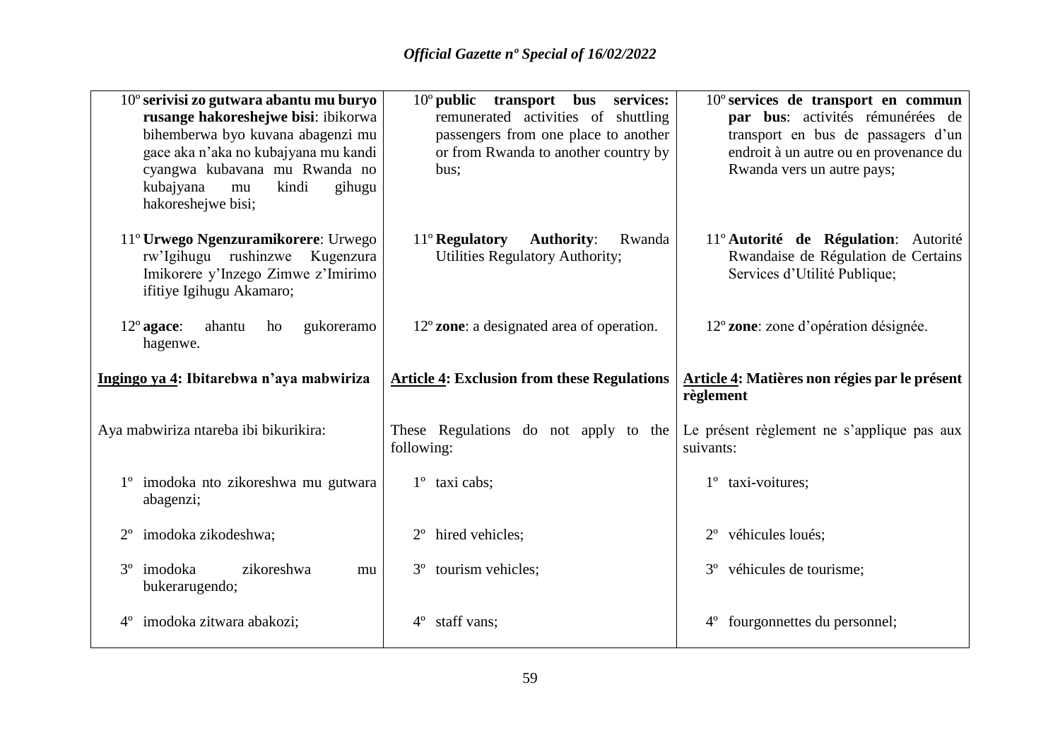| | | |
|---|---|---|
| 10º **serivisi zo gutwara abantu mu buryo rusange hakoreshejwe bisi**: ibikorwa bihemberwa byo kuvana abagenzi mu gace aka n'aka no kubajyana mu kandi cyangwa kubavana mu Rwanda no kubajyana mu kindi gihugu hakoreshejwe bisi; | 10º **public transport bus services:** remunerated activities of shuttling passengers from one place to another or from Rwanda to another country by bus; | 10º **services de transport en commun par bus**: activités rémunérées de transport en bus de passagers d'un endroit à un autre ou en provenance du Rwanda vers un autre pays; |
| 11º **Urwego Ngenzuramikorere**: Urwego rw'Igihugu rushinzwe Kugenzura Imikorere y'Inzego Zimwe z'Imirimo ifitiye Igihugu Akamaro; | 11º **Regulatory Authority**: Rwanda Utilities Regulatory Authority; | 11º **Autorité de Régulation**: Autorité Rwandaise de Régulation de Certains Services d'Utilité Publique; |
| 12º **agace**: ahantu ho gukoreramo hagenwe. | 12º **zone**: a designated area of operation. | 12º **zone**: zone d'opération désignée. |
| **Ingingo ya 4: Ibitarebwa n'aya mabwiriza** | **Article 4: Exclusion from these Regulations** | **Article 4: Matières non régies par le présent règlement** |
| Aya mabwiriza ntareba ibi bikurikira: | These Regulations do not apply to the following: | Le présent règlement ne s'applique pas aux suivants: |
| 1º imodoka nto zikoreshwa mu gutwara abagenzi; | 1º taxi cabs; | 1º taxi-voitures; |
| 2º imodoka zikodeshwa; | 2º hired vehicles; | 2º véhicules loués; |
| 3º imodoka zikoreshwa mu bukerarugendo; | 3º tourism vehicles; | 3º véhicules de tourisme; |
| 4º imodoka zitwara abakozi; | 4º staff vans; | 4º fourgonnettes du personnel; |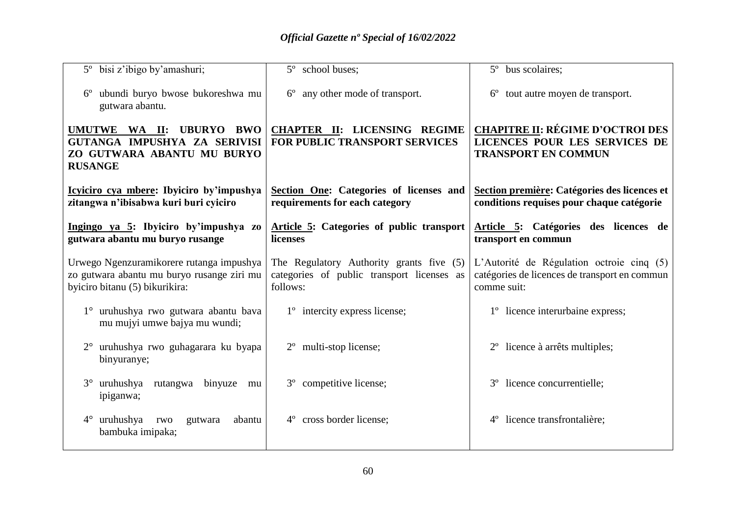| | | |
|---|---|---|
| 5º bisi z'ibigo by'amashuri; | 5º school buses; | 5º bus scolaires; |
| 6º ubundi buryo bwose bukoreshwa mu gutwara abantu. | 6º any other mode of transport. | 6º tout autre moyen de transport. |
| **UMUTWE WA II: UBURYO BWO GUTANGA IMPUSHYA ZA SERIVISI ZO GUTWARA ABANTU MU BURYO RUSANGE** | **CHAPTER II: LICENSING REGIME FOR PUBLIC TRANSPORT SERVICES** | **CHAPITRE II: RÉGIME D'OCTROI DES LICENCES POUR LES SERVICES DE TRANSPORT EN COMMUN** |
| **Icyiciro cya mbere: Ibyiciro by'impushya zitangwa n'ibisabwa kuri buri cyiciro** | **Section One: Categories of licenses and requirements for each category** | **Section première: Catégories des licences et conditions requises pour chaque catégorie** |
| **Ingingo ya 5: Ibyiciro by'impushya zo gutwara abantu mu buryo rusange** | **Article 5: Categories of public transport licenses** | **Article 5: Catégories des licences de transport en commun** |
| Urwego Ngenzuramikorere rutanga impushya zo gutwara abantu mu buryo rusange ziri mu byiciro bitanu (5) bikurikira: | The Regulatory Authority grants five (5) categories of public transport licenses as follows: | L'Autorité de Régulation octroie cinq (5) catégories de licences de transport en commun comme suit: |
| 1° uruhushya rwo gutwara abantu bava mu mujyi umwe bajya mu wundi; | 1º intercity express license; | 1º licence interurbaine express; |
| 2° uruhushya rwo guhagarara ku byapa binyuranye; | 2º multi-stop license; | 2º licence à arrêts multiples; |
| 3° uruhushya rutangwa binyuze mu ipiganwa; | 3º competitive license; | 3º licence concurrentielle; |
| 4° uruhushya rwo gutwara abantu bambuka imipaka; | 4º cross border license; | 4º licence transfrontalière; |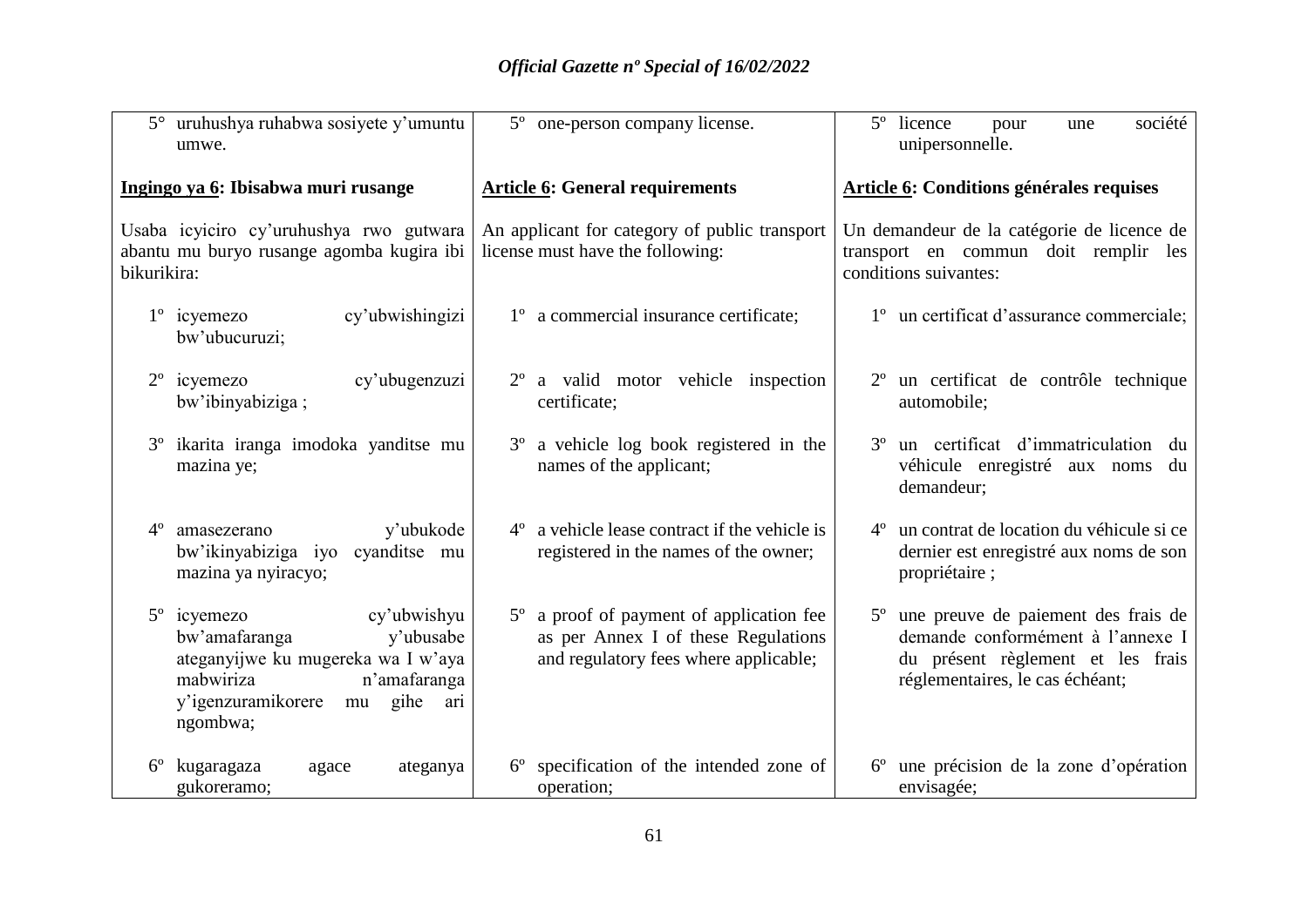| Kinyarwanda | English | Français |
| --- | --- | --- |
| 5° uruhushya ruhabwa sosiyete y'umuntu umwe. | 5º one-person company license. | 5º licence pour une société unipersonnelle. |
| **Ingingo ya 6: Ibisabwa muri rusange** | **Article 6: General requirements** | **Article 6: Conditions générales requises** |
| Usaba icyiciro cy'uruhushya rwo gutwara abantu mu buryo rusange agomba kugira ibi bikurikira: | An applicant for category of public transport license must have the following: | Un demandeur de la catégorie de licence de transport en commun doit remplir les conditions suivantes: |
| 1º icyemezo cy'ubwishingizi bw'ubucuruzi; | 1º a commercial insurance certificate; | 1º un certificat d'assurance commerciale; |
| 2º icyemezo cy'ubugenzuzi bw'ibinyabiziga ; | 2º a valid motor vehicle inspection certificate; | 2º un certificat de contrôle technique automobile; |
| 3º ikarita iranga imodoka yanditse mu mazina ye; | 3º a vehicle log book registered in the names of the applicant; | 3º un certificat d'immatriculation du véhicule enregistré aux noms du demandeur; |
| 4º amasezerano y'ubukode bw'ikinyabiziga iyo cyanditse mu mazina ya nyiracyo; | 4º a vehicle lease contract if the vehicle is registered in the names of the owner; | 4º un contrat de location du véhicule si ce dernier est enregistré aux noms de son propriétaire ; |
| 5º icyemezo cy'ubwishyu bw'amafaranga y'ubusabe ateganyijwe ku mugereka wa I w'aya mabwiriza n'amafaranga y'igenzuramikorere mu gihe ari ngombwa; | 5º a proof of payment of application fee as per Annex I of these Regulations and regulatory fees where applicable; | 5º une preuve de paiement des frais de demande conformément à l'annexe I du présent règlement et les frais réglementaires, le cas échéant; |
| 6º kugaragaza agace ateganya gukoreramo; | 6º specification of the intended zone of operation; | 6º une précision de la zone d'opération envisagée; |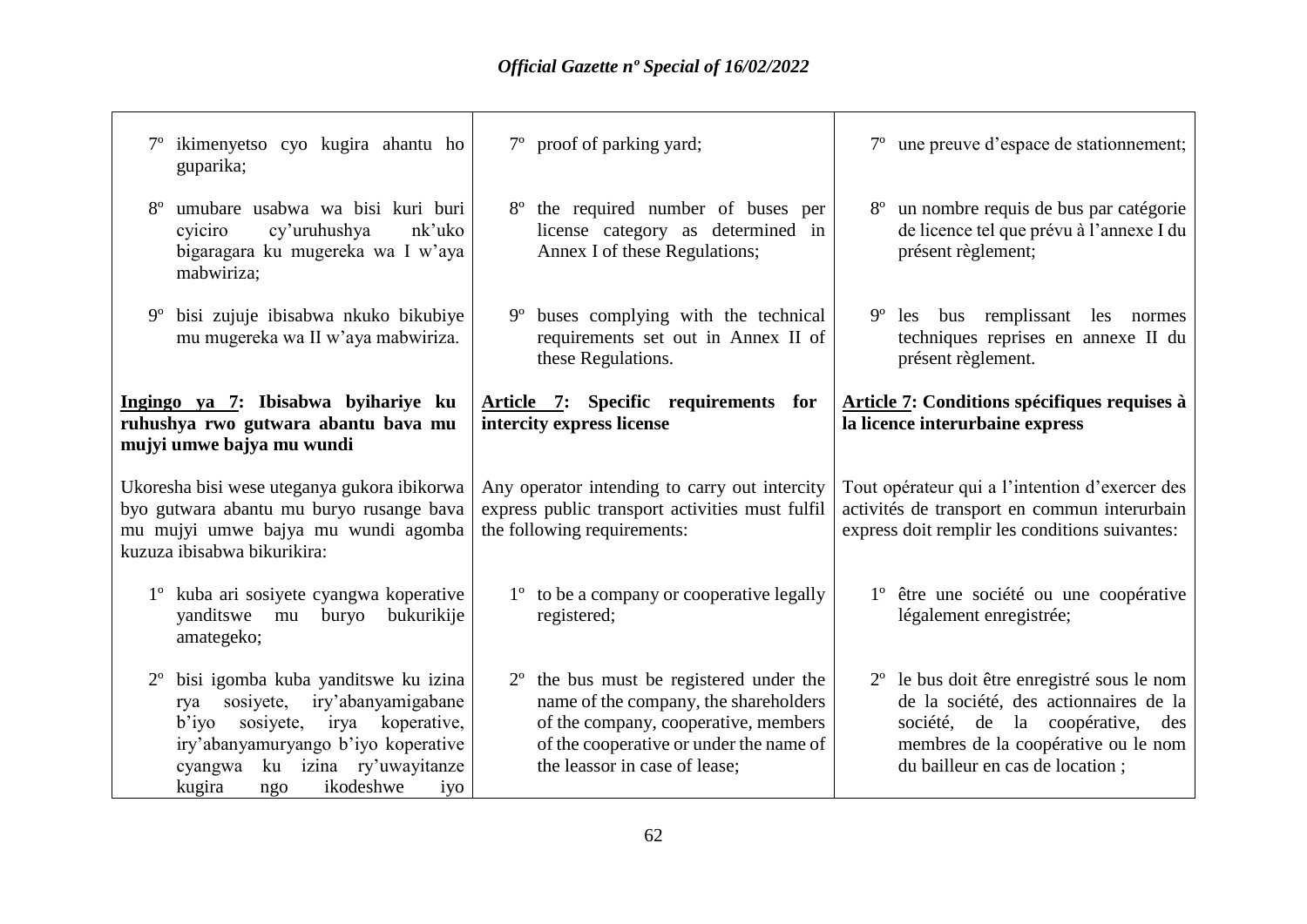| | | |
|---|---|---|
| 7º ikimenyetso cyo kugira ahantu ho guparika; | 7º proof of parking yard; | 7º une preuve d'espace de stationnement; |
| 8º umubare usabwa wa bisi kuri buri cyiciro cy'uruhushya nk'uko bigaragara ku mugereka wa I w'aya mabwiriza; | 8º the required number of buses per license category as determined in Annex I of these Regulations; | 8º un nombre requis de bus par catégorie de licence tel que prévu à l'annexe I du présent règlement; |
| 9º bisi zujuje ibisabwa nkuko bikubiye mu mugereka wa II w'aya mabwiriza. | 9º buses complying with the technical requirements set out in Annex II of these Regulations. | 9º les bus remplissant les normes techniques reprises en annexe II du présent règlement. |
| **<u>Ingingo ya 7</u>: Ibisabwa byihariye ku ruhushya rwo gutwara abantu bava mu mujyi umwe bajya mu wundi** | **<u>Article 7</u>: Specific requirements for intercity express license** | **<u>Article 7</u>: Conditions spécifiques requises à la licence interurbaine express** |
| Ukoresha bisi wese uteganya gukora ibikorwa byo gutwara abantu mu buryo rusange bava mu mujyi umwe bajya mu wundi agomba kuzuza ibisabwa bikurikira: | Any operator intending to carry out intercity express public transport activities must fulfil the following requirements: | Tout opérateur qui a l'intention d'exercer des activités de transport en commun interurbain express doit remplir les conditions suivantes: |
| 1º kuba ari sosiyete cyangwa koperative yanditswe mu buryo bukurikije amategeko; | 1º to be a company or cooperative legally registered; | 1º être une société ou une coopérative légalement enregistrée; |
| 2º bisi igomba kuba yanditswe ku izina rya sosiyete, iry'abanyamigabane b'iyo sosiyete, irya koperative, iry'abanyamuryango b'iyo koperative cyangwa ku izina ry'uwayitanze kugira ngo ikodeshwe iyo | 2º the bus must be registered under the name of the company, the shareholders of the company, cooperative, members of the cooperative or under the name of the leassor in case of lease; | 2º le bus doit être enregistré sous le nom de la société, des actionnaires de la société, de la coopérative, des membres de la coopérative ou le nom du bailleur en cas de location ; |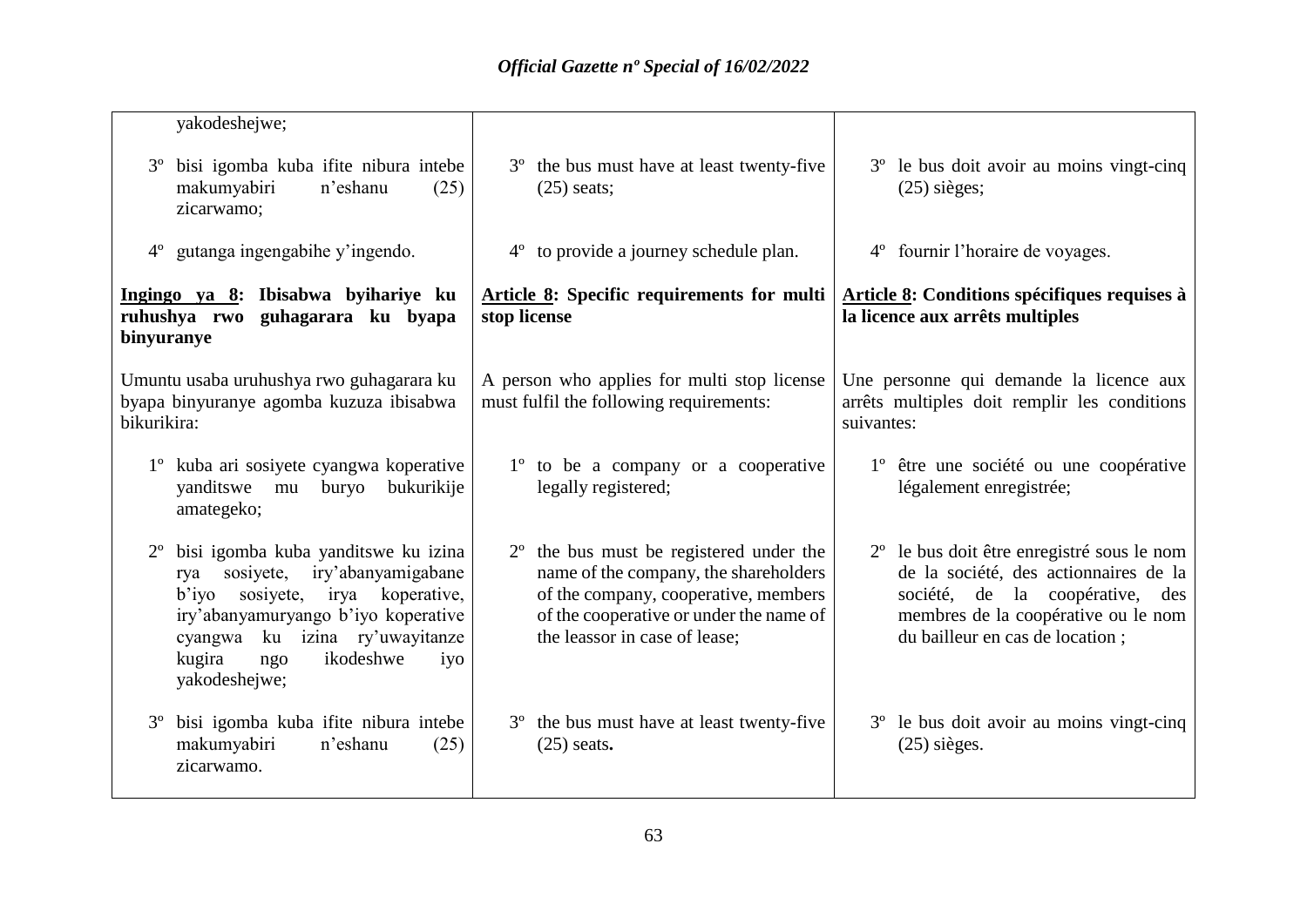| | | |
|---|---|---|
| yakodeshejwe; | | |
| 3º bisi igomba kuba ifite nibura intebe makumyabiri n'eshanu (25) zicarwamo; | 3º the bus must have at least twenty-five (25) seats; | 3º le bus doit avoir au moins vingt-cinq (25) sièges; |
| 4º gutanga ingengabihe y'ingendo. | 4º to provide a journey schedule plan. | 4º fournir l'horaire de voyages. |
| **Ingingo ya 8: Ibisabwa byihariye ku ruhushya rwo guhagarara ku byapa binyuranye** | **Article 8: Specific requirements for multi stop license** | **Article 8: Conditions spécifiques requises à la licence aux arrêts multiples** |
| Umuntu usaba uruhushya rwo guhagarara ku byapa binyuranye agomba kuzuza ibisabwa bikurikira: | A person who applies for multi stop license must fulfil the following requirements: | Une personne qui demande la licence aux arrêts multiples doit remplir les conditions suivantes: |
| 1º kuba ari sosiyete cyangwa koperative yanditswe mu buryo bukurikije amategeko; | 1º to be a company or a cooperative legally registered; | 1º être une société ou une coopérative légalement enregistrée; |
| 2º bisi igomba kuba yanditswe ku izina rya sosiyete, iry'abanyamigabane b'iyo sosiyete, irya koperative, iry'abanyamuryango b'iyo koperative cyangwa ku izina ry'uwayitanze kugira ngo ikodeshwe iyo yakodeshejwe; | 2º the bus must be registered under the name of the company, the shareholders of the company, cooperative, members of the cooperative or under the name of the leassor in case of lease; | 2º le bus doit être enregistré sous le nom de la société, des actionnaires de la société, de la coopérative, des membres de la coopérative ou le nom du bailleur en cas de location ; |
| 3º bisi igomba kuba ifite nibura intebe makumyabiri n'eshanu (25) zicarwamo. | 3º the bus must have at least twenty-five (25) seats. | 3º le bus doit avoir au moins vingt-cinq (25) sièges. |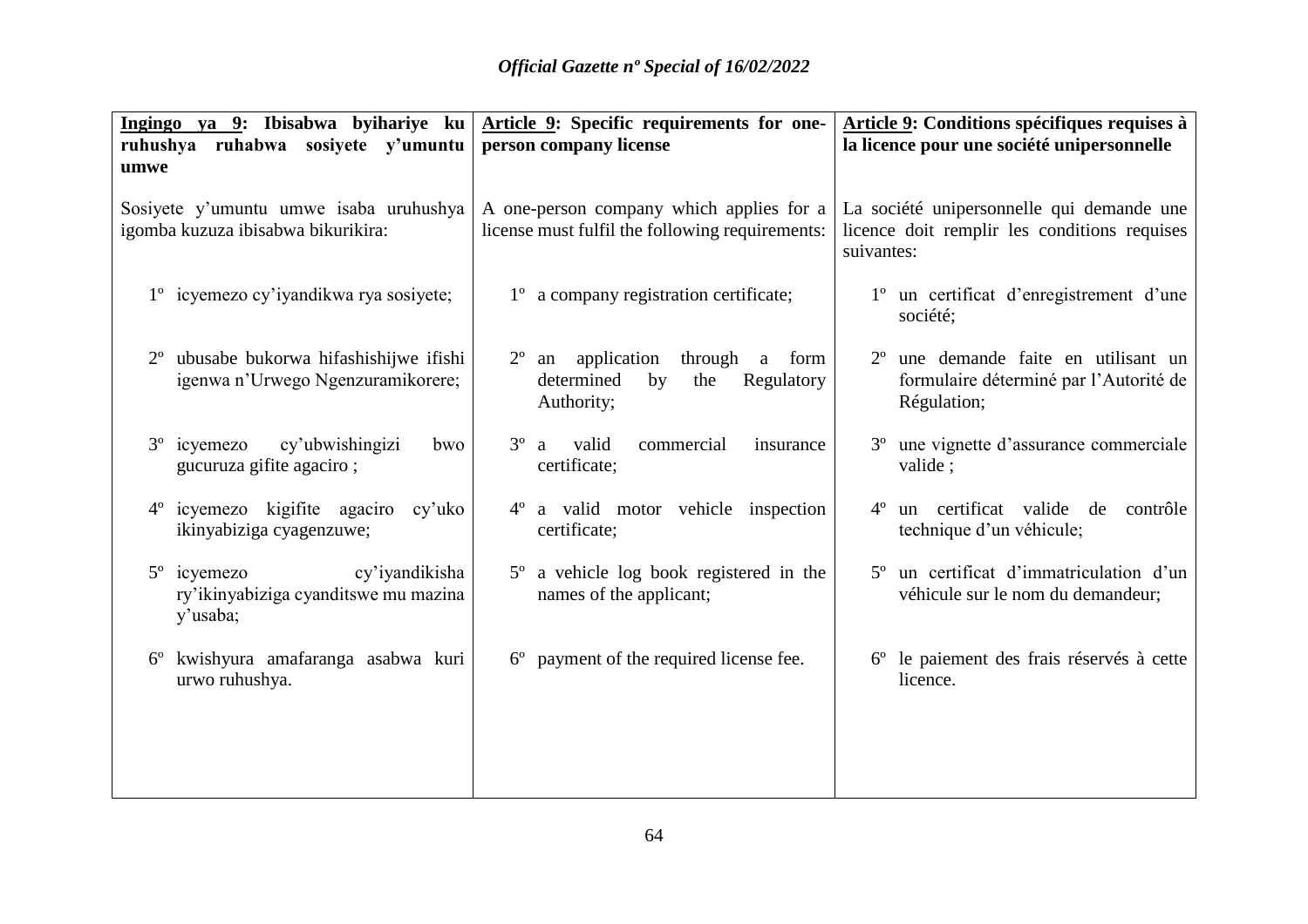| **Ingingo ya 9: Ibisabwa byihariye ku ruhushya ruhabwa sosiyete y'umuntu umwe** | **Article 9: Specific requirements for one-person company license** | **Article 9: Conditions spécifiques requises à la licence pour une société unipersonnelle** |
|---|---|---|
| Sosiyete y'umuntu umwe isaba uruhushya igomba kuzuza ibisabwa bikurikira: | A one-person company which applies for a license must fulfil the following requirements: | La société unipersonnelle qui demande une licence doit remplir les conditions requises suivantes: |
| 1º icyemezo cy'iyandikwa rya sosiyete; | 1º a company registration certificate; | 1º un certificat d'enregistrement d'une société; |
| 2º ubusabe bukorwa hifashishijwe ifishi igenwa n'Urwego Ngenzuramikorere; | 2º an application through a form determined by the Regulatory Authority; | 2º une demande faite en utilisant un formulaire déterminé par l'Autorité de Régulation; |
| 3º icyemezo cy'ubwishingizi bwo gucuruza gifite agaciro ; | 3º a valid commercial insurance certificate; | 3º une vignette d'assurance commerciale valide ; |
| 4º icyemezo kigifite agaciro cy'uko ikinyabiziga cyagenzuwe; | 4º a valid motor vehicle inspection certificate; | 4º un certificat valide de contrôle technique d'un véhicule; |
| 5º icyemezo cy'iyandikisha ry'ikinyabiziga cyanditswe mu mazina y'usaba; | 5º a vehicle log book registered in the names of the applicant; | 5º un certificat d'immatriculation d'un véhicule sur le nom du demandeur; |
| 6º kwishyura amafaranga asabwa kuri urwo ruhushya. | 6º payment of the required license fee. | 6º le paiement des frais réservés à cette licence. |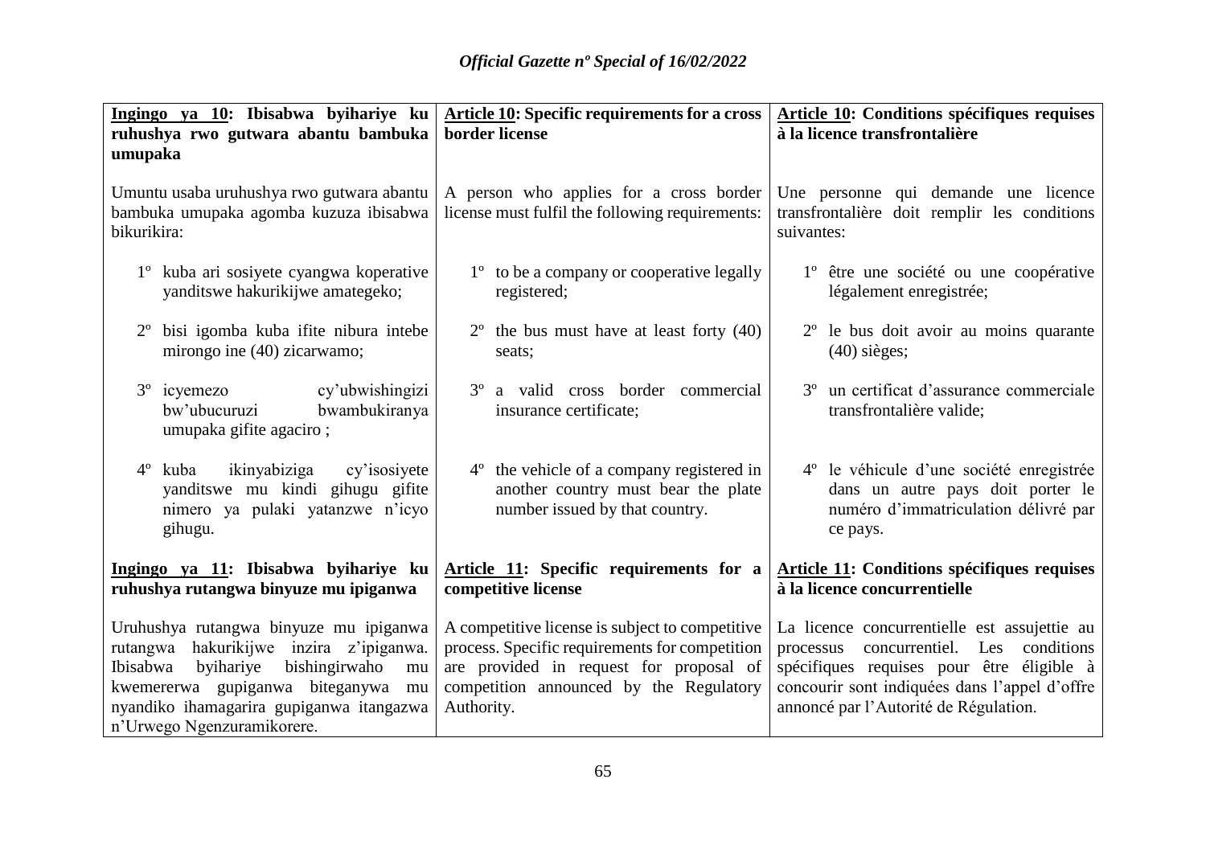| **Ingingo ya 10: Ibisabwa byihariye ku ruhushya rwo gutwara abantu bambuka umupaka** | **Article 10: Specific requirements for a cross border license** | **Article 10: Conditions spécifiques requises à la licence transfrontalière** |
|---|---|---|
| Umuntu usaba uruhushya rwo gutwara abantu bambuka umupaka agomba kuzuza ibisabwa bikurikira: | A person who applies for a cross border license must fulfil the following requirements: | Une personne qui demande une licence transfrontalière doit remplir les conditions suivantes: |
| 1º kuba ari sosiyete cyangwa koperative yanditswe hakurikijwe amategeko; | 1º to be a company or cooperative legally registered; | 1º être une société ou une coopérative légalement enregistrée; |
| 2º bisi igomba kuba ifite nibura intebe mirongo ine (40) zicarwamo; | 2º the bus must have at least forty (40) seats; | 2º le bus doit avoir au moins quarante (40) sièges; |
| 3º icyemezo cy'ubwishingizi bw'ubucuruzi bwambukiranya umupaka gifite agaciro ; | 3º a valid cross border commercial insurance certificate; | 3º un certificat d'assurance commerciale transfrontalière valide; |
| 4º kuba ikinyabiziga cy'isosiyete yanditswe mu kindi gihugu gifite nimero ya pulaki yatanzwe n'icyo gihugu. | 4º the vehicle of a company registered in another country must bear the plate number issued by that country. | 4º le véhicule d'une société enregistrée dans un autre pays doit porter le numéro d'immatriculation délivré par ce pays. |
| **Ingingo ya 11: Ibisabwa byihariye ku ruhushya rutangwa binyuze mu ipiganwa** | **Article 11: Specific requirements for a competitive license** | **Article 11: Conditions spécifiques requises à la licence concurrentielle** |
| Uruhushya rutangwa binyuze mu ipiganwa rutangwa hakurikijwe inzira z'ipiganwa. Ibisabwa byihariye bishingirwaho mu kwemererwa gupiganwa biteganywa mu nyandiko ihamagarira gupiganwa itangazwa n'Urwego Ngenzuramikorere. | A competitive license is subject to competitive process. Specific requirements for competition are provided in request for proposal of competition announced by the Regulatory Authority. | La licence concurrentielle est assujettie au processus concurrentiel. Les conditions spécifiques requises pour être éligible à concourir sont indiquées dans l'appel d'offre annoncé par l'Autorité de Régulation. |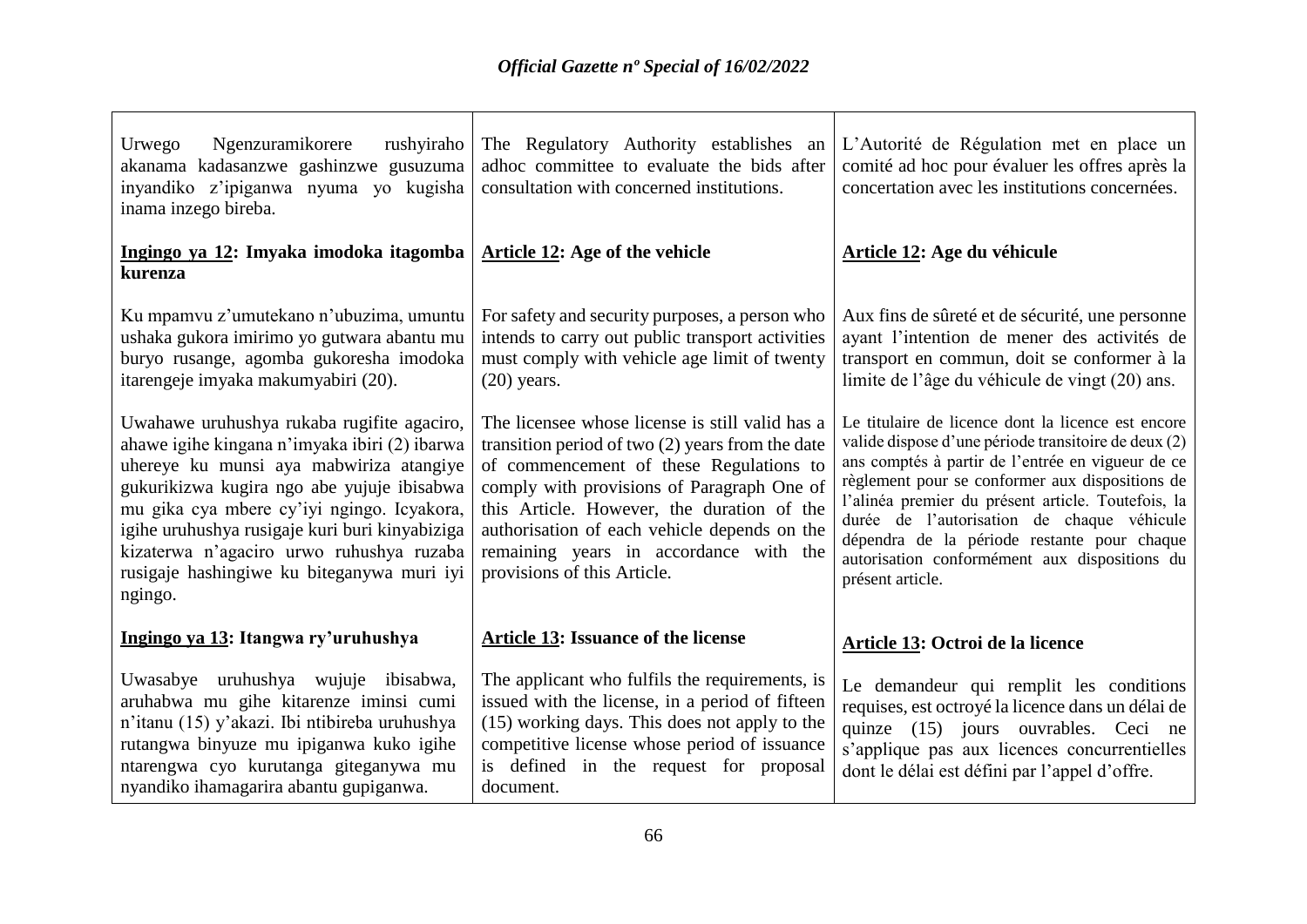Urwego Ngenzuramikorere rushyiraho akanama kadasanzwe gashinzwe gusuzuma inyandiko z'ipiganwa nyuma yo kugisha inama inzego bireba.

**Ingingo ya 12: Imyaka imodoka itagomba kurenza**

Ku mpamvu z'umutekano n'ubuzima, umuntu ushaka gukora imirimo yo gutwara abantu mu buryo rusange, agomba gukoresha imodoka itarengeje imyaka makumyabiri (20).

Uwahawe uruhushya rukaba rugifite agaciro, ahawe igihe kingana n'imyaka ibiri (2) ibarwa uhereye ku munsi aya mabwiriza atangiye gukurikizwa kugira ngo abe yujuje ibisabwa mu gika cya mbere cy'iyi ngingo. Icyakora, igihe uruhushya rusigaje kuri buri kinyabiziga kizaterwa n'agaciro urwo ruhushya ruzaba rusigaje hashingiwe ku biteganywa muri iyi ngingo.

**Ingingo ya 13: Itangwa ry'uruhushya**

Uwasabye uruhushya wujuje ibisabwa, aruhabwa mu gihe kitarenze iminsi cumi n'itanu (15) y'akazi. Ibi ntibireba uruhushya rutangwa binyuze mu ipiganwa kuko igihe ntarengwa cyo kurutanga giteganywa mu nyandiko ihamagarira abantu gupiganwa.

The Regulatory Authority establishes an adhoc committee to evaluate the bids after consultation with concerned institutions.

**Article 12: Age of the vehicle**

For safety and security purposes, a person who intends to carry out public transport activities must comply with vehicle age limit of twenty (20) years.

The licensee whose license is still valid has a transition period of two (2) years from the date of commencement of these Regulations to comply with provisions of Paragraph One of this Article. However, the duration of the authorisation of each vehicle depends on the remaining years in accordance with the provisions of this Article.

**Article 13: Issuance of the license**

The applicant who fulfils the requirements, is issued with the license, in a period of fifteen (15) working days. This does not apply to the competitive license whose period of issuance is defined in the request for proposal document.

L'Autorité de Régulation met en place un comité ad hoc pour évaluer les offres après la concertation avec les institutions concernées.

**Article 12: Age du véhicule**

Aux fins de sûreté et de sécurité, une personne ayant l'intention de mener des activités de transport en commun, doit se conformer à la limite de l'âge du véhicule de vingt (20) ans.

Le titulaire de licence dont la licence est encore valide dispose d'une période transitoire de deux (2) ans comptés à partir de l'entrée en vigueur de ce règlement pour se conformer aux dispositions de l'alinéa premier du présent article. Toutefois, la durée de l'autorisation de chaque véhicule dépendra de la période restante pour chaque autorisation conformément aux dispositions du présent article.

**Article 13: Octroi de la licence**

Le demandeur qui remplit les conditions requises, est octroyé la licence dans un délai de quinze (15) jours ouvrables. Ceci ne s'applique pas aux licences concurrentielles dont le délai est défini par l'appel d'offre.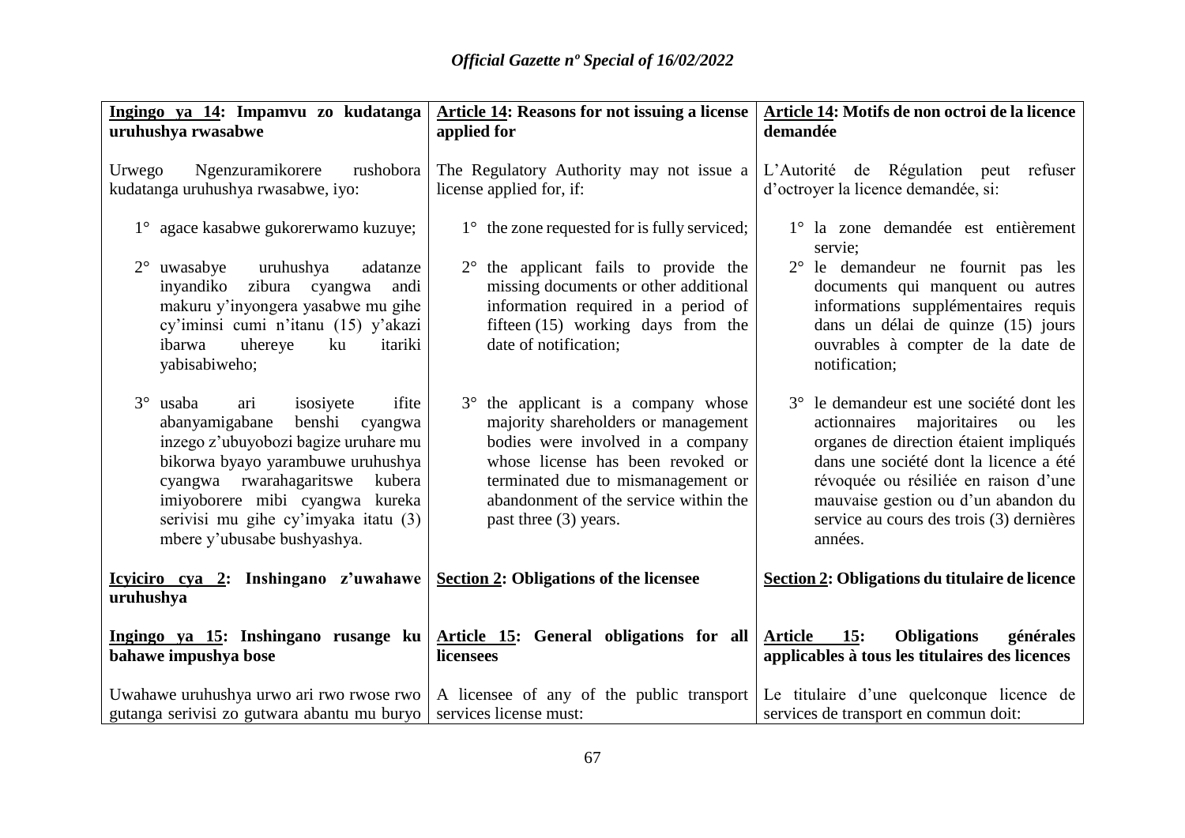| Ingingo ya 14: Impamvu zo kudatanga uruhushya rwasabwe | Article 14: Reasons for not issuing a license applied for | Article 14: Motifs de non octroi de la licence demandée |
|---|---|---|
| Urwego Ngenzuramikorere rushobora kudatanga uruhushya rwasabwe, iyo: | The Regulatory Authority may not issue a license applied for, if: | L'Autorité de Régulation peut refuser d'octroyer la licence demandée, si: |
| 1° agace kasabwe gukorerwamo kuzuye; | 1° the zone requested for is fully serviced; | 1° la zone demandée est entièrement servie; |
| 2° uwasabye uruhushya adatanze inyandiko zibura cyangwa andi makuru y'inyongera yasabwe mu gihe cy'iminsi cumi n'itanu (15) y'akazi ibarwa uhereye ku itariki yabisabiweho; | 2° the applicant fails to provide the missing documents or other additional information required in a period of fifteen (15) working days from the date of notification; | 2° le demandeur ne fournit pas les documents qui manquent ou autres informations supplémentaires requis dans un délai de quinze (15) jours ouvrables à compter de la date de notification; |
| 3° usaba ari isosiyete ifite abanyamigabane benshi cyangwa inzego z'ubuyobozi bagize uruhare mu bikorwa byayo yarambuwe uruhushya cyangwa rwarahagaritswe kubera imiyoborere mibi cyangwa kureka serivisi mu gihe cy'imyaka itatu (3) mbere y'ubusabe bushyashya. | 3° the applicant is a company whose majority shareholders or management bodies were involved in a company whose license has been revoked or terminated due to mismanagement or abandonment of the service within the past three (3) years. | 3° le demandeur est une société dont les actionnaires majoritaires ou les organes de direction étaient impliqués dans une société dont la licence a été révoquée ou résiliée en raison d'une mauvaise gestion ou d'un abandon du service au cours des trois (3) dernières années. |
| **Icyiciro cya 2: Inshingano z'uwahawe uruhushya** | **Section 2: Obligations of the licensee** | **Section 2: Obligations du titulaire de licence** |
| **Ingingo ya 15: Inshingano rusange ku bahawe impushya bose** | **Article 15: General obligations for all licensees** | **Article 15: Obligations générales applicables à tous les titulaires des licences** |
| Uwahawe uruhushya urwo ari rwo rwose rwo gutanga serivisi zo gutwara abantu mu buryo | A licensee of any of the public transport services license must: | Le titulaire d'une quelconque licence de services de transport en commun doit: |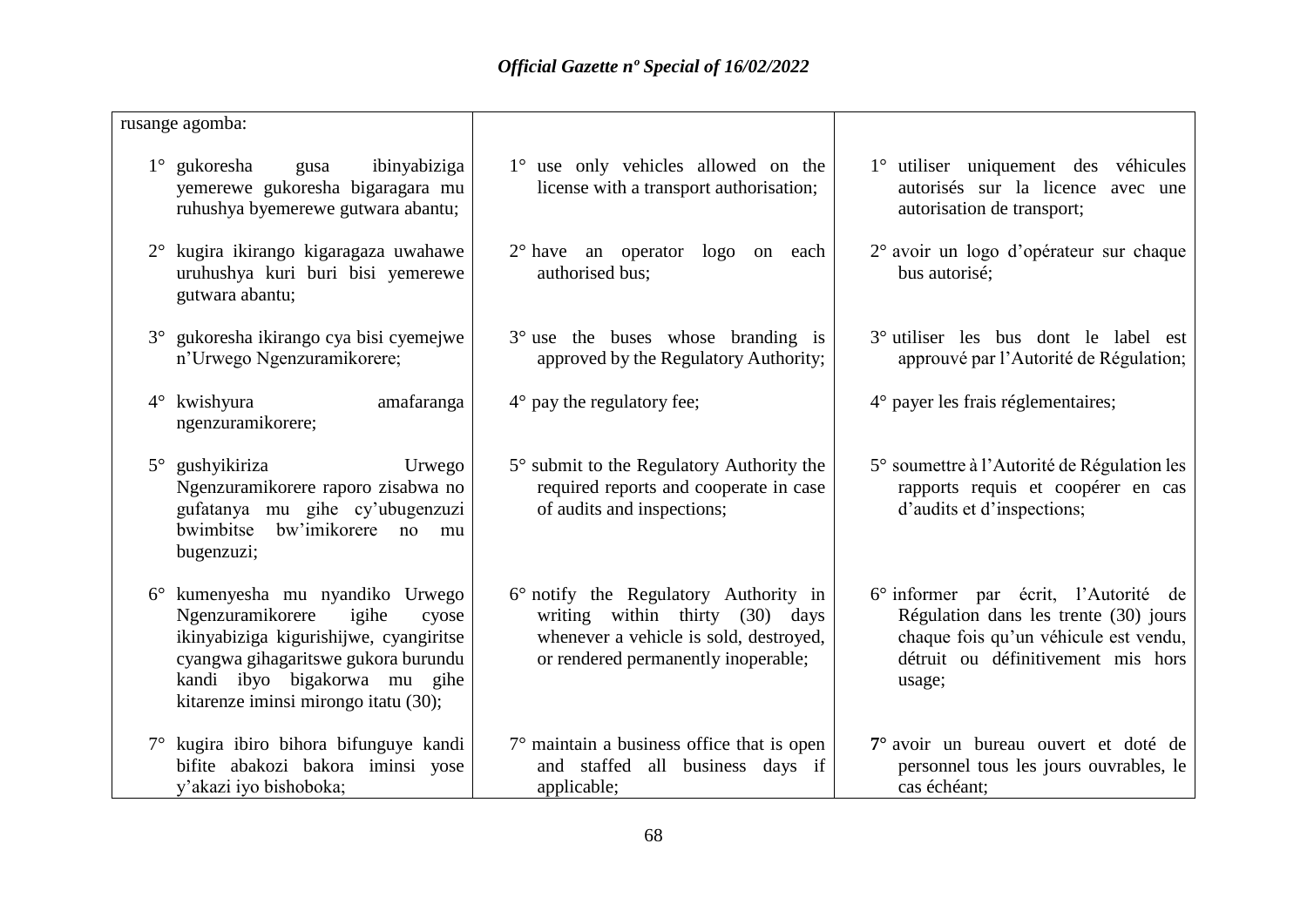| rusange agomba: | | |
|---|---|---|
| 1° gukoresha gusa ibinyabiziga yemerewe gukoresha bigaragara mu ruhushya byemerewe gutwara abantu; | 1° use only vehicles allowed on the license with a transport authorisation; | 1° utiliser uniquement des véhicules autorisés sur la licence avec une autorisation de transport; |
| 2° kugira ikirango kigaragaza uwahawe uruhushya kuri buri bisi yemerewe gutwara abantu; | 2° have an operator logo on each authorised bus; | 2° avoir un logo d'opérateur sur chaque bus autorisé; |
| 3° gukoresha ikirango cya bisi cyemejwe n'Urwego Ngenzuramikorere; | 3° use the buses whose branding is approved by the Regulatory Authority; | 3° utiliser les bus dont le label est approuvé par l'Autorité de Régulation; |
| 4° kwishyura amafaranga ngenzuramikorere; | 4° pay the regulatory fee; | 4° payer les frais réglementaires; |
| 5° gushyikiriza Urwego Ngenzuramikorere raporo zisabwa no gufatanya mu gihe cy'ubugenzuzi bwimbitse bw'imikorere no mu bugenzuzi; | 5° submit to the Regulatory Authority the required reports and cooperate in case of audits and inspections; | 5° soumettre à l'Autorité de Régulation les rapports requis et coopérer en cas d'audits et d'inspections; |
| 6° kumenyesha mu nyandiko Urwego Ngenzuramikorere igihe cyose ikinyabiziga kigurishijwe, cyangiritse cyangwa gihagaritswe gukora burundu kandi ibyo bigakorwa mu gihe kitarenze iminsi mirongo itatu (30); | 6° notify the Regulatory Authority in writing within thirty (30) days whenever a vehicle is sold, destroyed, or rendered permanently inoperable; | 6° informer par écrit, l'Autorité de Régulation dans les trente (30) jours chaque fois qu'un véhicule est vendu, détruit ou définitivement mis hors usage; |
| 7° kugira ibiro bihora bifunguye kandi bifite abakozi bakora iminsi yose y'akazi iyo bishoboka; | 7° maintain a business office that is open and staffed all business days if applicable; | **7°** avoir un bureau ouvert et doté de personnel tous les jours ouvrables, le cas échéant; |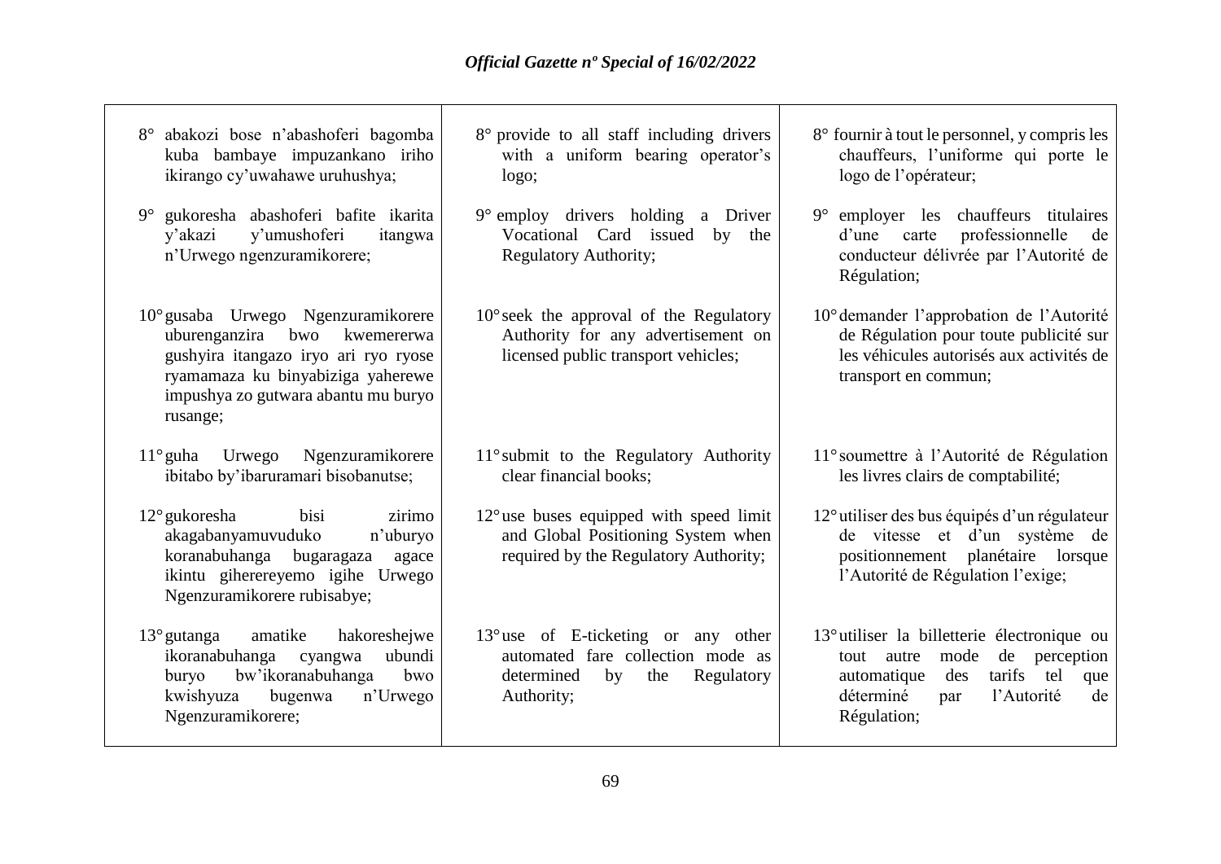8° abakozi bose n'abashoferi bagomba kuba bambaye impuzankano iriho ikirango cy'uwahawe uruhushya;

9° gukoresha abashoferi bafite ikarita y'akazi y'umushoferi itangwa n'Urwego ngenzuramikorere;

10° gusaba Urwego Ngenzuramikorere uburenganzira bwo kwemererwa gushyira itangazo iryo ari ryo ryose ryamamaza ku binyabiziga yaherewe impushya zo gutwara abantu mu buryo rusange;

11° guha Urwego Ngenzuramikorere ibitabo by'ibaruramari bisobanutse;

12° gukoresha bisi zirimo akagabanyamuvuduko n'uburyo koranabuhanga bugaragaza agace ikintu giherereyemo igihe Urwego Ngenzuramikorere rubisabye;

13° gutanga amatike hakoreshejwe ikoranabuhanga cyangwa ubundi buryo bw'ikoranabuhanga bwo kwishyuza bugenwa n'Urwego Ngenzuramikorere;

8° provide to all staff including drivers with a uniform bearing operator's logo;

9° employ drivers holding a Driver Vocational Card issued by the Regulatory Authority;

10° seek the approval of the Regulatory Authority for any advertisement on licensed public transport vehicles;

11° submit to the Regulatory Authority clear financial books;

12° use buses equipped with speed limit and Global Positioning System when required by the Regulatory Authority;

13° use of E-ticketing or any other automated fare collection mode as determined by the Regulatory Authority;

8° fournir à tout le personnel, y compris les chauffeurs, l'uniforme qui porte le logo de l'opérateur;

9° employer les chauffeurs titulaires d'une carte professionnelle de conducteur délivrée par l'Autorité de Régulation;

10° demander l'approbation de l'Autorité de Régulation pour toute publicité sur les véhicules autorisés aux activités de transport en commun;

11° soumettre à l'Autorité de Régulation les livres clairs de comptabilité;

12° utiliser des bus équipés d'un régulateur de vitesse et d'un système de positionnement planétaire lorsque l'Autorité de Régulation l'exige;

13° utiliser la billetterie électronique ou tout autre mode de perception automatique des tarifs tel que déterminé par l'Autorité de Régulation;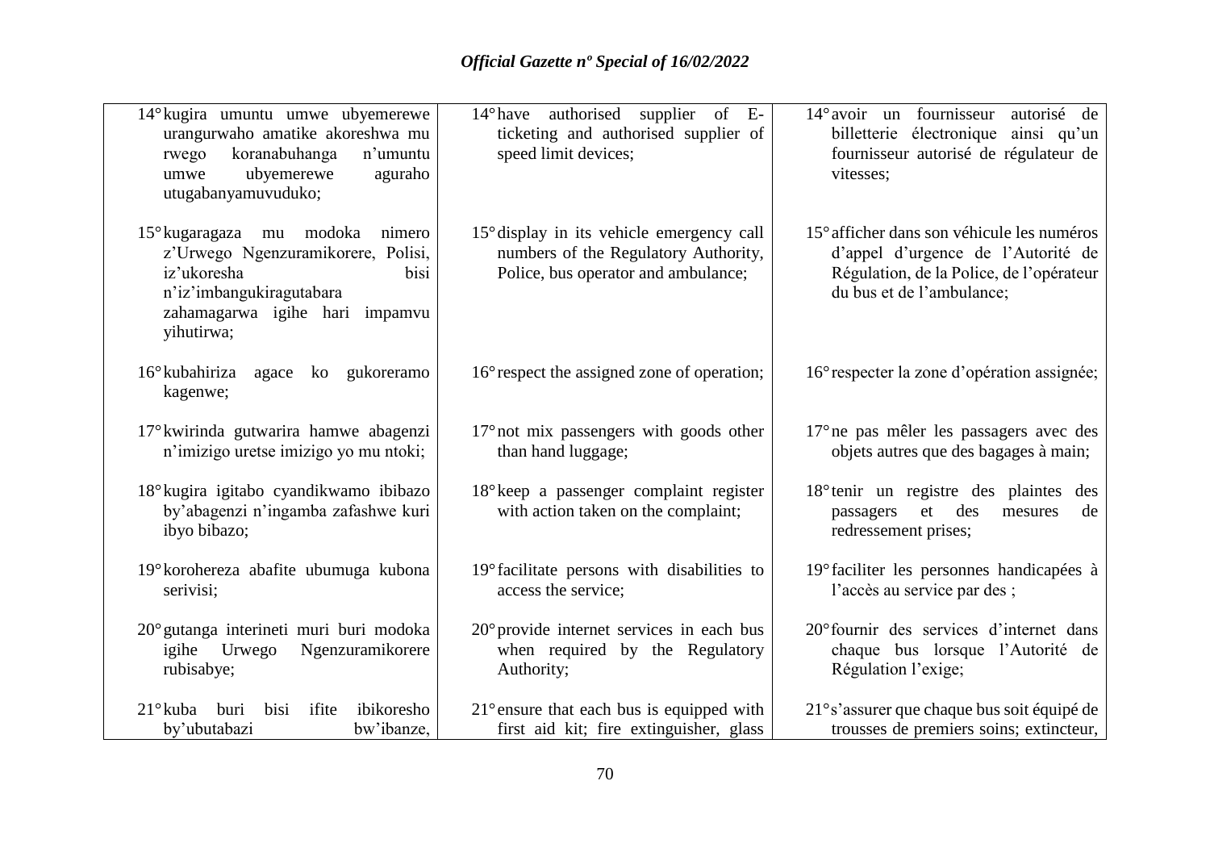| | | |
|---|---|---|
| 14° kugira umuntu umwe ubyemerewe urangurwaho amatike akoreshwa mu rwego koranabuhanga n'umuntu umwe ubyemerewe aguraho utugabanyamuvuduko; | 14° have authorised supplier of E-ticketing and authorised supplier of speed limit devices; | 14° avoir un fournisseur autorisé de billetterie électronique ainsi qu'un fournisseur autorisé de régulateur de vitesses; |
| 15° kugaragaza mu modoka nimero z'Urwego Ngenzuramikorere, Polisi, iz'ukoresha bisi n'iz'imbangukiragutabara zahamagarwa igihe hari impamvu yihutirwa; | 15° display in its vehicle emergency call numbers of the Regulatory Authority, Police, bus operator and ambulance; | 15° afficher dans son véhicule les numéros d'appel d'urgence de l'Autorité de Régulation, de la Police, de l'opérateur du bus et de l'ambulance; |
| 16° kubahiriza agace ko gukoreramo kagenwe; | 16° respect the assigned zone of operation; | 16° respecter la zone d'opération assignée; |
| 17° kwirinda gutwarira hamwe abagenzi n'imizigo uretse imizigo yo mu ntoki; | 17° not mix passengers with goods other than hand luggage; | 17° ne pas mêler les passagers avec des objets autres que des bagages à main; |
| 18° kugira igitabo cyandikwamo ibibazo by'abagenzi n'ingamba zafashwe kuri ibyo bibazo; | 18° keep a passenger complaint register with action taken on the complaint; | 18° tenir un registre des plaintes des passagers et des mesures de redressement prises; |
| 19° korohereza abafite ubumuga kubona serivisi; | 19° facilitate persons with disabilities to access the service; | 19° faciliter les personnes handicapées à l'accès au service par des ; |
| 20° gutanga interineti muri buri modoka igihe Urwego Ngenzuramikorere rubisabye; | 20° provide internet services in each bus when required by the Regulatory Authority; | 20° fournir des services d'internet dans chaque bus lorsque l'Autorité de Régulation l'exige; |
| 21° kuba buri bisi ifite ibikoresho by'ubutabazi bw'ibanze, | 21° ensure that each bus is equipped with first aid kit; fire extinguisher, glass | 21° s'assurer que chaque bus soit équipé de trousses de premiers soins; extincteur, |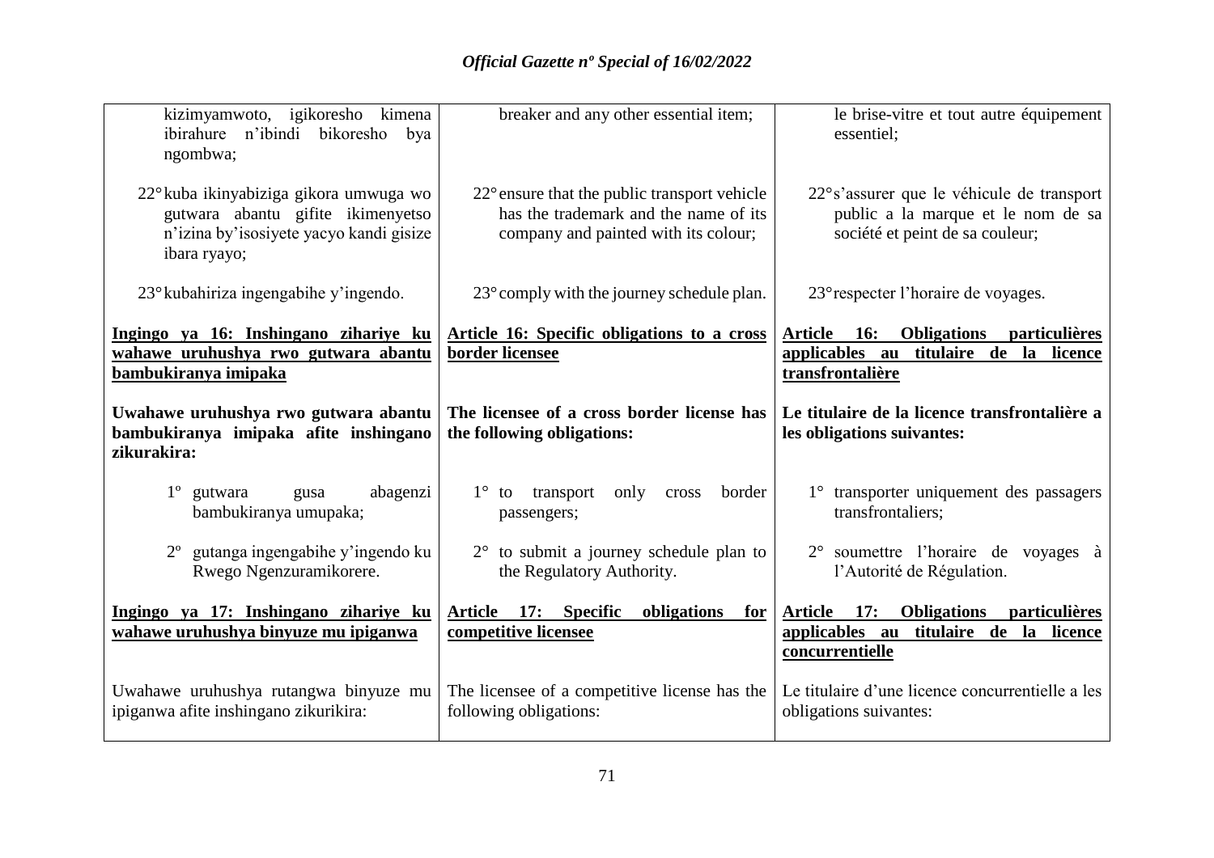kizimyamwoto, igikoresho kimena ibirahure n'ibindi bikoresho bya ngombwa;

22° kuba ikinyabiziga gikora umwuga wo gutwara abantu gifite ikimenyetso n'izina by'isosiyete yacyo kandi gisize ibara ryayo;

23° kubahiriza ingengabihe y'ingendo.

**Ingingo ya 16: Inshingano zihariye ku wahawe uruhushya rwo gutwara abantu bambukiranya imipaka**

**Uwahawe uruhushya rwo gutwara abantu bambukiranya imipaka afite inshingano zikurakira:**

1° gutwara gusa abagenzi bambukiranya umupaka;

2° gutanga ingengabihe y'ingendo ku Rwego Ngenzuramikorere.

**Ingingo ya 17: Inshingano zihariye ku wahawe uruhushya binyuze mu ipiganwa**

Uwahawe uruhushya rutangwa binyuze mu ipiganwa afite inshingano zikurikira:

breaker and any other essential item;

22° ensure that the public transport vehicle has the trademark and the name of its company and painted with its colour;

23° comply with the journey schedule plan.

**Article 16: Specific obligations to a cross border licensee**

**The licensee of a cross border license has the following obligations:**

1° to transport only cross border passengers;

2° to submit a journey schedule plan to the Regulatory Authority.

**Article 17: Specific obligations for competitive licensee**

The licensee of a competitive license has the following obligations:

le brise-vitre et tout autre équipement essentiel;

22° s'assurer que le véhicule de transport public a la marque et le nom de sa société et peint de sa couleur;

23° respecter l'horaire de voyages.

**Article 16: Obligations particulières applicables au titulaire de la licence transfrontalière**

**Le titulaire de la licence transfrontalière a les obligations suivantes:**

1° transporter uniquement des passagers transfrontaliers;

2° soumettre l'horaire de voyages à l'Autorité de Régulation.

**Article 17: Obligations particulières applicables au titulaire de la licence concurrentielle**

Le titulaire d'une licence concurrentielle a les obligations suivantes: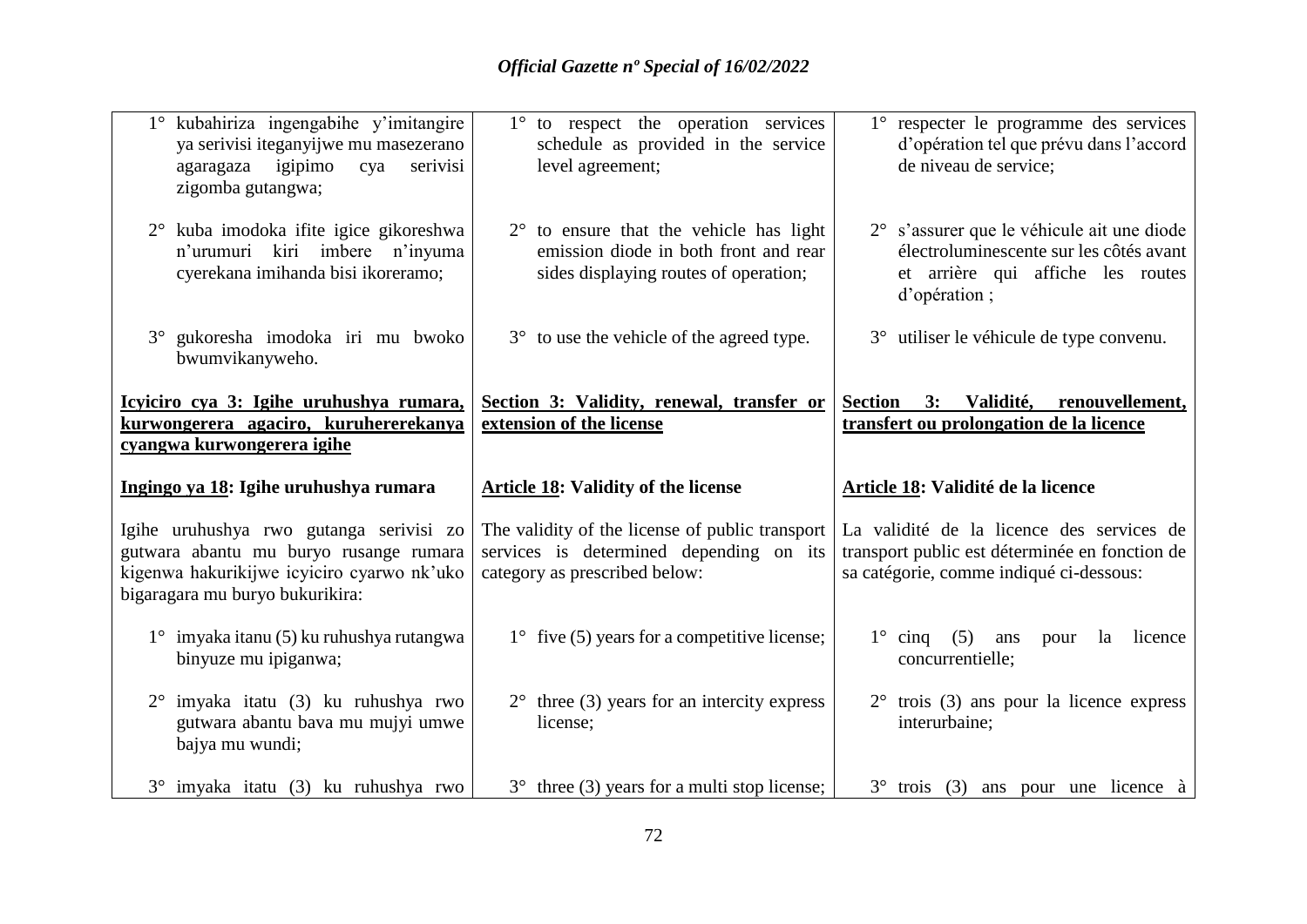1° kubahiriza ingengabihe y'imitangire ya serivisi iteganyijwe mu masezerano agaragaza igipimo cya serivisi zigomba gutangwa;

2° kuba imodoka ifite igice gikoreshwa n'urumuri kiri imbere n'inyuma cyerekana imihanda bisi ikoreramo;

3° gukoresha imodoka iri mu bwoko bwumvikanyweho.

**Icyiciro cya 3: Igihe uruhushya rumara, kurwongerera agaciro, kuruhererekanya cyangwa kurwongerera igihe**

**Ingingo ya 18: Igihe uruhushya rumara**

Igihe uruhushya rwo gutanga serivisi zo gutwara abantu mu buryo rusange rumara kigenwa hakurikijwe icyiciro cyarwo nk'uko bigaragara mu buryo bukurikira:

1° imyaka itanu (5) ku ruhushya rutangwa binyuze mu ipiganwa;

2° imyaka itatu (3) ku ruhushya rwo gutwara abantu bava mu mujyi umwe bajya mu wundi;

3° imyaka itatu (3) ku ruhushya rwo

1° to respect the operation services schedule as provided in the service level agreement;

2° to ensure that the vehicle has light emission diode in both front and rear sides displaying routes of operation;

3° to use the vehicle of the agreed type.

**Section 3: Validity, renewal, transfer or extension of the license**

**Article 18: Validity of the license**

The validity of the license of public transport services is determined depending on its category as prescribed below:

1° five (5) years for a competitive license;

2° three (3) years for an intercity express license;

3° three (3) years for a multi stop license;

1° respecter le programme des services d'opération tel que prévu dans l'accord de niveau de service;

2° s'assurer que le véhicule ait une diode électroluminescente sur les côtés avant et arrière qui affiche les routes d'opération ;

3° utiliser le véhicule de type convenu.

**Section 3: Validité, renouvellement, transfert ou prolongation de la licence**

**Article 18: Validité de la licence**

La validité de la licence des services de transport public est déterminée en fonction de sa catégorie, comme indiqué ci-dessous:

1° cinq (5) ans pour la licence concurrentielle;

2° trois (3) ans pour la licence express interurbaine;

3° trois (3) ans pour une licence à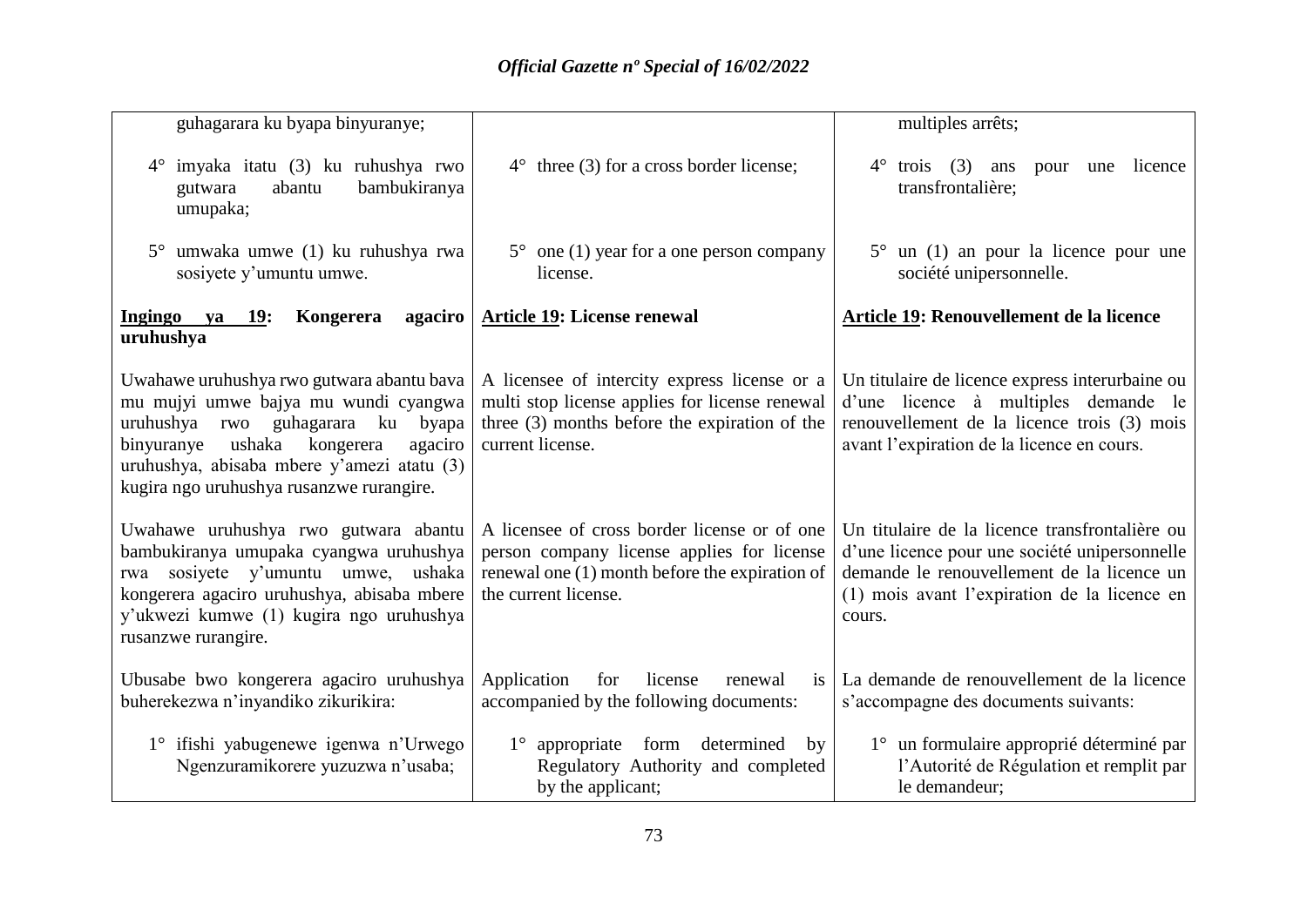| | | |
|---|---|---|
| guhagarara ku byapa binyuranye; | | multiples arrêts; |
| 4° imyaka itatu (3) ku ruhushya rwo gutwara abantu bambukiranya umupaka; | 4° three (3) for a cross border license; | 4° trois (3) ans pour une licence transfrontalière; |
| 5° umwaka umwe (1) ku ruhushya rwa sosiyete y'umuntu umwe. | 5° one (1) year for a one person company license. | 5° un (1) an pour la licence pour une société unipersonnelle. |
| **Ingingo ya 19: Kongerera agaciro uruhushya** | **Article 19: License renewal** | **Article 19: Renouvellement de la licence** |
| Uwahawe uruhushya rwo gutwara abantu bava mu mujyi umwe bajya mu wundi cyangwa uruhushya rwo guhagarara ku byapa binyuranye ushaka kongerera agaciro uruhushya, abisaba mbere y'amezi atatu (3) kugira ngo uruhushya rusanzwe rurangire. | A licensee of intercity express license or a multi stop license applies for license renewal three (3) months before the expiration of the current license. | Un titulaire de licence express interurbaine ou d'une licence à multiples demande le renouvellement de la licence trois (3) mois avant l'expiration de la licence en cours. |
| Uwahawe uruhushya rwo gutwara abantu bambukiranya umupaka cyangwa uruhushya rwa sosiyete y'umuntu umwe, ushaka kongerera agaciro uruhushya, abisaba mbere y'ukwezi kumwe (1) kugira ngo uruhushya rusanzwe rurangire. | A licensee of cross border license or of one person company license applies for license renewal one (1) month before the expiration of the current license. | Un titulaire de la licence transfrontalière ou d'une licence pour une société unipersonnelle demande le renouvellement de la licence un (1) mois avant l'expiration de la licence en cours. |
| Ubusabe bwo kongerera agaciro uruhushya buherekezwa n'inyandiko zikurikira: | Application for license renewal is accompanied by the following documents: | La demande de renouvellement de la licence s'accompagne des documents suivants: |
| 1° ifishi yabugenewe igenwa n'Urwego Ngenzuramikorere yuzuzwa n'usaba; | 1° appropriate form determined by Regulatory Authority and completed by the applicant; | 1° un formulaire approprié déterminé par l'Autorité de Régulation et remplit par le demandeur; |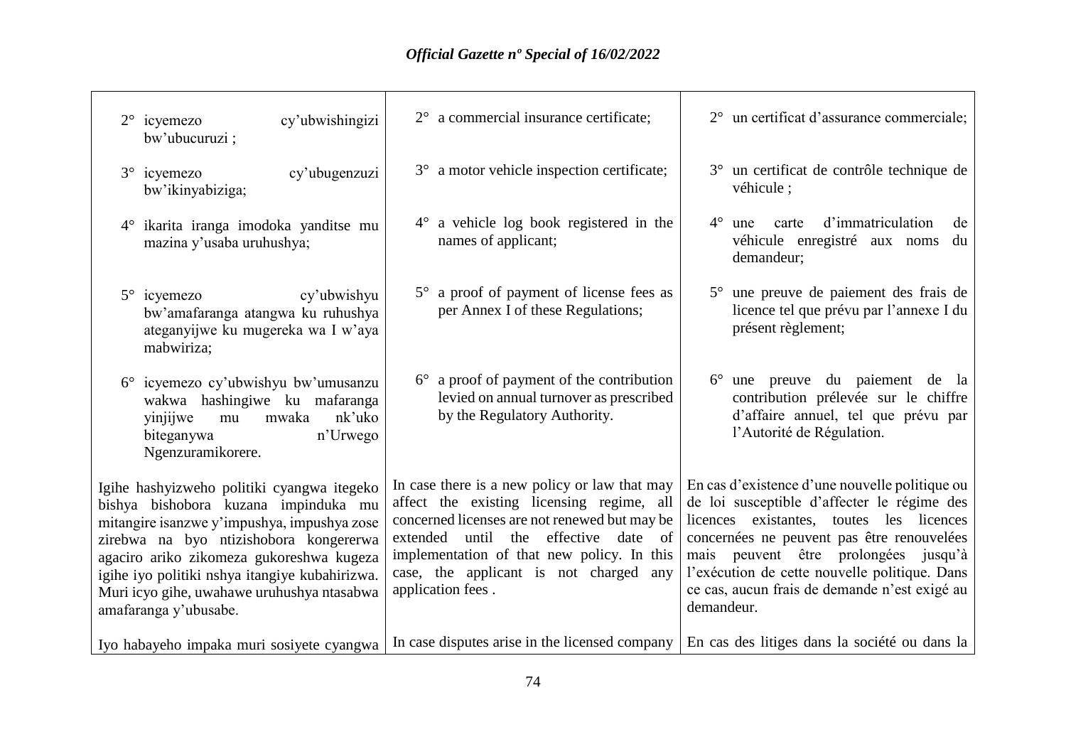| | | |
|---|---|---|
| 2° icyemezo cy'ubwishingizi bw'ubucuruzi ; | 2° a commercial insurance certificate; | 2° un certificat d'assurance commerciale; |
| 3° icyemezo cy'ubugenzuzi bw'ikinyabiziga; | 3° a motor vehicle inspection certificate; | 3° un certificat de contrôle technique de véhicule ; |
| 4° ikarita iranga imodoka yanditse mu mazina y'usaba uruhushya; | 4° a vehicle log book registered in the names of applicant; | 4° une carte d'immatriculation de véhicule enregistré aux noms du demandeur; |
| 5° icyemezo cy'ubwishyu bw'amafaranga atangwa ku ruhushya ateganyijwe ku mugereka wa I w'aya mabwiriza; | 5° a proof of payment of license fees as per Annex I of these Regulations; | 5° une preuve de paiement des frais de licence tel que prévu par l'annexe I du présent règlement; |
| 6° icyemezo cy'ubwishyu bw'umusanzu wakwa hashingiwe ku mafaranga yinjijwe mu mwaka nk'uko biteganywa n'Urwego Ngenzuramikorere. | 6° a proof of payment of the contribution levied on annual turnover as prescribed by the Regulatory Authority. | 6° une preuve du paiement de la contribution prélevée sur le chiffre d'affaire annuel, tel que prévu par l'Autorité de Régulation. |
| Igihe hashyizweho politiki cyangwa itegeko bishya bishobora kuzana impinduka mu mitangire isanzwe y'impushya, impushya zose zirebwa na byo ntizishobora kongererwa agaciro ariko zikomeza gukoreshwa kugeza igihe iyo politiki nshya itangiye kubahirizwa. Muri icyo gihe, uwahawe uruhushya ntasabwa amafaranga y'ubusabe. | In case there is a new policy or law that may affect the existing licensing regime, all concerned licenses are not renewed but may be extended until the effective date of implementation of that new policy. In this case, the applicant is not charged any application fees . | En cas d'existence d'une nouvelle politique ou de loi susceptible d'affecter le régime des licences existantes, toutes les licences concernées ne peuvent pas être renouvelées mais peuvent être prolongées jusqu'à l'exécution de cette nouvelle politique. Dans ce cas, aucun frais de demande n'est exigé au demandeur. |
| Iyo habayeho impaka muri sosiyete cyangwa | In case disputes arise in the licensed company | En cas des litiges dans la société ou dans la |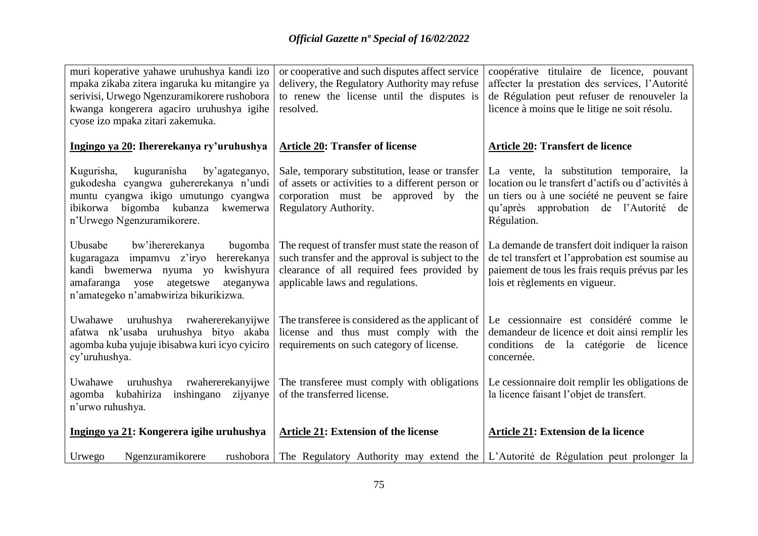| | | |
|---|---|---|
| muri koperative yahawe uruhushya kandi izo mpaka zikaba zitera ingaruka ku mitangire ya serivisi, Urwego Ngenzuramikorere rushobora kwanga kongerera agaciro uruhushya igihe cyose izo mpaka zitari zakemuka. | or cooperative and such disputes affect service delivery, the Regulatory Authority may refuse to renew the license until the disputes is resolved. | coopérative titulaire de licence, pouvant affecter la prestation des services, l'Autorité de Régulation peut refuser de renouveler la licence à moins que le litige ne soit résolu. |
| **Ingingo ya 20: Ihererekanya ry'uruhushya** | **Article 20: Transfer of license** | **Article 20: Transfert de licence** |
| Kugurisha, kuguranisha by'agateganyo, gukodesha cyangwa guhererekanya n'undi muntu cyangwa ikigo umutungo cyangwa ibikorwa bigomba kubanza kwemerwa n'Urwego Ngenzuramikorere. | Sale, temporary substitution, lease or transfer of assets or activities to a different person or corporation must be approved by the Regulatory Authority. | La vente, la substitution temporaire, la location ou le transfert d'actifs ou d'activités à un tiers ou à une société ne peuvent se faire qu'après approbation de l'Autorité de Régulation. |
| Ubusabe bw'ihererekanya bugomba kugaragaza impamvu z'iryo hererekanya kandi bwemerwa nyuma yo kwishyura amafaranga yose ategetswe ateganywa n'amategeko n'amabwiriza bikurikizwa. | The request of transfer must state the reason of such transfer and the approval is subject to the clearance of all required fees provided by applicable laws and regulations. | La demande de transfert doit indiquer la raison de tel transfert et l'approbation est soumise au paiement de tous les frais requis prévus par les lois et règlements en vigueur. |
| Uwahawe uruhushya rwahererekanyijwe afatwa nk'usaba uruhushya bityo akaba agomba kuba yujuje ibisabwa kuri icyo cyiciro cy'uruhushya. | The transferee is considered as the applicant of license and thus must comply with the requirements on such category of license. | Le cessionnaire est considéré comme le demandeur de licence et doit ainsi remplir les conditions de la catégorie de licence concernée. |
| Uwahawe uruhushya rwahererekanyijwe agomba kubahiriza inshingano zijyanye n'urwo ruhushya. | The transferee must comply with obligations of the transferred license. | Le cessionnaire doit remplir les obligations de la licence faisant l'objet de transfert. |
| **Ingingo ya 21: Kongerera igihe uruhushya** | **Article 21: Extension of the license** | **Article 21: Extension de la licence** |
| Urwego Ngenzuramikorere rushobora | The Regulatory Authority may extend the | L'Autorité de Régulation peut prolonger la |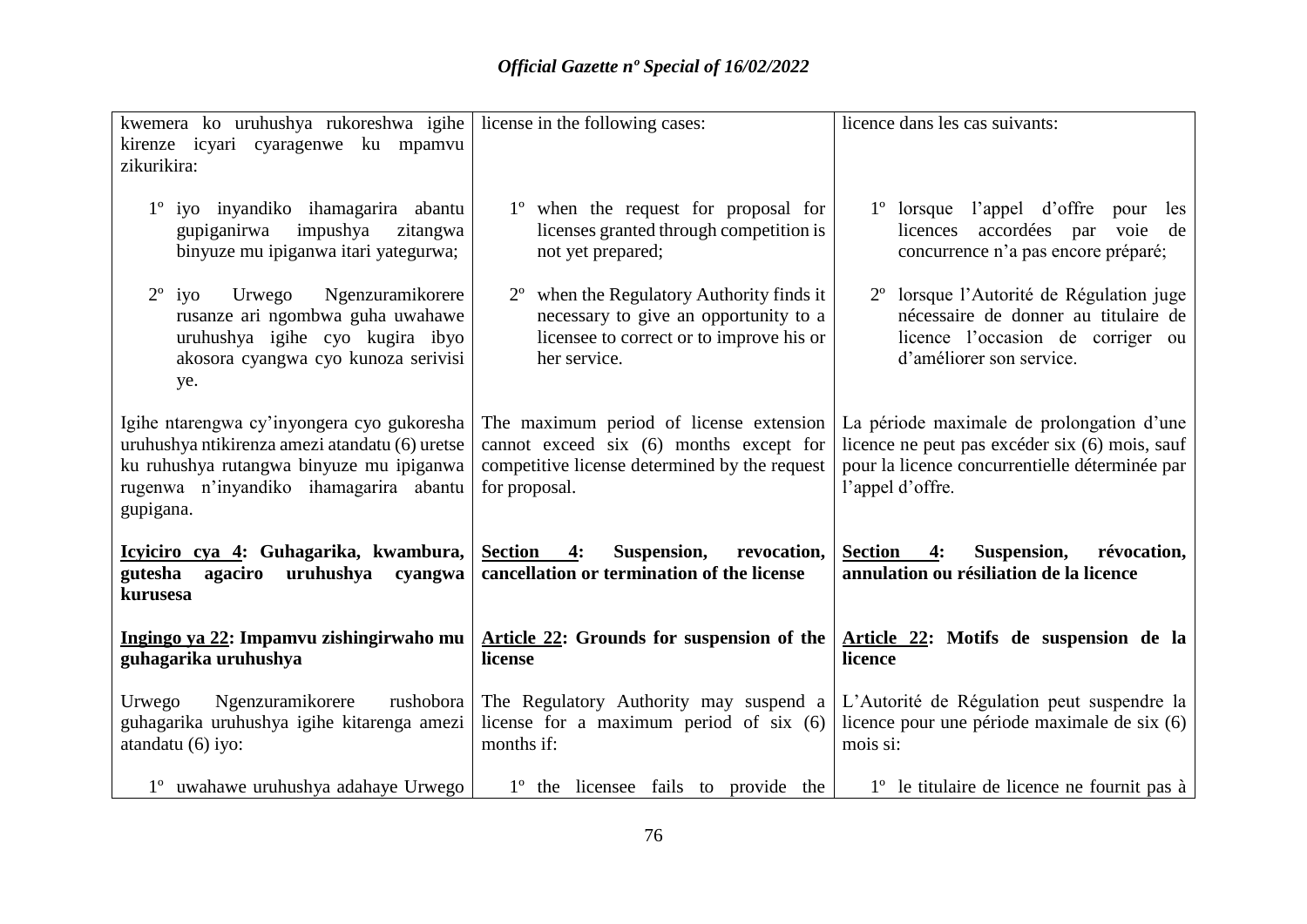| | | |
|---|---|---|
| kwemera ko uruhushya rukoreshwa igihe kirenze icyari cyaragenwe ku mpamvu zikurikira: | license in the following cases: | licence dans les cas suivants: |
| 1º iyo inyandiko ihamagarira abantu gupiganirwa impushya zitangwa binyuze mu ipiganwa itari yategurwa; | 1º when the request for proposal for licenses granted through competition is not yet prepared; | 1º lorsque l'appel d'offre pour les licences accordées par voie de concurrence n'a pas encore préparé; |
| 2º iyo Urwego Ngenzuramikorere rusanze ari ngombwa guha uwahawe uruhushya igihe cyo kugira ibyo akosora cyangwa cyo kunoza serivisi ye. | 2º when the Regulatory Authority finds it necessary to give an opportunity to a licensee to correct or to improve his or her service. | 2º lorsque l'Autorité de Régulation juge nécessaire de donner au titulaire de licence l'occasion de corriger ou d'améliorer son service. |
| Igihe ntarengwa cy'inyongera cyo gukoresha uruhushya ntikirenza amezi atandatu (6) uretse ku ruhushya rutangwa binyuze mu ipiganwa rugenwa n'inyandiko ihamagarira abantu gupigana. | The maximum period of license extension cannot exceed six (6) months except for competitive license determined by the request for proposal. | La période maximale de prolongation d'une licence ne peut pas excéder six (6) mois, sauf pour la licence concurrentielle déterminée par l'appel d'offre. |
| **<u>Icyiciro cya 4</u>: Guhagarika, kwambura, gutesha agaciro uruhushya cyangwa kurusesa** | **<u>Section 4</u>: Suspension, revocation, cancellation or termination of the license** | **<u>Section 4</u>: Suspension, révocation, annulation ou résiliation de la licence** |
| **<u>Ingingo ya 22</u>: Impamvu zishingirwaho mu guhagarika uruhushya** | **<u>Article 22</u>: Grounds for suspension of the license** | **<u>Article 22</u>: Motifs de suspension de la licence** |
| Urwego Ngenzuramikorere rushobora guhagarika uruhushya igihe kitarenga amezi atandatu (6) iyo: | The Regulatory Authority may suspend a license for a maximum period of six (6) months if: | L'Autorité de Régulation peut suspendre la licence pour une période maximale de six (6) mois si: |
| 1º uwahawe uruhushya adahaye Urwego | 1º the licensee fails to provide the | 1º le titulaire de licence ne fournit pas à |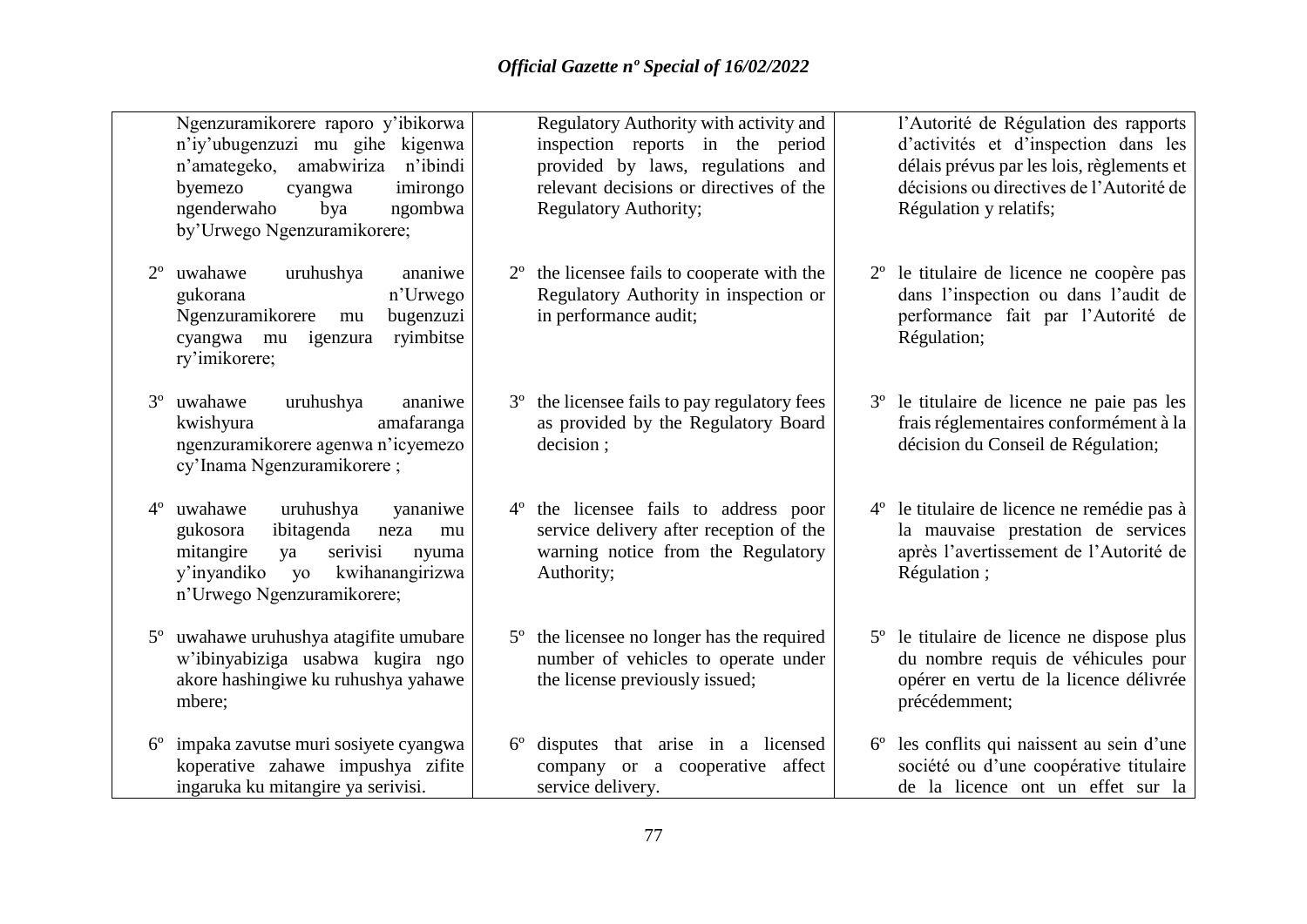| | | |
|---|---|---|
| Ngenzuramikorere raporo y'ibikorwa n'iy'ubugenzuzi mu gihe kigenwa n'amategeko, amabwiriza n'ibindi byemezo cyangwa imirongo ngenderwaho bya ngombwa by'Urwego Ngenzuramikorere; | Regulatory Authority with activity and inspection reports in the period provided by laws, regulations and relevant decisions or directives of the Regulatory Authority; | l'Autorité de Régulation des rapports d'activités et d'inspection dans les délais prévus par les lois, règlements et décisions ou directives de l'Autorité de Régulation y relatifs; |
| 2º uwahawe uruhushya ananiwe gukorana n'Urwego Ngenzuramikorere mu bugenzuzi cyangwa mu igenzura ryimbitse ry'imikorere; | 2º the licensee fails to cooperate with the Regulatory Authority in inspection or in performance audit; | 2º le titulaire de licence ne coopère pas dans l'inspection ou dans l'audit de performance fait par l'Autorité de Régulation; |
| 3º uwahawe uruhushya ananiwe kwishyura amafaranga ngenzuramikorere agenwa n'icyemezo cy'Inama Ngenzuramikorere ; | 3º the licensee fails to pay regulatory fees as provided by the Regulatory Board decision ; | 3º le titulaire de licence ne paie pas les frais réglementaires conformément à la décision du Conseil de Régulation; |
| 4º uwahawe uruhushya yananiwe gukosora ibitagenda neza mu mitangire ya serivisi nyuma y'inyandiko yo kwihanangirizwa n'Urwego Ngenzuramikorere; | 4º the licensee fails to address poor service delivery after reception of the warning notice from the Regulatory Authority; | 4º le titulaire de licence ne remédie pas à la mauvaise prestation de services après l'avertissement de l'Autorité de Régulation ; |
| 5º uwahawe uruhushya atagifite umubare w'ibinyabiziga usabwa kugira ngo akore hashingiwe ku ruhushya yahawe mbere; | 5º the licensee no longer has the required number of vehicles to operate under the license previously issued; | 5º le titulaire de licence ne dispose plus du nombre requis de véhicules pour opérer en vertu de la licence délivrée précédemment; |
| 6º impaka zavutse muri sosiyete cyangwa koperative zahawe impushya zifite ingaruka ku mitangire ya serivisi. | 6º disputes that arise in a licensed company or a cooperative affect service delivery. | 6º les conflits qui naissent au sein d'une société ou d'une coopérative titulaire de la licence ont un effet sur la |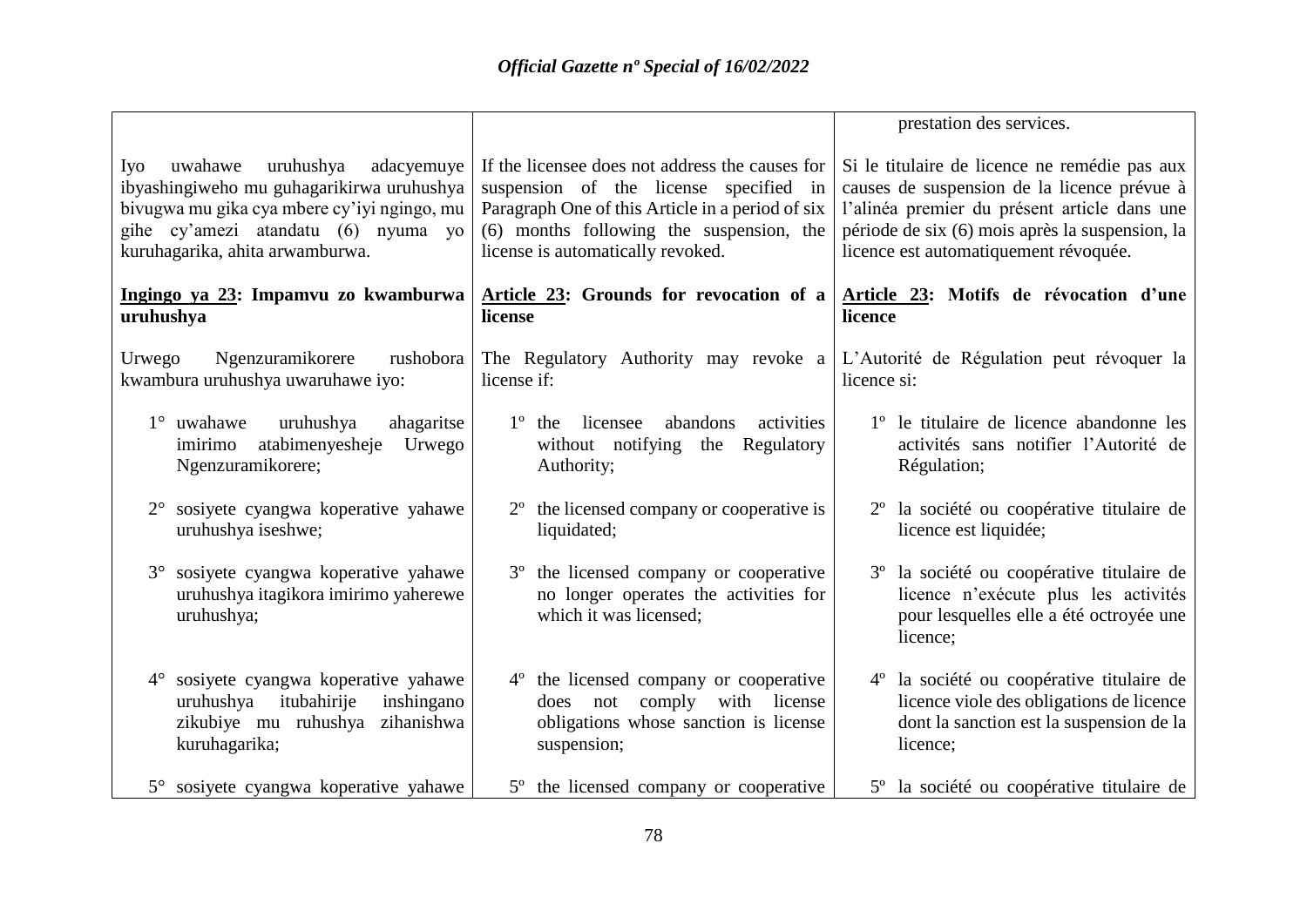| | | |
|---|---|---|
| | | prestation des services. |
| Iyo uwahawe uruhushya adacyemuye ibyashingiweho mu guhagarikirwa uruhushya bivugwa mu gika cya mbere cy'iyi ngingo, mu gihe cy'amezi atandatu (6) nyuma yo kuruhagarika, ahita arwamburwa. | If the licensee does not address the causes for suspension of the license specified in Paragraph One of this Article in a period of six (6) months following the suspension, the license is automatically revoked. | Si le titulaire de licence ne remédie pas aux causes de suspension de la licence prévue à l'alinéa premier du présent article dans une période de six (6) mois après la suspension, la licence est automatiquement révoquée. |
| **<u>Ingingo ya 23</u>: Impamvu zo kwamburwa uruhushya** | **<u>Article 23</u>: Grounds for revocation of a license** | **<u>Article 23</u>: Motifs de révocation d'une licence** |
| Urwego Ngenzuramikorere rushobora kwambura uruhushya uwaruhawe iyo: | The Regulatory Authority may revoke a license if: | L'Autorité de Régulation peut révoquer la licence si: |
| 1° uwahawe uruhushya ahagaritse imirimo atabimenyesheje Urwego Ngenzuramikorere; | 1° the licensee abandons activities without notifying the Regulatory Authority; | 1° le titulaire de licence abandonne les activités sans notifier l'Autorité de Régulation; |
| 2° sosiyete cyangwa koperative yahawe uruhushya iseshwe; | 2° the licensed company or cooperative is liquidated; | 2° la société ou coopérative titulaire de licence est liquidée; |
| 3° sosiyete cyangwa koperative yahawe uruhushya itagikora imirimo yaherewe uruhushya; | 3° the licensed company or cooperative no longer operates the activities for which it was licensed; | 3° la société ou coopérative titulaire de licence n'exécute plus les activités pour lesquelles elle a été octroyée une licence; |
| 4° sosiyete cyangwa koperative yahawe uruhushya itubahirije inshingano zikubiye mu ruhushya zihanishwa kuruhagarika; | 4° the licensed company or cooperative does not comply with license obligations whose sanction is license suspension; | 4° la société ou coopérative titulaire de licence viole des obligations de licence dont la sanction est la suspension de la licence; |
| 5° sosiyete cyangwa koperative yahawe | 5° the licensed company or cooperative | 5° la société ou coopérative titulaire de |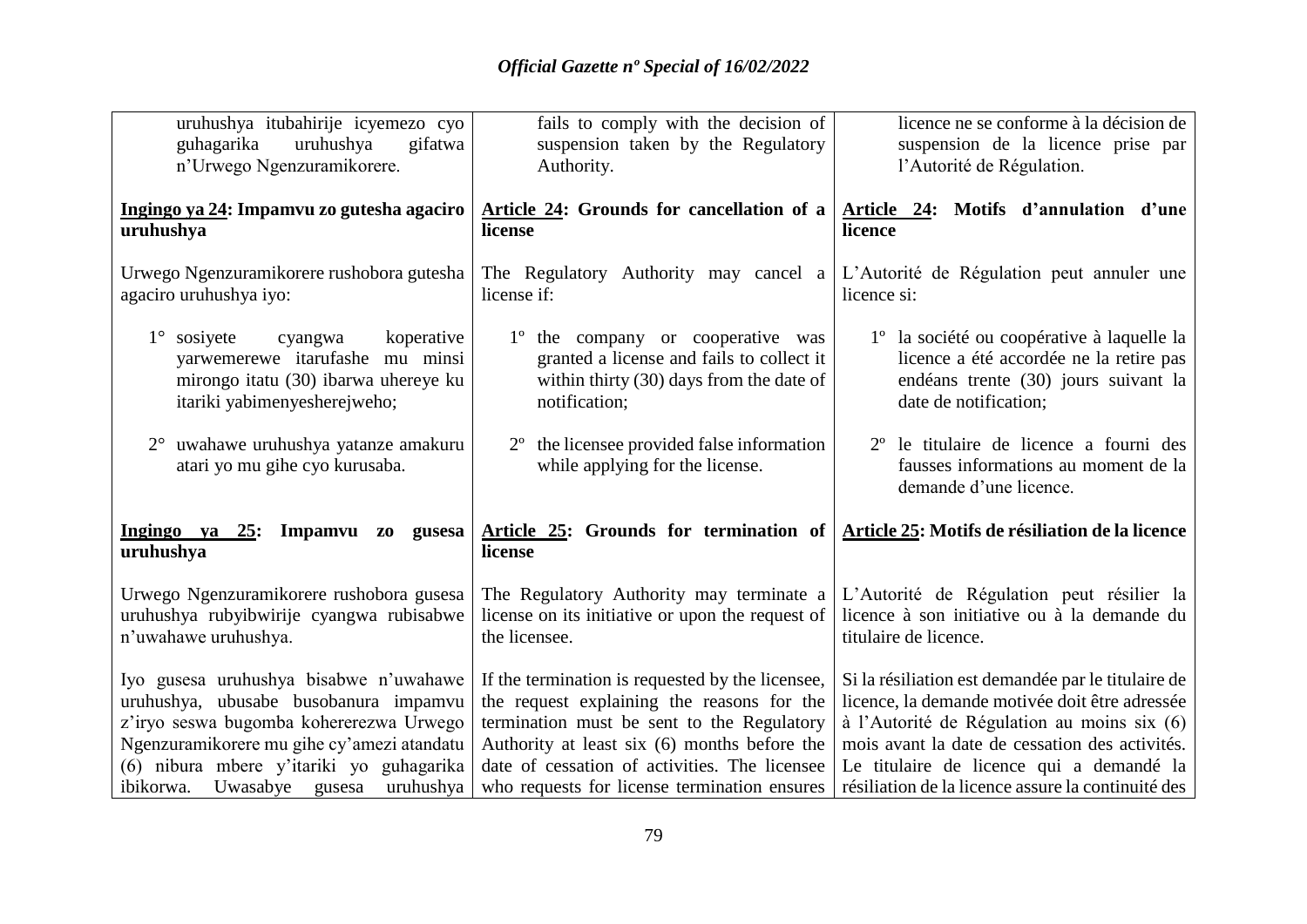| | | |
|---|---|---|
| uruhushya itubahirije icyemezo cyo guhagarika uruhushya gifatwa n'Urwego Ngenzuramikorere. | fails to comply with the decision of suspension taken by the Regulatory Authority. | licence ne se conforme à la décision de suspension de la licence prise par l'Autorité de Régulation. |
| **Ingingo ya 24: Impamvu zo gutesha agaciro uruhushya** | **Article 24: Grounds for cancellation of a license** | **Article 24: Motifs d'annulation d'une licence** |
| Urwego Ngenzuramikorere rushobora gutesha agaciro uruhushya iyo: | The Regulatory Authority may cancel a license if: | L'Autorité de Régulation peut annuler une licence si: |
| 1° sosiyete cyangwa koperative yawemerewe itarufashe mu minsi mirongo itatu (30) ibarwa uhereye ku itariki yabimenyesherejweho; | 1º the company or cooperative was granted a license and fails to collect it within thirty (30) days from the date of notification; | 1º la société ou coopérative à laquelle la licence a été accordée ne la retire pas endéans trente (30) jours suivant la date de notification; |
| 2° uwahawe uruhushya yatanze amakuru atari yo mu gihe cyo kurusaba. | 2º the licensee provided false information while applying for the license. | 2º le titulaire de licence a fourni des fausses informations au moment de la demande d'une licence. |
| **Ingingo ya 25: Impamvu zo gusesa uruhushya** | **Article 25: Grounds for termination of license** | **Article 25: Motifs de résiliation de la licence** |
| Urwego Ngenzuramikorere rushobora gusesa uruhushya rubyibwirije cyangwa rubisabwe n'uwahawe uruhushya. | The Regulatory Authority may terminate a license on its initiative or upon the request of the licensee. | L'Autorité de Régulation peut résilier la licence à son initiative ou à la demande du titulaire de licence. |
| Iyo gusesa uruhushya bisabwe n'uwahawe uruhushya, ubusabe busobanura impamvu z'iryo seswa bugomba kohererezwa Urwego Ngenzuramikorere mu gihe cy'amezi atandatu (6) nibura mbere y'itariki yo guhagarika ibikorwa. Uwasabye gusesa uruhushya | If the termination is requested by the licensee, the request explaining the reasons for the termination must be sent to the Regulatory Authority at least six (6) months before the date of cessation of activities. The licensee who requests for license termination ensures | Si la résiliation est demandée par le titulaire de licence, la demande motivée doit être adressée à l'Autorité de Régulation au moins six (6) mois avant la date de cessation des activités. Le titulaire de licence qui a demandé la résiliation de la licence assure la continuité des |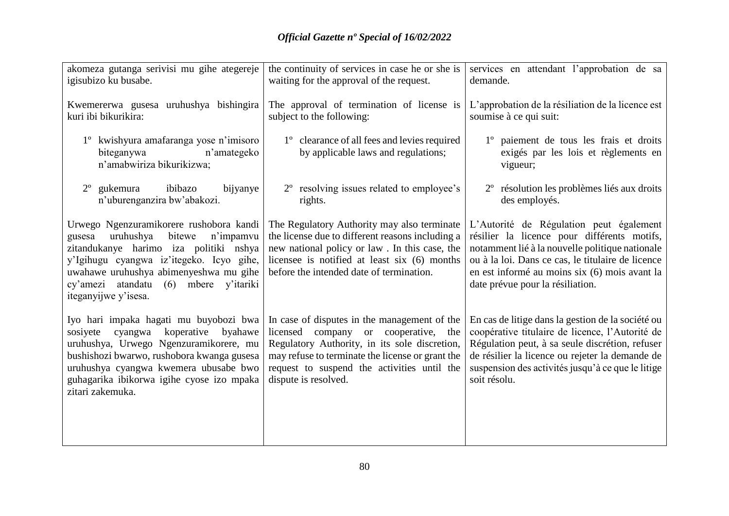| | | |
|---|---|---|
| akomeza gutanga serivisi mu gihe ategereje igisubizo ku busabe. | the continuity of services in case he or she is waiting for the approval of the request. | services en attendant l'approbation de sa demande. |
| Kwemererwa gusesa uruhushya bishingira kuri ibi bikurikira: | The approval of termination of license is subject to the following: | L'approbation de la résiliation de la licence est soumise à ce qui suit: |
| 1º kwishyura amafaranga yose n'imisoro biteganywa n'amategeko n'amabwiriza bikurikizwa; | 1º clearance of all fees and levies required by applicable laws and regulations; | 1º paiement de tous les frais et droits exigés par les lois et règlements en vigueur; |
| 2º gukemura ibibazo bijyanye n'uburenganzira bw'abakozi. | 2º resolving issues related to employee's rights. | 2º résolution les problèmes liés aux droits des employés. |
| Urwego Ngenzuramikorere rushobora kandi gusesa uruhushya bitewe n'impamvu zitandukanye harimo iza politiki nshya y'Igihugu cyangwa iz'itegeko. Icyo gihe, uwahawe uruhushya abimenyeshwa mu gihe cy'amezi atandatu (6) mbere y'itariki iteganyijwe y'isesa. | The Regulatory Authority may also terminate the license due to different reasons including a new national policy or law . In this case, the licensee is notified at least six (6) months before the intended date of termination. | L'Autorité de Régulation peut également résilier la licence pour différents motifs, notamment lié à la nouvelle politique nationale ou à la loi. Dans ce cas, le titulaire de licence en est informé au moins six (6) mois avant la date prévue pour la résiliation. |
| Iyo hari impaka hagati mu buyobozi bwa sosiyete cyangwa koperative byahawe uruhushya, Urwego Ngenzuramikorere, mu bushishozi bwarwo, rushobora kwanga gusesa uruhushya cyangwa kwemera ubusabe bwo guhagarika ibikorwa igihe cyose izo mpaka zitari zakemuka. | In case of disputes in the management of the licensed company or cooperative, the Regulatory Authority, in its sole discretion, may refuse to terminate the license or grant the request to suspend the activities until the dispute is resolved. | En cas de litige dans la gestion de la société ou coopérative titulaire de licence, l'Autorité de Régulation peut, à sa seule discrétion, refuser de résilier la licence ou rejeter la demande de suspension des activités jusqu'à ce que le litige soit résolu. |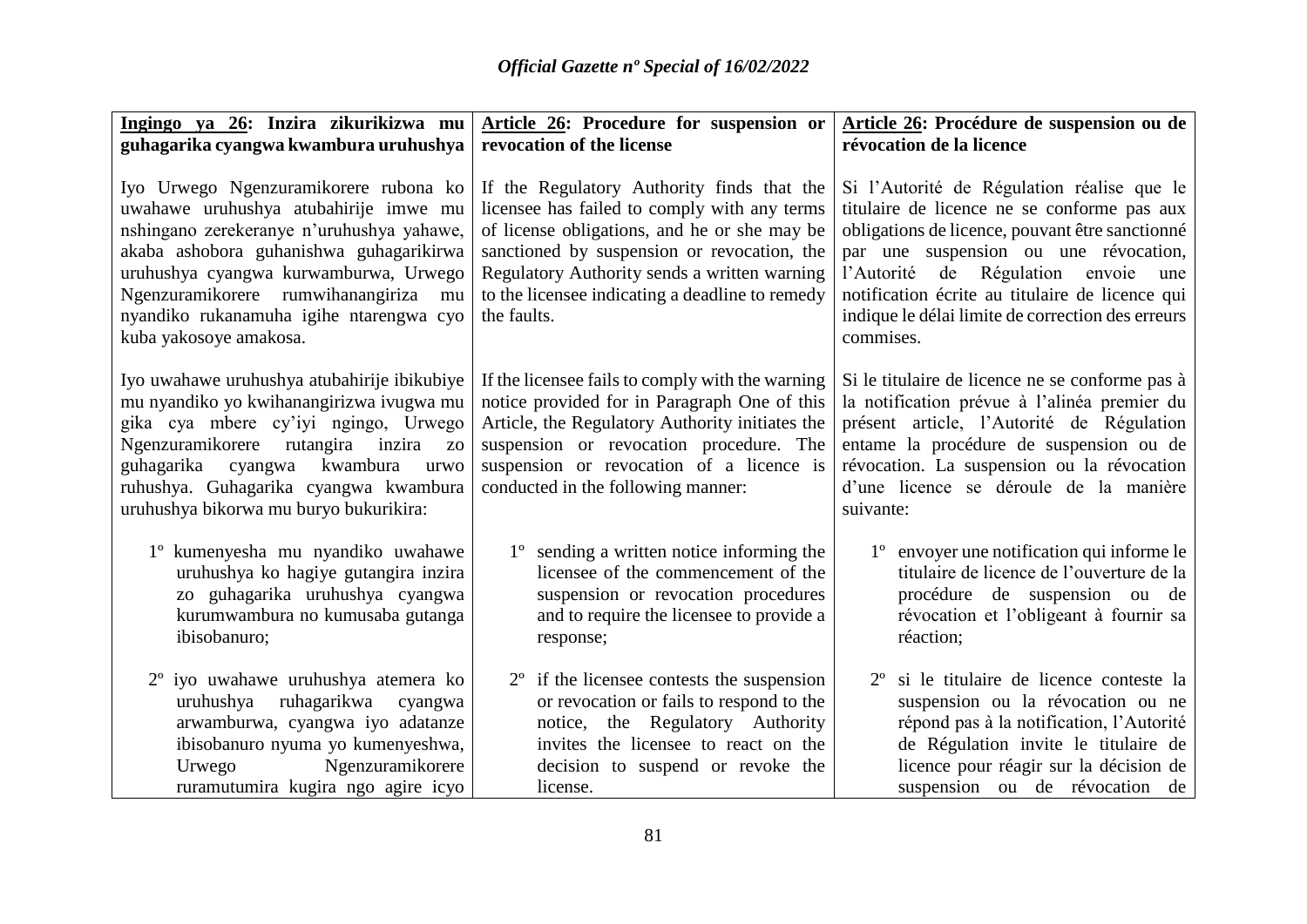**Ingingo ya 26: Inzira zikurikizwa mu guhagarika cyangwa kwambura uruhushya**

Iyo Urwego Ngenzuramikorere rubona ko uwahawe uruhushya atubahirije imwe mu nshingano zerekeranye n'uruhushya yahawe, akaba ashobora guhanishwa guhagarikirwa uruhushya cyangwa kurwamburwa, Urwego Ngenzuramikorere rumwihanangiriza mu nyandiko rukanamuha igihe ntarengwa cyo kuba yakosoye amakosa.

Iyo uwahawe uruhushya atubahirije ibikubiye mu nyandiko yo kwihanangirizwa ivugwa mu gika cya mbere cy'iyi ngingo, Urwego Ngenzuramikorere rutangira inzira zo guhagarika cyangwa kwambura urwo ruhushya. Guhagarika cyangwa kwambura uruhushya bikorwa mu buryo bukurikira:

1º kumenyesha mu nyandiko uwahawe uruhushya ko hagiye gutangira inzira zo guhagarika uruhushya cyangwa kurumwambura no kumusaba gutanga ibisobanuro;

2º iyo uwahawe uruhushya atemera ko uruhushya ruhagarikwa cyangwa arwamburwa, cyangwa iyo adatanze ibisobanuro nyuma yo kumenyeshwa, Urwego Ngenzuramikorere ruramutumira kugira ngo agire icyo

**Article 26: Procedure for suspension or revocation of the license**

If the Regulatory Authority finds that the licensee has failed to comply with any terms of license obligations, and he or she may be sanctioned by suspension or revocation, the Regulatory Authority sends a written warning to the licensee indicating a deadline to remedy the faults.

If the licensee fails to comply with the warning notice provided for in Paragraph One of this Article, the Regulatory Authority initiates the suspension or revocation procedure. The suspension or revocation of a licence is conducted in the following manner:

1º sending a written notice informing the licensee of the commencement of the suspension or revocation procedures and to require the licensee to provide a response;

2º if the licensee contests the suspension or revocation or fails to respond to the notice, the Regulatory Authority invites the licensee to react on the decision to suspend or revoke the license.

**Article 26: Procédure de suspension ou de révocation de la licence**

Si l'Autorité de Régulation réalise que le titulaire de licence ne se conforme pas aux obligations de licence, pouvant être sanctionné par une suspension ou une révocation, l'Autorité de Régulation envoie une notification écrite au titulaire de licence qui indique le délai limite de correction des erreurs commises.

Si le titulaire de licence ne se conforme pas à la notification prévue à l'alinéa premier du présent article, l'Autorité de Régulation entame la procédure de suspension ou de révocation. La suspension ou la révocation d'une licence se déroule de la manière suivante:

1º envoyer une notification qui informe le titulaire de licence de l'ouverture de la procédure de suspension ou de révocation et l'obligeant à fournir sa réaction;

2º si le titulaire de licence conteste la suspension ou la révocation ou ne répond pas à la notification, l'Autorité de Régulation invite le titulaire de licence pour réagir sur la décision de suspension ou de révocation de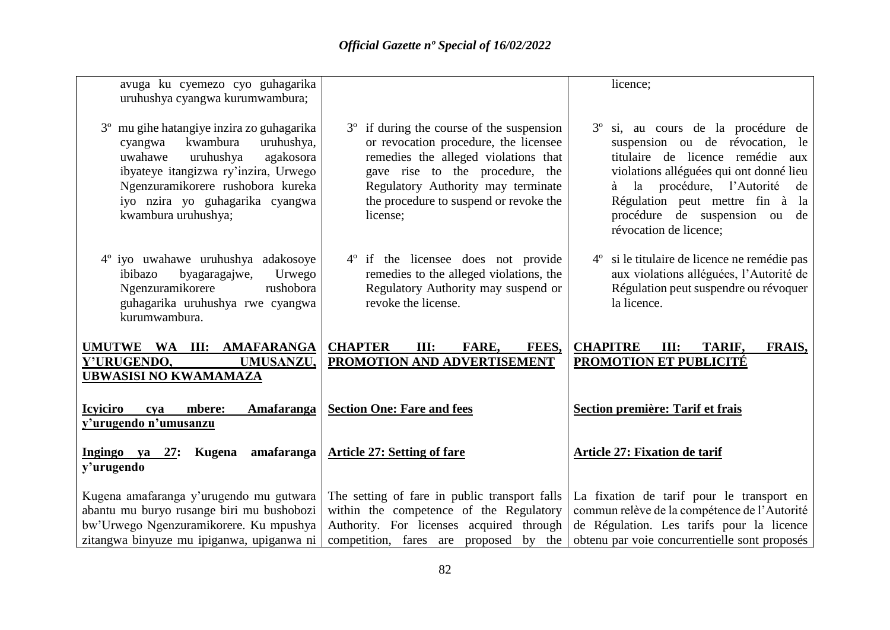| | | |
|---|---|---|
| avuga ku cyemezo cyo guhagarika uruhushya cyangwa kurumwambura; | | licence; |
| 3º mu gihe hatangiye inzira zo guhagarika cyangwa kwambura uruhushya, uwahawe uruhushya agakosora ibyateye itangizwa ry'inzira, Urwego Ngenzuramikorere rushobora kureka iyo nzira yo guhagarika cyangwa kwambura uruhushya; | 3º if during the course of the suspension or revocation procedure, the licensee remedies the alleged violations that gave rise to the procedure, the Regulatory Authority may terminate the procedure to suspend or revoke the license; | 3º si, au cours de la procédure de suspension ou de révocation, le titulaire de licence remédie aux violations alléguées qui ont donné lieu à la procédure, l'Autorité de Régulation peut mettre fin à la procédure de suspension ou de révocation de licence; |
| 4º iyo uwahawe uruhushya adakosoye ibibazo byagaragajwe, Urwego Ngenzuramikorere rushobora guhagarika uruhushya rwe cyangwa kurumwambura. | 4º if the licensee does not provide remedies to the alleged violations, the Regulatory Authority may suspend or revoke the license. | 4º si le titulaire de licence ne remédie pas aux violations alléguées, l'Autorité de Régulation peut suspendre ou révoquer la licence. |
| **UMUTWE WA III: AMAFARANGA Y'URUGENDO, UMUSANZU, UBWASISI NO KWAMAMAZA** | **CHAPTER III: FARE, FEES, PROMOTION AND ADVERTISEMENT** | **CHAPITRE III: TARIF, FRAIS, PROMOTION ET PUBLICITÉ** |
| **Icyiciro cya mbere: Amafaranga y'urugendo n'umusanzu** | **Section One: Fare and fees** | **Section première: Tarif et frais** |
| **Ingingo ya 27: Kugena amafaranga y'urugendo** | **Article 27: Setting of fare** | **Article 27: Fixation de tarif** |
| Kugena amafaranga y'urugendo mu gutwara abantu mu buryo rusange biri mu bushobozi bw'Urwego Ngenzuramikorere. Ku mpushya zitangwa binyuze mu ipiganwa, upiganwa ni | The setting of fare in public transport falls within the competence of the Regulatory Authority. For licenses acquired through competition, fares are proposed by the | La fixation de tarif pour le transport en commun relève de la compétence de l'Autorité de Régulation. Les tarifs pour la licence obtenu par voie concurrentielle sont proposés |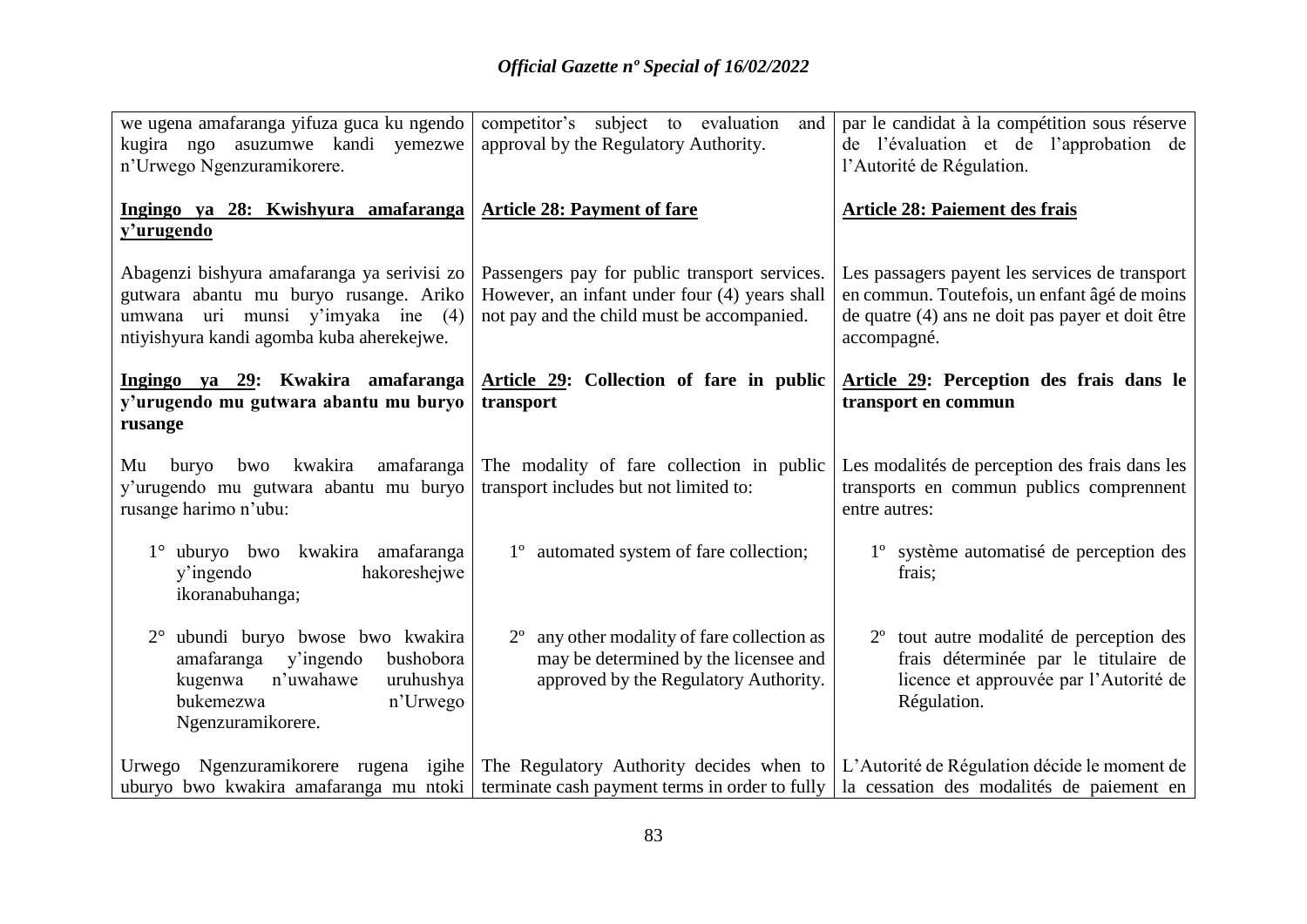| | | |
|---|---|---|
| we ugena amafaranga yifuza guca ku ngendo kugira ngo asuzumwe kandi yemezwe n'Urwego Ngenzuramikorere. | competitor's subject to evaluation and approval by the Regulatory Authority. | par le candidat à la compétition sous réserve de l'évaluation et de l'approbation de l'Autorité de Régulation. |
| **Ingingo ya 28: Kwishyura amafaranga y'urugendo** | **Article 28: Payment of fare** | **Article 28: Paiement des frais** |
| Abagenzi bishyura amafaranga ya serivisi zo gutwara abantu mu buryo rusange. Ariko umwana uri munsi y'imyaka ine (4) ntiyishyura kandi agomba kuba aherekejwe. | Passengers pay for public transport services. However, an infant under four (4) years shall not pay and the child must be accompanied. | Les passagers payent les services de transport en commun. Toutefois, un enfant âgé de moins de quatre (4) ans ne doit pas payer et doit être accompagné. |
| **Ingingo ya 29: Kwakira amafaranga y'urugendo mu gutwara abantu mu buryo rusange** | **Article 29: Collection of fare in public transport** | **Article 29: Perception des frais dans le transport en commun** |
| Mu buryo bwo kwakira amafaranga y'urugendo mu gutwara abantu mu buryo rusange harimo n'ubu: | The modality of fare collection in public transport includes but not limited to: | Les modalités de perception des frais dans les transports en commun publics comprennent entre autres: |
| 1° uburyo bwo kwakira amafaranga y'ingendo hakoreshejwe ikoranabuhanga; | 1° automated system of fare collection; | 1° système automatisé de perception des frais; |
| 2° ubundi buryo bwose bwo kwakira amafaranga y'ingendo bushobora kugenwa n'uwahawe uruhushya bukemezwa n'Urwego Ngenzuramikorere. | 2° any other modality of fare collection as may be determined by the licensee and approved by the Regulatory Authority. | 2° tout autre modalité de perception des frais déterminée par le titulaire de licence et approuvée par l'Autorité de Régulation. |
| Urwego Ngenzuramikorere rugena igihe uburyo bwo kwakira amafaranga mu ntoki | The Regulatory Authority decides when to terminate cash payment terms in order to fully | L'Autorité de Régulation décide le moment de la cessation des modalités de paiement en |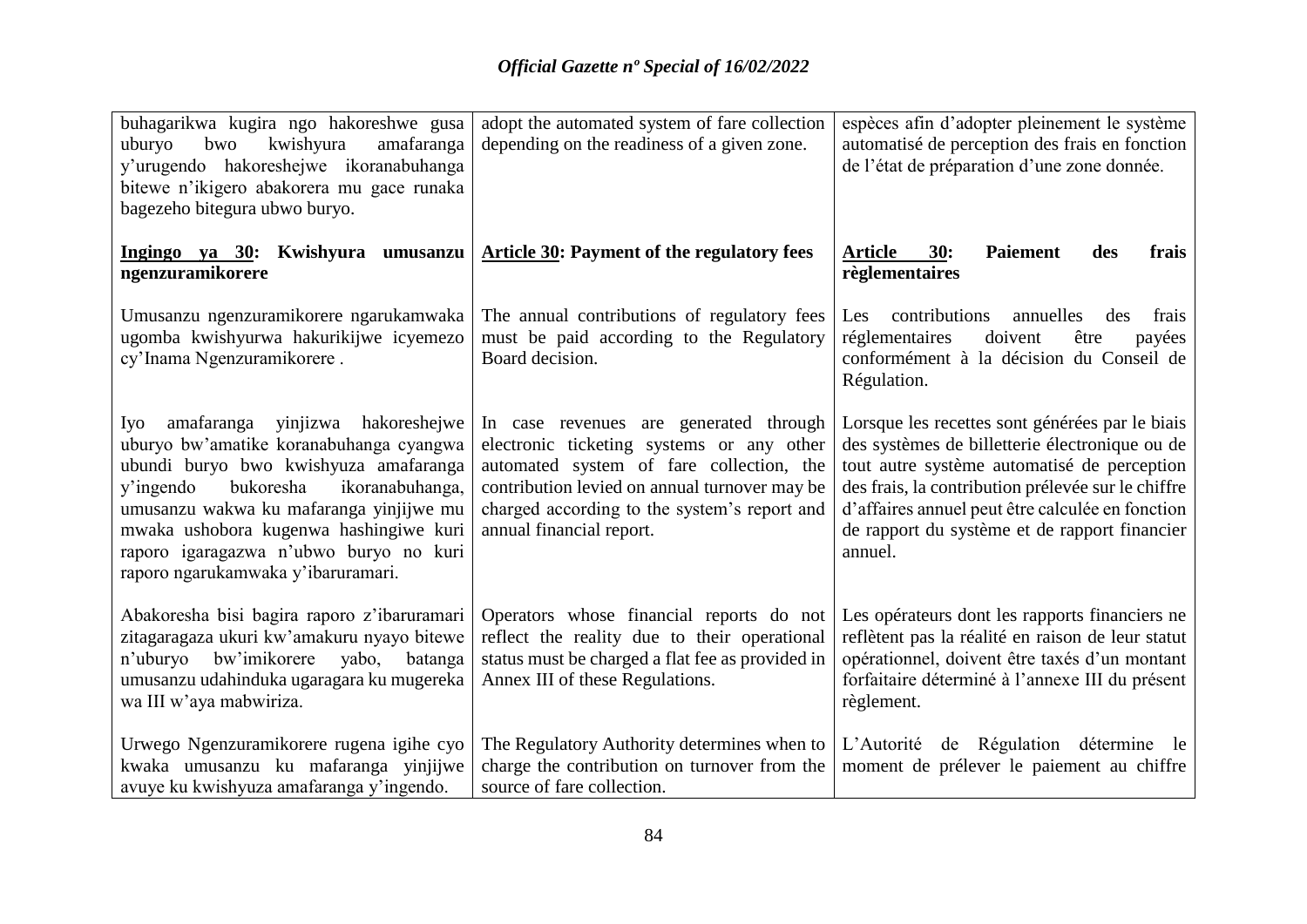| | | |
|---|---|---|
| buhagarikwa kugira ngo hakoreshwe gusa uburyo bwo kwishyura amafaranga y'urugendo hakoreshejwe ikoranabuhanga bitewe n'ikigero abakorera mu gace runaka bagezeho bitegura ubwo buryo. | adopt the automated system of fare collection depending on the readiness of a given zone. | espèces afin d'adopter pleinement le système automatisé de perception des frais en fonction de l'état de préparation d'une zone donnée. |
| **Ingingo ya 30: Kwishyura umusanzu ngenzuramikorere** | **Article 30: Payment of the regulatory fees** | **Article 30: Paiement des frais règlementaires** |
| Umusanzu ngenzuramikorere ngarukamwaka ugomba kwishyurwa hakurikijwe icyemezo cy'Inama Ngenzuramikorere . | The annual contributions of regulatory fees must be paid according to the Regulatory Board decision. | Les contributions annuelles des frais réglementaires doivent être payées conformément à la décision du Conseil de Régulation. |
| Iyo amafaranga yinjizwa hakoreshejwe uburyo bw'amatike koranabuhanga cyangwa ubundi buryo bwo kwishyuza amafaranga y'ingendo bukoresha ikoranabuhanga, umusanzu wakwa ku mafaranga yinjijwe mu mwaka ushobora kugenwa hashingiwe kuri raporo igaragazwa n'ubwo buryo no kuri raporo ngarukamwaka y'ibaruramari. | In case revenues are generated through electronic ticketing systems or any other automated system of fare collection, the contribution levied on annual turnover may be charged according to the system's report and annual financial report. | Lorsque les recettes sont générées par le biais des systèmes de billetterie électronique ou de tout autre système automatisé de perception des frais, la contribution prélevée sur le chiffre d'affaires annuel peut être calculée en fonction de rapport du système et de rapport financier annuel. |
| Abakoresha bisi bagira raporo z'ibaruramari zitagaragaza ukuri kw'amakuru nyayo bitewe n'uburyo bw'imikorere yabo, batanga umusanzu udahinduka ugaragara ku mugereka wa III w'aya mabwiriza. | Operators whose financial reports do not reflect the reality due to their operational status must be charged a flat fee as provided in Annex III of these Regulations. | Les opérateurs dont les rapports financiers ne reflètent pas la réalité en raison de leur statut opérationnel, doivent être taxés d'un montant forfaitaire déterminé à l'annexe III du présent règlement. |
| Urwego Ngenzuramikorere rugena igihe cyo kwaka umusanzu ku mafaranga yinjijwe avuye ku kwishyuza amafaranga y'ingendo. | The Regulatory Authority determines when to charge the contribution on turnover from the source of fare collection. | L'Autorité de Régulation détermine le moment de prélever le paiement au chiffre |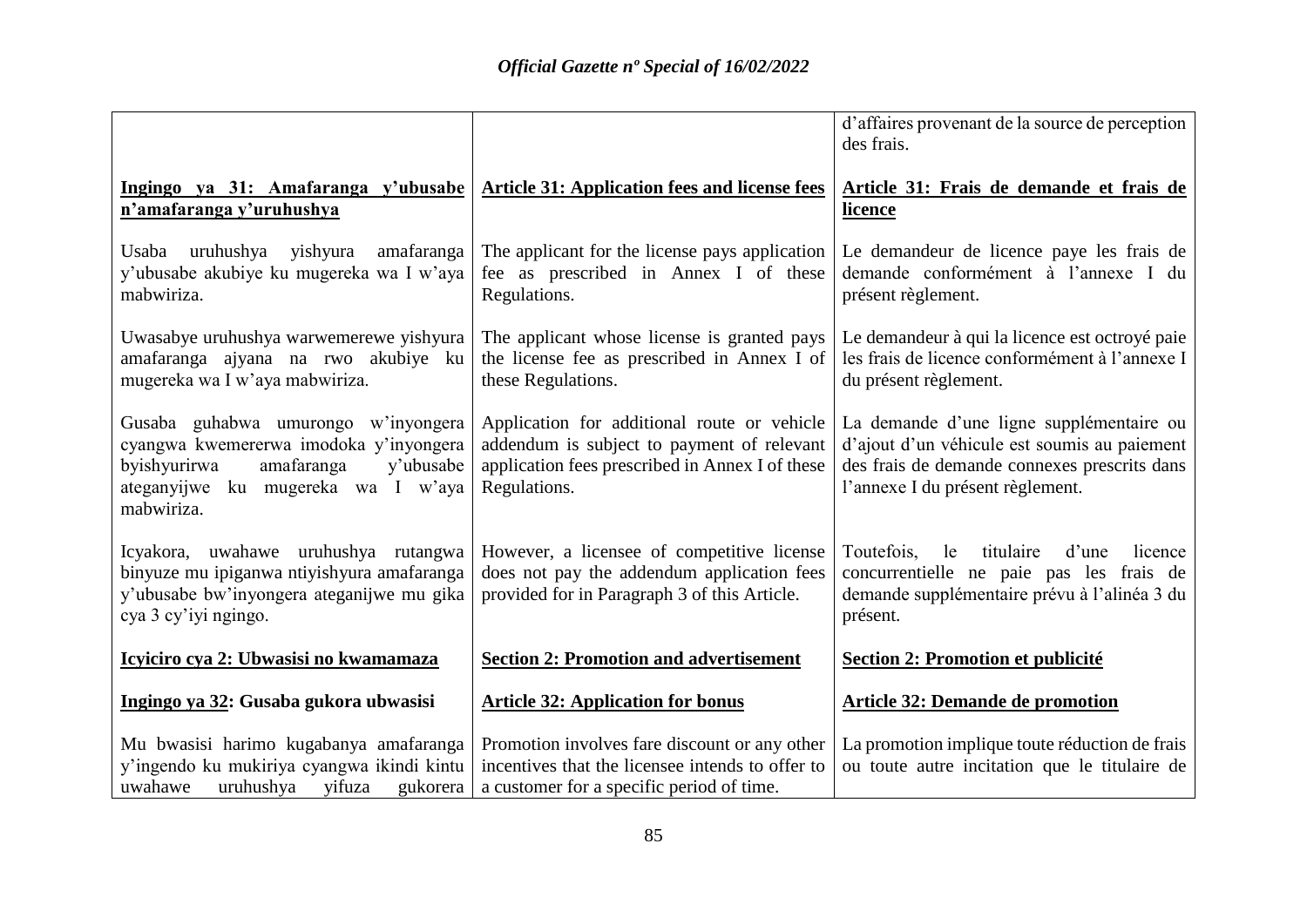| | | d'affaires provenant de la source de perception des frais. |
|---|---|---|
| **Ingingo ya 31: Amafaranga y'ubusabe n'amafaranga y'uruhushya** | **Article 31: Application fees and license fees** | **Article 31: Frais de demande et frais de licence** |
| Usaba uruhushya yishyura amafaranga y'ubusabe akubiye ku mugereka wa I w'aya mabwiriza. | The applicant for the license pays application fee as prescribed in Annex I of these Regulations. | Le demandeur de licence paye les frais de demande conformément à l'annexe I du présent règlement. |
| Uwasabye uruhushya warwemerewe yishyura amafaranga ajyana na rwo akubiye ku mugereka wa I w'aya mabwiriza. | The applicant whose license is granted pays the license fee as prescribed in Annex I of these Regulations. | Le demandeur à qui la licence est octroyé paie les frais de licence conformément à l'annexe I du présent règlement. |
| Gusaba guhabwa umurongo w'inyongera cyangwa kwemererwa imodoka y'inyongera byishyurirwa amafaranga y'ubusabe ateganyijwe ku mugereka wa I w'aya mabwiriza. | Application for additional route or vehicle addendum is subject to payment of relevant application fees prescribed in Annex I of these Regulations. | La demande d'une ligne supplémentaire ou d'ajout d'un véhicule est soumis au paiement des frais de demande connexes prescrits dans l'annexe I du présent règlement. |
| Icyakora, uwahawe uruhushya rutangwa binyuze mu ipiganwa ntiyishyura amafaranga y'ubusabe bw'inyongera ateganijwe mu gika cya 3 cy'iyi ngingo. | However, a licensee of competitive license does not pay the addendum application fees provided for in Paragraph 3 of this Article. | Toutefois, le titulaire d'une licence concurrentielle ne paie pas les frais de demande supplémentaire prévu à l'alinéa 3 du présent. |
| **Icyiciro cya 2: Ubwasisi no kwamamaza** | **Section 2: Promotion and advertisement** | **Section 2: Promotion et publicité** |
| **Ingingo ya 32: Gusaba gukora ubwasisi** | **Article 32: Application for bonus** | **Article 32: Demande de promotion** |
| Mu bwasisi harimo kugabanya amafaranga y'ingendo ku mukiriya cyangwa ikindi kintu uwahawe uruhushya yifuza gukorera | Promotion involves fare discount or any other incentives that the licensee intends to offer to a customer for a specific period of time. | La promotion implique toute réduction de frais ou toute autre incitation que le titulaire de |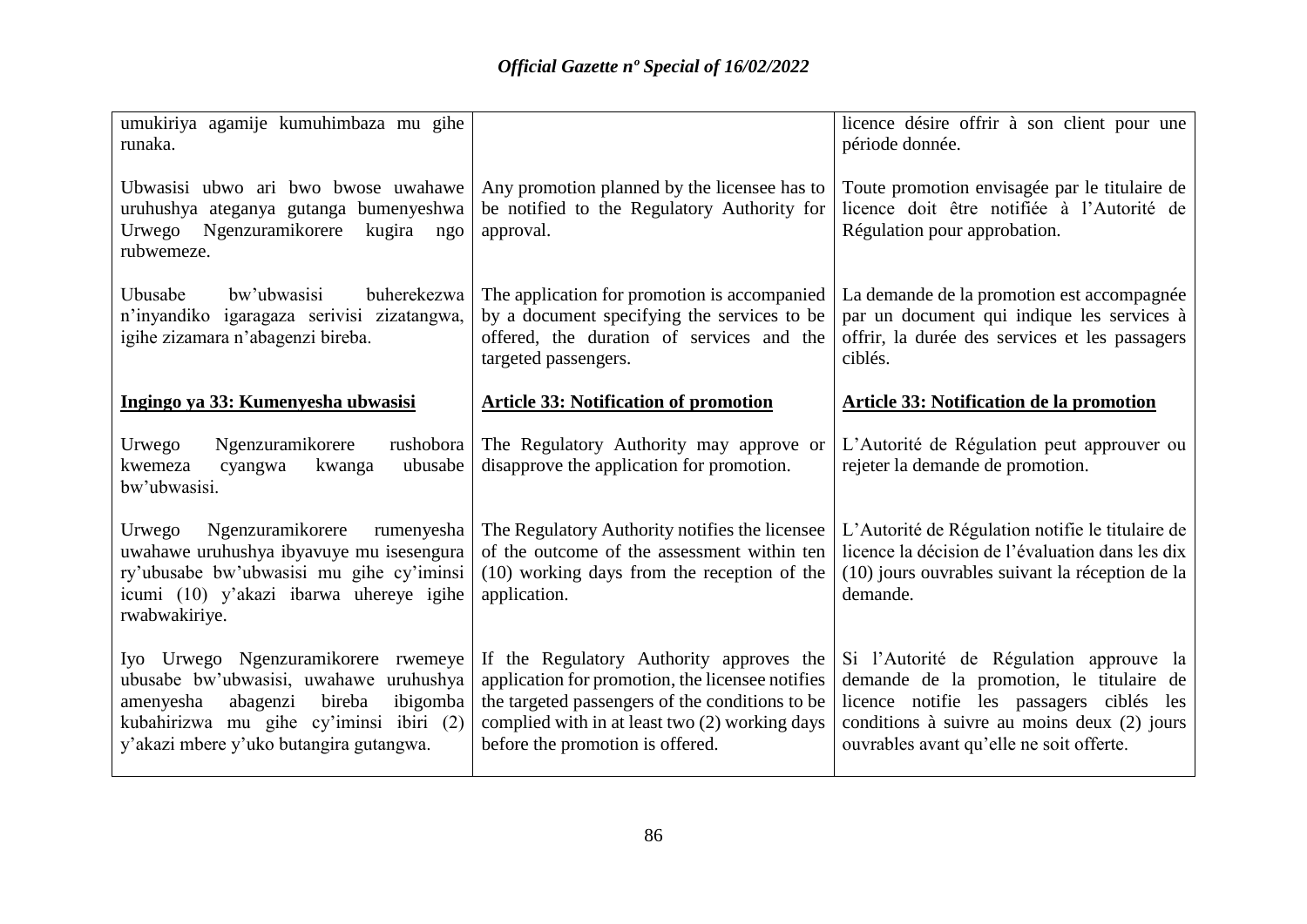| | | |
|---|---|---|
| umukiriya agamije kumuhimbaza mu gihe runaka. | | licence désire offrir à son client pour une période donnée. |
| Ubwasisi ubwo ari bwo bwose uwahawe uruhushya ateganya gutanga bumenyeshwa Urwego Ngenzuramikorere kugira ngo rubwemeze. | Any promotion planned by the licensee has to be notified to the Regulatory Authority for approval. | Toute promotion envisagée par le titulaire de licence doit être notifiée à l'Autorité de Régulation pour approbation. |
| Ubusabe bw'ubwasisi buherekezwa n'inyandiko igaragaza serivisi zizatangwa, igihe zizamara n'abagenzi bireba. | The application for promotion is accompanied by a document specifying the services to be offered, the duration of services and the targeted passengers. | La demande de la promotion est accompagnée par un document qui indique les services à offrir, la durée des services et les passagers ciblés. |
| **Ingingo ya 33: Kumenyesha ubwasisi** | **Article 33: Notification of promotion** | **Article 33: Notification de la promotion** |
| Urwego Ngenzuramikorere rushobora kwemeza cyangwa kwanga ubusabe bw'ubwasisi. | The Regulatory Authority may approve or disapprove the application for promotion. | L'Autorité de Régulation peut approuver ou rejeter la demande de promotion. |
| Urwego Ngenzuramikorere rumenyesha uwahawe uruhushya ibyavuye mu isesengura ry'ubusabe bw'ubwasisi mu gihe cy'iminsi icumi (10) y'akazi ibarwa uhereye igihe rwabwakiriye. | The Regulatory Authority notifies the licensee of the outcome of the assessment within ten (10) working days from the reception of the application. | L'Autorité de Régulation notifie le titulaire de licence la décision de l'évaluation dans les dix (10) jours ouvrables suivant la réception de la demande. |
| Iyo Urwego Ngenzuramikorere rwemeye ubusabe bw'ubwasisi, uwahawe uruhushya amenyesha abagenzi bireba ibigomba kubahirizwa mu gihe cy'iminsi ibiri (2) y'akazi mbere y'uko butangira gutangwa. | If the Regulatory Authority approves the application for promotion, the licensee notifies the targeted passengers of the conditions to be complied with in at least two (2) working days before the promotion is offered. | Si l'Autorité de Régulation approuve la demande de la promotion, le titulaire de licence notifie les passagers ciblés les conditions à suivre au moins deux (2) jours ouvrables avant qu'elle ne soit offerte. |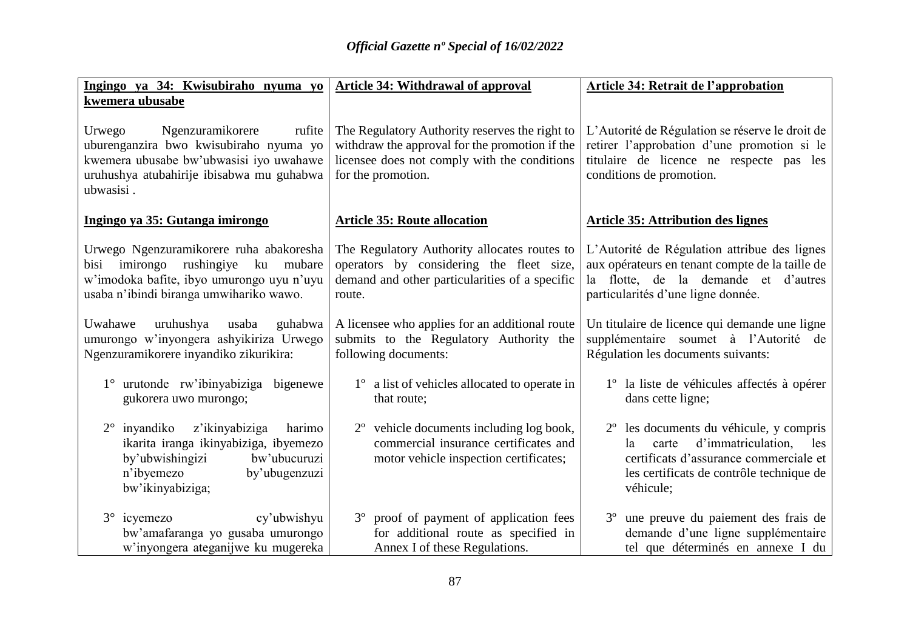| **Ingingo ya 34: Kwisubiraho nyuma yo kwemera ubusabe** | **Article 34: Withdrawal of approval** | **Article 34: Retrait de l'approbation** |
|---|---|---|
| Urwego Ngenzuramikorere rufite uburenganzira bwo kwisubiraho nyuma yo kwemera ubusabe bw'ubwasisi iyo uwahawe uruhushya atubahirije ibisabwa mu guhabwa ubwasisi . | The Regulatory Authority reserves the right to withdraw the approval for the promotion if the licensee does not comply with the conditions for the promotion. | L'Autorité de Régulation se réserve le droit de retirer l'approbation d'une promotion si le titulaire de licence ne respecte pas les conditions de promotion. |
| **Ingingo ya 35: Gutanga imirongo** | **Article 35: Route allocation** | **Article 35: Attribution des lignes** |
| Urwego Ngenzuramikorere ruha abakoresha bisi imirongo rushingiye ku mubare w'imodoka bafite, ibyo umurongo uyu n'uyu usaba n'ibindi biranga umwihariko wawo. | The Regulatory Authority allocates routes to operators by considering the fleet size, demand and other particularities of a specific route. | L'Autorité de Régulation attribue des lignes aux opérateurs en tenant compte de la taille de la flotte, de la demande et d'autres particularités d'une ligne donnée. |
| Uwahawe uruhushya usaba guhabwa umurongo w'inyongera ashyikiriza Urwego Ngenzuramikorere inyandiko zikurikira: | A licensee who applies for an additional route submits to the Regulatory Authority the following documents: | Un titulaire de licence qui demande une ligne supplémentaire soumet à l'Autorité de Régulation les documents suivants: |
| 1° urutonde rw'ibinyabiziga bigenewe gukorera uwo murongo; | 1º a list of vehicles allocated to operate in that route; | 1º la liste de véhicules affectés à opérer dans cette ligne; |
| 2° inyandiko z'ikinyabiziga harimo ikarita iranga ikinyabiziga, ibyemezo by'ubwishingizi bw'ubucuruzi n'ibyemezo by'ubugenzuzi bw'ikinyabiziga; | 2º vehicle documents including log book, commercial insurance certificates and motor vehicle inspection certificates; | 2º les documents du véhicule, y compris la carte d'immatriculation, les certificats d'assurance commerciale et les certificats de contrôle technique de véhicule; |
| 3° icyemezo cy'ubwishyu bw'amafaranga yo gusaba umurongo w'inyongera ateganijwe ku mugereka | 3º proof of payment of application fees for additional route as specified in Annex I of these Regulations. | 3º une preuve du paiement des frais de demande d'une ligne supplémentaire tel que déterminés en annexe I du |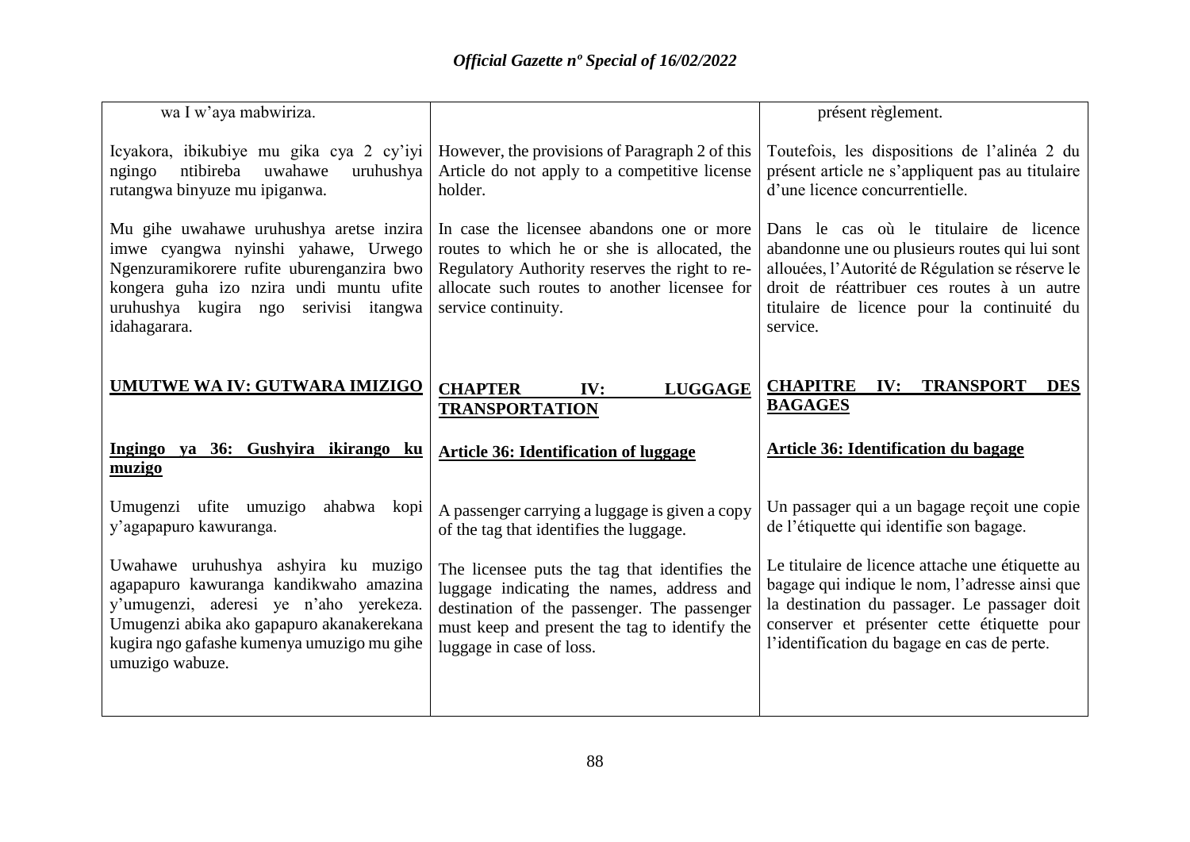| | | |
|---|---|---|
| wa I w'aya mabwiriza. | | présent règlement. |
| Icyakora, ibikubiye mu gika cya 2 cy'iyi ngingo ntibireba uwahawe uruhushya rutangwa binyuze mu ipiganwa. | However, the provisions of Paragraph 2 of this Article do not apply to a competitive license holder. | Toutefois, les dispositions de l'alinéa 2 du présent article ne s'appliquent pas au titulaire d'une licence concurrentielle. |
| Mu gihe uwahawe uruhushya aretse inzira imwe cyangwa nyinshi yahawe, Urwego Ngenzuramikorere rufite uburenganzira bwo kongera guha izo nzira undi muntu ufite uruhushya kugira ngo serivisi itangwa idahagarara. | In case the licensee abandons one or more routes to which he or she is allocated, the Regulatory Authority reserves the right to re-allocate such routes to another licensee for service continuity. | Dans le cas où le titulaire de licence abandonne une ou plusieurs routes qui lui sont allouées, l'Autorité de Régulation se réserve le droit de réattribuer ces routes à un autre titulaire de licence pour la continuité du service. |
| **UMUTWE WA IV: GUTWARA IMIZIGO** | **CHAPTER IV: LUGGAGE TRANSPORTATION** | **CHAPITRE IV: TRANSPORT DES BAGAGES** |
| **Ingingo ya 36: Gushyira ikirango ku muzigo** | **Article 36: Identification of luggage** | **Article 36: Identification du bagage** |
| Umugenzi ufite umuzigo ahabwa kopi y'agapapuro kawuranga. | A passenger carrying a luggage is given a copy of the tag that identifies the luggage. | Un passager qui a un bagage reçoit une copie de l'étiquette qui identifie son bagage. |
| Uwahawe uruhushya ashyira ku muzigo agapapuro kawuranga kandikwaho amazina y'umugenzi, aderesi ye n'aho yerekeza. Umugenzi abika ako gapapuro akanakerekana kugira ngo gafashe kumenya umuzigo mu gihe umuzigo wabuze. | The licensee puts the tag that identifies the luggage indicating the names, address and destination of the passenger. The passenger must keep and present the tag to identify the luggage in case of loss. | Le titulaire de licence attache une étiquette au bagage qui indique le nom, l'adresse ainsi que la destination du passager. Le passager doit conserver et présenter cette étiquette pour l'identification du bagage en cas de perte. |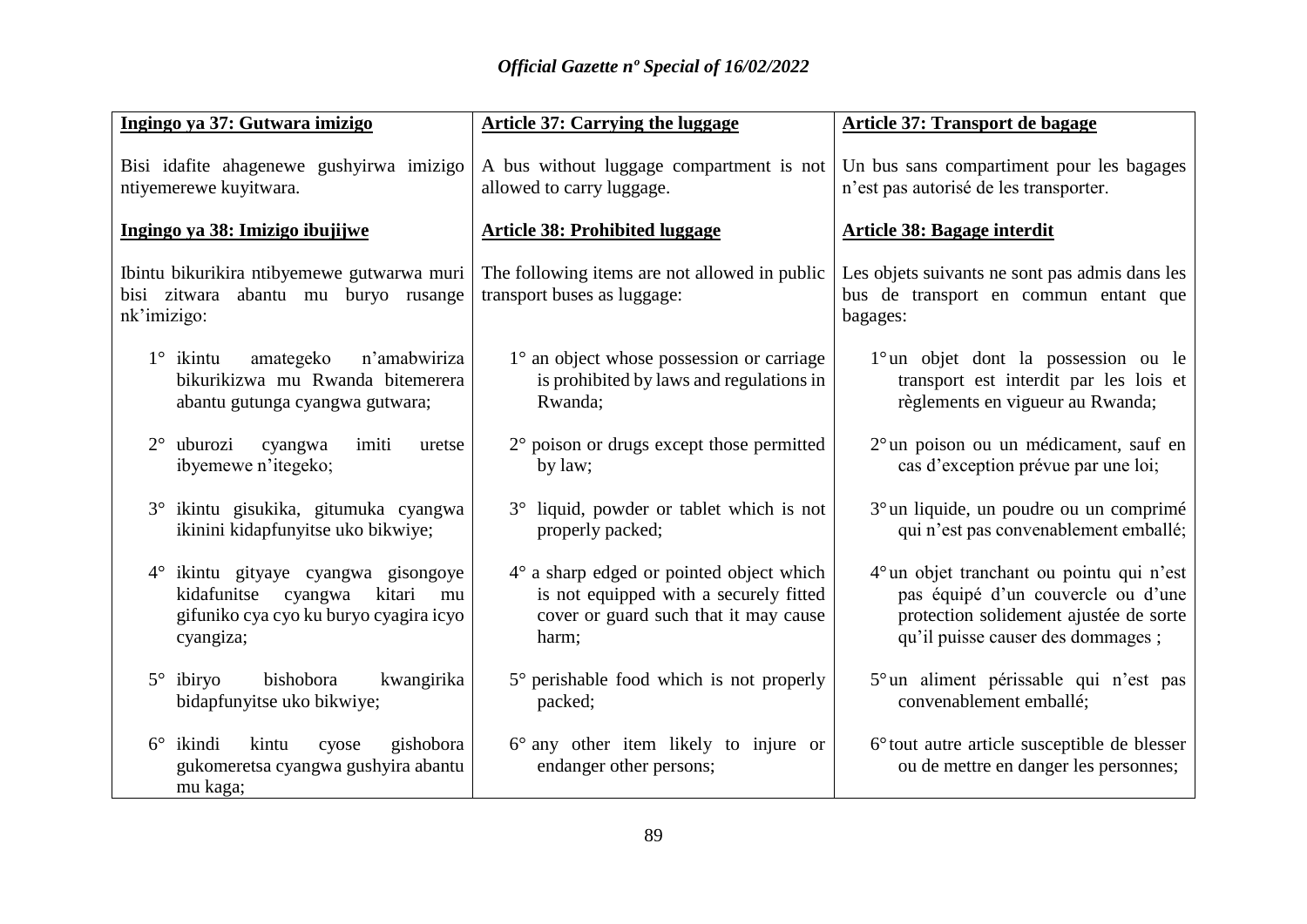| Ingingo ya 37: Gutwara imizigo | Article 37: Carrying the luggage | Article 37: Transport de bagage |
|---|---|---|
| Bisi idafite ahagenewe gushyirwa imizigo ntiyemerewe kuyitwara. | A bus without luggage compartment is not allowed to carry luggage. | Un bus sans compartiment pour les bagages n'est pas autorisé de les transporter. |
| **Ingingo ya 38: Imizigo ibujijwe** | **Article 38: Prohibited luggage** | **Article 38: Bagage interdit** |
| Ibintu bikurikira ntibyemewe gutwarwa muri bisi zitwara abantu mu buryo rusange nk'imizigo: | The following items are not allowed in public transport buses as luggage: | Les objets suivants ne sont pas admis dans les bus de transport en commun entant que bagages: |
| 1° ikintu amategeko n'amabwiriza bikurikizwa mu Rwanda bitemerera abantu gutunga cyangwa gutwara; | 1° an object whose possession or carriage is prohibited by laws and regulations in Rwanda; | 1° un objet dont la possession ou le transport est interdit par les lois et règlements en vigueur au Rwanda; |
| 2° uburozi cyangwa imiti uretse ibyemewe n'itegeko; | 2° poison or drugs except those permitted by law; | 2° un poison ou un médicament, sauf en cas d'exception prévue par une loi; |
| 3° ikintu gisukika, gitumuka cyangwa ikinini kidapfunyitse uko bikwiye; | 3° liquid, powder or tablet which is not properly packed; | 3° un liquide, un poudre ou un comprimé qui n'est pas convenablement emballé; |
| 4° ikintu gityaye cyangwa gisongoye kidafunitse cyangwa kitari mu gifuniko cya cyo ku buryo cyagira icyo cyangiza; | 4° a sharp edged or pointed object which is not equipped with a securely fitted cover or guard such that it may cause harm; | 4° un objet tranchant ou pointu qui n'est pas équipé d'un couvercle ou d'une protection solidement ajustée de sorte qu'il puisse causer des dommages ; |
| 5° ibiryo bishobora kwangirika bidapfunyitse uko bikwiye; | 5° perishable food which is not properly packed; | 5° un aliment périssable qui n'est pas convenablement emballé; |
| 6° ikindi kintu cyose gishobora gukomeretsa cyangwa gushyira abantu mu kaga; | 6° any other item likely to injure or endanger other persons; | 6° tout autre article susceptible de blesser ou de mettre en danger les personnes; |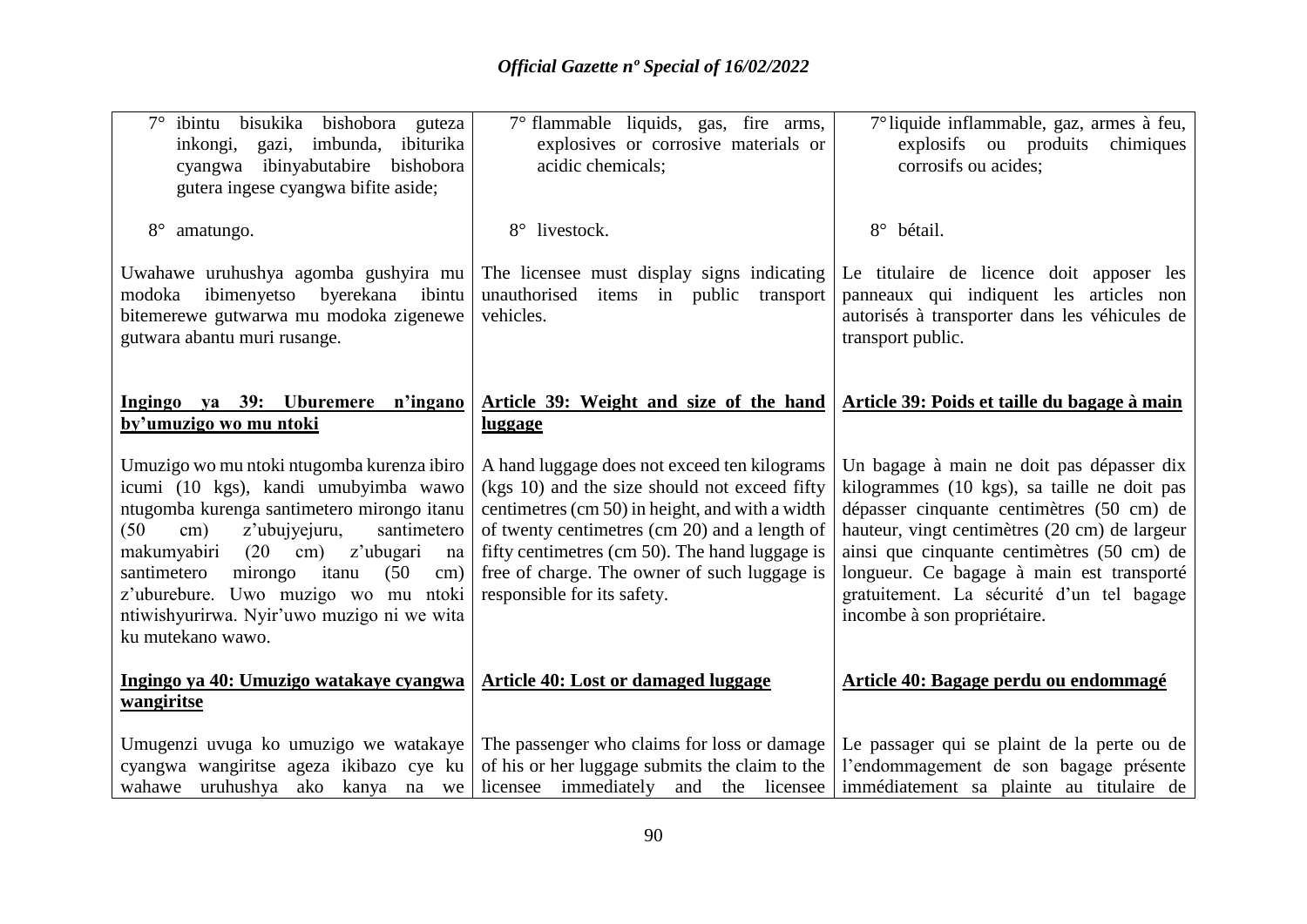| | | |
|---|---|---|
| 7° ibintu bisukika bishobora guteza inkongi, gazi, imbunda, ibiturika cyangwa ibinyabutabire bishobora gutera ingese cyangwa bifite aside; | 7° flammable liquids, gas, fire arms, explosives or corrosive materials or acidic chemicals; | 7° liquide inflammable, gaz, armes à feu, explosifs ou produits chimiques corrosifs ou acides; |
| 8° amatungo. | 8° livestock. | 8° bétail. |
| Uwahawe uruhushya agomba gushyira mu modoka ibimenyetso byerekana ibintu bitemerewe gutwarwa mu modoka zigenewe gutwara abantu muri rusange. | The licensee must display signs indicating unauthorised items in public transport vehicles. | Le titulaire de licence doit apposer les panneaux qui indiquent les articles non autorisés à transporter dans les véhicules de transport public. |
| **Ingingo ya 39: Uburemere n'ingano by'umuzigo wo mu ntoki** | **Article 39: Weight and size of the hand luggage** | **Article 39: Poids et taille du bagage à main** |
| Umuzigo wo mu ntoki ntugomba kurenza ibiro icumi (10 kgs), kandi umubyimba wawo ntugomba kurenga santimetero mirongo itanu (50 cm) z'ubujyejuru, santimetero makumyabiri (20 cm) z'ubugari na santimetero mirongo itanu (50 cm) z'uburebure. Uwo muzigo wo mu ntoki ntiwishyurirwa. Nyir'uwo muzigo ni we wita ku mutekano wawo. | A hand luggage does not exceed ten kilograms (kgs 10) and the size should not exceed fifty centimetres (cm 50) in height, and with a width of twenty centimetres (cm 20) and a length of fifty centimetres (cm 50). The hand luggage is free of charge. The owner of such luggage is responsible for its safety. | Un bagage à main ne doit pas dépasser dix kilogrammes (10 kgs), sa taille ne doit pas dépasser cinquante centimètres (50 cm) de hauteur, vingt centimètres (20 cm) de largeur ainsi que cinquante centimètres (50 cm) de longueur. Ce bagage à main est transporté gratuitement. La sécurité d'un tel bagage incombe à son propriétaire. |
| **Ingingo ya 40: Umuzigo watakaye cyangwa wangiritse** | **Article 40: Lost or damaged luggage** | **Article 40: Bagage perdu ou endommagé** |
| Umugenzi uvuga ko umuzigo we watakaye cyangwa wangiritse ageza ikibazo cye ku wahawe uruhushya ako kanya na we | The passenger who claims for loss or damage of his or her luggage submits the claim to the licensee immediately and the licensee | Le passager qui se plaint de la perte ou de l'endommagement de son bagage présente immédiatement sa plainte au titulaire de |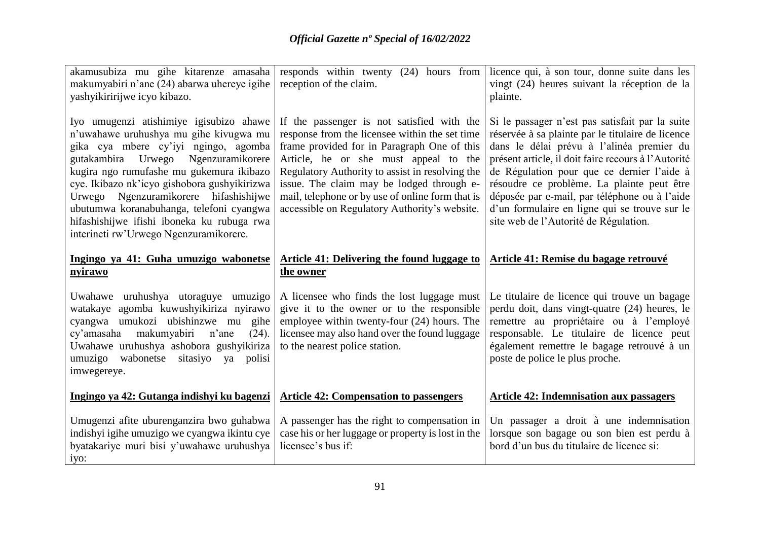| | | |
|---|---|---|
| akamusubiza mu gihe kitarenze amasaha makumyabiri n'ane (24) abarwa uhereye igihe yashyikiririjwe icyo kibazo. | responds within twenty (24) hours from reception of the claim. | licence qui, à son tour, donne suite dans les vingt (24) heures suivant la réception de la plainte. |
| Iyo umugenzi atishimiye igisubizo ahawe n'uwahawe uruhushya mu gihe kivugwa mu gika cya mbere cy'iyi ngingo, agomba gutakambira Urwego Ngenzuramikorere kugira ngo rumufashe mu gukemura ikibazo cye. Ikibazo nk'icyo gishobora gushyikirizwa Urwego Ngenzuramikorere hifashishijwe ubutumwa koranabuhanga, telefoni cyangwa hifashishijwe ifishi iboneka ku rubuga rwa interineti rw'Urwego Ngenzuramikorere. | If the passenger is not satisfied with the response from the licensee within the set time frame provided for in Paragraph One of this Article, he or she must appeal to the Regulatory Authority to assist in resolving the issue. The claim may be lodged through e-mail, telephone or by use of online form that is accessible on Regulatory Authority's website. | Si le passager n'est pas satisfait par la suite réservée à sa plainte par le titulaire de licence dans le délai prévu à l'alinéa premier du présent article, il doit faire recours à l'Autorité de Régulation pour que ce dernier l'aide à résoudre ce problème. La plainte peut être déposée par e-mail, par téléphone ou à l'aide d'un formulaire en ligne qui se trouve sur le site web de l'Autorité de Régulation. |
| **Ingingo ya 41: Guha umuzigo wabonetse nyirawo** | **Article 41: Delivering the found luggage to the owner** | **Article 41: Remise du bagage retrouvé** |
| Uwahawe uruhushya utoraguye umuzigo watakaye agomba kuwushyikiriza nyirawo cyangwa umukozi ubishinzwe mu gihe cy'amasaha makumyabiri n'ane (24). Uwahawe uruhushya ashobora gushyikiriza umuzigo wabonetse sitasiyo ya polisi imwegereye. | A licensee who finds the lost luggage must give it to the owner or to the responsible employee within twenty-four (24) hours. The licensee may also hand over the found luggage to the nearest police station. | Le titulaire de licence qui trouve un bagage perdu doit, dans vingt-quatre (24) heures, le remettre au propriétaire ou à l'employé responsable. Le titulaire de licence peut également remettre le bagage retrouvé à un poste de police le plus proche. |
| **Ingingo ya 42: Gutanga indishyi ku bagenzi** | **Article 42: Compensation to passengers** | **Article 42: Indemnisation aux passagers** |
| Umugenzi afite uburenganzira bwo guhabwa indishyi igihe umuzigo we cyangwa ikintu cye byatakariye muri bisi y'uwahawe uruhushya iyo: | A passenger has the right to compensation in case his or her luggage or property is lost in the licensee's bus if: | Un passager a droit à une indemnisation lorsque son bagage ou son bien est perdu à bord d'un bus du titulaire de licence si: |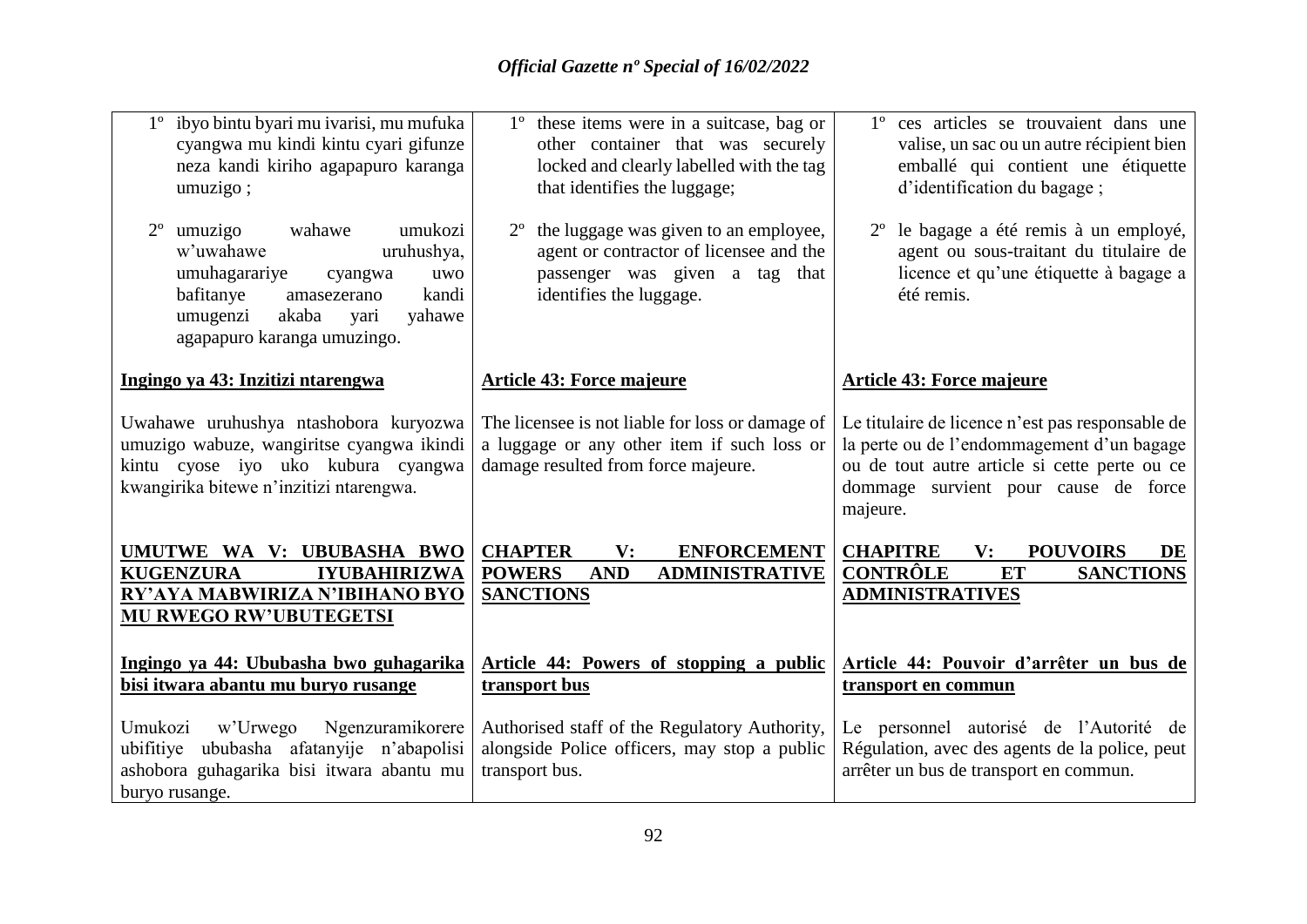| | | |
|---|---|---|
| 1º ibyo bintu byari mu ivarisi, mu mufuka cyangwa mu kindi kintu cyari gifunze neza kandi kiriho agapapuro karanga umuzigo ; | 1º these items were in a suitcase, bag or other container that was securely locked and clearly labelled with the tag that identifies the luggage; | 1º ces articles se trouvaient dans une valise, un sac ou un autre récipient bien emballé qui contient une étiquette d'identification du bagage ; |
| 2º umuzigo wahawe umukozi w'uwahawe uruhushya, umuhagarariye cyangwa uwo bafitanye amasezerano kandi umugenzi akaba yari yahawe agapapuro karanga umuzingo. | 2º the luggage was given to an employee, agent or contractor of licensee and the passenger was given a tag that identifies the luggage. | 2º le bagage a été remis à un employé, agent ou sous-traitant du titulaire de licence et qu'une étiquette à bagage a été remis. |
| **Ingingo ya 43: Inzitizi ntarengwa** | **Article 43: Force majeure** | **Article 43: Force majeure** |
| Uwahawe uruhushya ntashobora kuryozwa umuzigo wabuze, wangiritse cyangwa ikindi kintu cyose iyo uko kubura cyangwa kwangirika bitewe n'inzitizi ntarengwa. | The licensee is not liable for loss or damage of a luggage or any other item if such loss or damage resulted from force majeure. | Le titulaire de licence n'est pas responsable de la perte ou de l'endommagement d'un bagage ou de tout autre article si cette perte ou ce dommage survient pour cause de force majeure. |
| **UMUTWE WA V: UBUBASHA BWO KUGENZURA IYUBAHIRIZWA RY'AYA MABWIRIZA N'IBIHANO BYO MU RWEGO RW'UBUTEGETSI** | **CHAPTER V: ENFORCEMENT POWERS AND ADMINISTRATIVE SANCTIONS** | **CHAPITRE V: POUVOIRS DE CONTRÔLE ET SANCTIONS ADMINISTRATIVES** |
| **Ingingo ya 44: Ububasha bwo guhagarika bisi itwara abantu mu buryo rusange** | **Article 44: Powers of stopping a public transport bus** | **Article 44: Pouvoir d'arrêter un bus de transport en commun** |
| Umukozi w'Urwego Ngenzuramikorere ubifitiye ububasha afatanyije n'abapolisi ashobora guhagarika bisi itwara abantu mu buryo rusange. | Authorised staff of the Regulatory Authority, alongside Police officers, may stop a public transport bus. | Le personnel autorisé de l'Autorité de Régulation, avec des agents de la police, peut arrêter un bus de transport en commun. |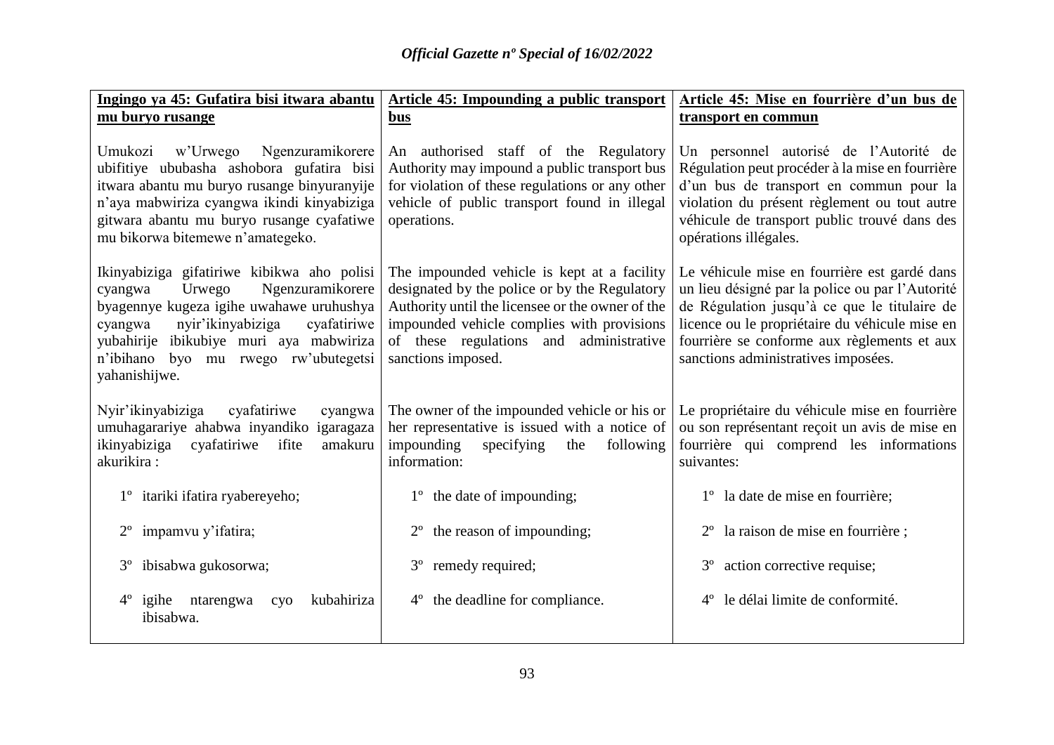| **Ingingo ya 45: Gufatira bisi itwara abantu mu buryo rusange** | **Article 45: Impounding a public transport bus** | **Article 45: Mise en fourrière d'un bus de transport en commun** |
|---|---|---|
| Umukozi w'Urwego Ngenzuramikorere ubifitiye ububasha ashobora gufatira bisi itwara abantu mu buryo rusange binyuranyije n'aya mabwiriza cyangwa ikindi kinyabiziga gitwara abantu mu buryo rusange cyafatiwe mu bikorwa bitemewe n'amategeko. | An authorised staff of the Regulatory Authority may impound a public transport bus for violation of these regulations or any other vehicle of public transport found in illegal operations. | Un personnel autorisé de l'Autorité de Régulation peut procéder à la mise en fourrière d'un bus de transport en commun pour la violation du présent règlement ou tout autre véhicule de transport public trouvé dans des opérations illégales. |
| Ikinyabiziga gifatiriwe kibikwa aho polisi cyangwa Urwego Ngenzuramikorere byagennye kugeza igihe uwahawe uruhushya cyangwa nyir'ikinyabiziga cyafatiriwe yubahirije ibikubiye muri aya mabwiriza n'ibihano byo mu rwego rw'ubutegetsi yahanishijwe. | The impounded vehicle is kept at a facility designated by the police or by the Regulatory Authority until the licensee or the owner of the impounded vehicle complies with provisions of these regulations and administrative sanctions imposed. | Le véhicule mise en fourrière est gardé dans un lieu désigné par la police ou par l'Autorité de Régulation jusqu'à ce que le titulaire de licence ou le propriétaire du véhicule mise en fourrière se conforme aux règlements et aux sanctions administratives imposées. |
| Nyir'ikinyabiziga cyafatiriwe cyangwa umuhagarariye ahabwa inyandiko igaragaza ikinyabiziga cyafatiriwe ifite amakuru akurikira : | The owner of the impounded vehicle or his or her representative is issued with a notice of impounding specifying the following information: | Le propriétaire du véhicule mise en fourrière ou son représentant reçoit un avis de mise en fourrière qui comprend les informations suivantes: |
| 1º itariki ifatira ryabereyeho; | 1º the date of impounding; | 1º la date de mise en fourrière; |
| 2º impamvu y'ifatira; | 2º the reason of impounding; | 2º la raison de mise en fourrière ; |
| 3º ibisabwa gukosorwa; | 3º remedy required; | 3º action corrective requise; |
| 4º igihe ntarengwa cyo kubahiriza ibisabwa. | 4º the deadline for compliance. | 4º le délai limite de conformité. |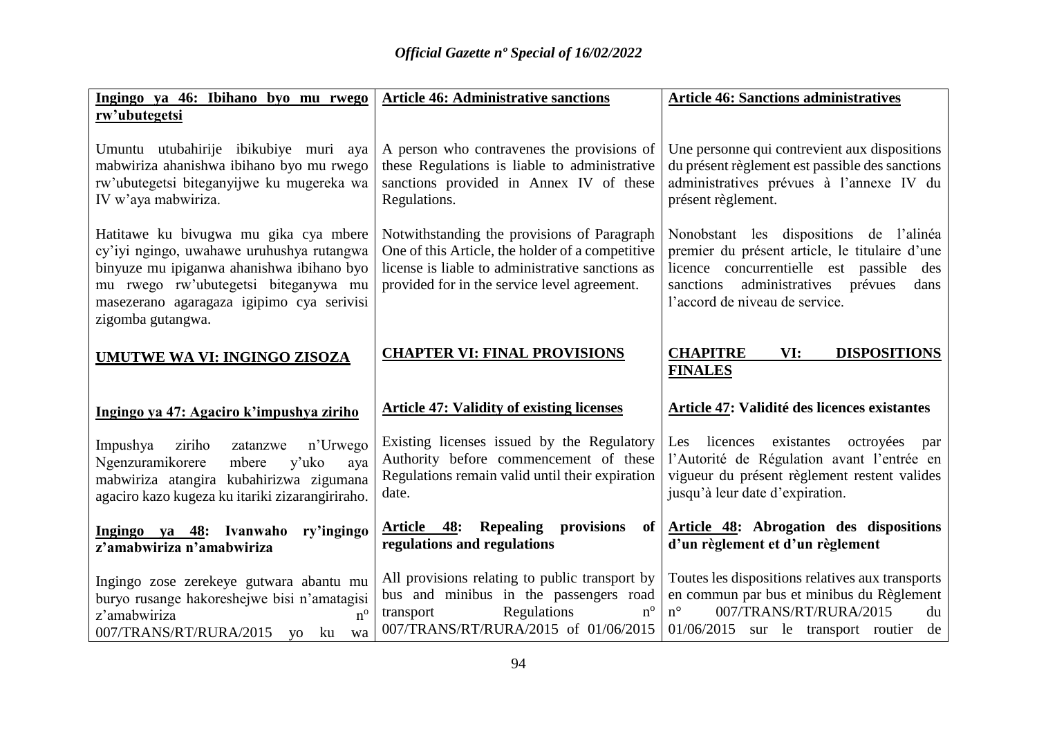| **Ingingo ya 46: Ibihano byo mu rwego rw'ubutegetsi** | **Article 46: Administrative sanctions** | **Article 46: Sanctions administratives** |
|---|---|---|
| Umuntu utubahirije ibikubiye muri aya mabwiriza ahanishwa ibihano byo mu rwego rw'ubutegetsi biteganyijwe ku mugereka wa IV w'aya mabwiriza. | A person who contravenes the provisions of these Regulations is liable to administrative sanctions provided in Annex IV of these Regulations. | Une personne qui contrevient aux dispositions du présent règlement est passible des sanctions administratives prévues à l'annexe IV du présent règlement. |
| Hatitawe ku bivugwa mu gika cya mbere cy'iyi ngingo, uwahawe uruhushya rutangwa binyuze mu ipiganwa ahanishwa ibihano byo mu rwego rw'ubutegetsi biteganywa mu masezerano agaragaza igipimo cya serivisi zigomba gutangwa. | Notwithstanding the provisions of Paragraph One of this Article, the holder of a competitive license is liable to administrative sanctions as provided for in the service level agreement. | Nonobstant les dispositions de l'alinéa premier du présent article, le titulaire d'une licence concurrentielle est passible des sanctions administratives prévues dans l'accord de niveau de service. |
| **UMUTWE WA VI: INGINGO ZISOZA** | **CHAPTER VI: FINAL PROVISIONS** | **CHAPITRE VI: DISPOSITIONS FINALES** |
| **Ingingo ya 47: Agaciro k'impushya ziriho** | **Article 47: Validity of existing licenses** | **Article 47: Validité des licences existantes** |
| Impushya ziriho zatanzwe n'Urwego Ngenzuramikorere mbere y'uko aya mabwiriza atangira kubahirizwa zigumana agaciro kazo kugeza ku itariki zizarangiriraho. | Existing licenses issued by the Regulatory Authority before commencement of these Regulations remain valid until their expiration date. | Les licences existantes octroyées par l'Autorité de Régulation avant l'entrée en vigueur du présent règlement restent valides jusqu'à leur date d'expiration. |
| **Ingingo ya 48: Ivanwaho ry'ingingo z'amabwiriza n'amabwiriza** | **Article 48: Repealing provisions of regulations and regulations** | **Article 48: Abrogation des dispositions d'un règlement et d'un règlement** |
| Ingingo zose zerekeye gutwara abantu mu buryo rusange hakoreshejwe bisi n'amatagisi z'amabwiriza n° 007/TRANS/RT/RURA/2015 yo ku wa | All provisions relating to public transport by bus and minibus in the passengers road transport Regulations n° 007/TRANS/RT/RURA/2015 of 01/06/2015 | Toutes les dispositions relatives aux transports en commun par bus et minibus du Règlement n° 007/TRANS/RT/RURA/2015 du 01/06/2015 sur le transport routier de |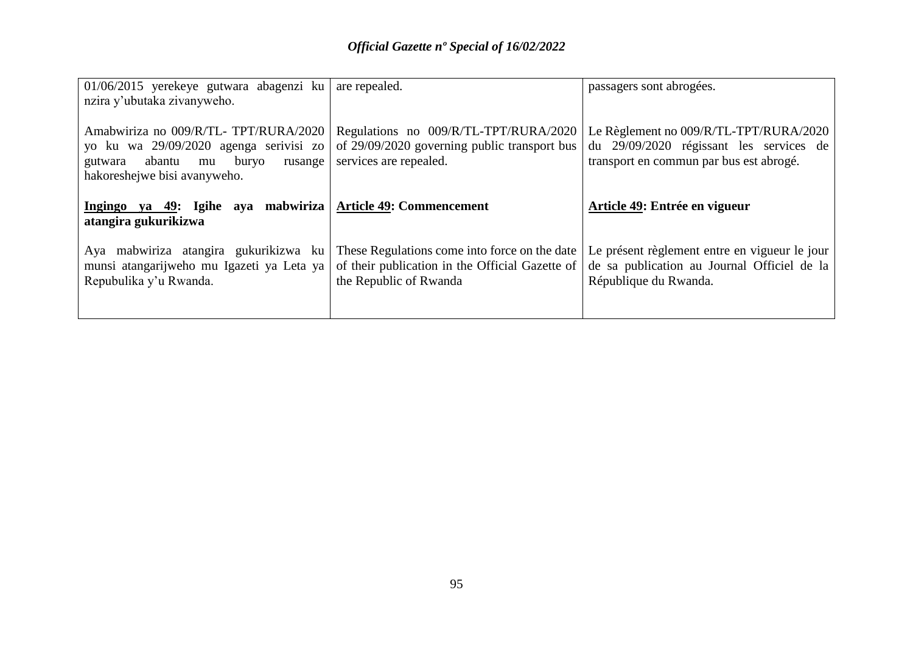| | | |
|---|---|---|
| 01/06/2015 yerekeye gutwara abagenzi ku nzira y'ubutaka zivanyweho. | are repealed. | passagers sont abrogées. |
| Amabwiriza no 009/R/TL- TPT/RURA/2020 yo ku wa 29/09/2020 agenga serivisi zo gutwara abantu mu buryo rusange hakoreshejwe bisi avanyweho. | Regulations no 009/R/TL-TPT/RURA/2020 of 29/09/2020 governing public transport bus services are repealed. | Le Règlement no 009/R/TL-TPT/RURA/2020 du 29/09/2020 régissant les services de transport en commun par bus est abrogé. |
| **<u>Ingingo ya 49</u>: Igihe aya mabwiriza atangira gukurikizwa** | **<u>Article 49</u>: Commencement** | **<u>Article 49</u>: Entrée en vigueur** |
| Aya mabwiriza atangira gukurikizwa ku munsi atangarijweho mu Igazeti ya Leta ya Repubulika y'u Rwanda. | These Regulations come into force on the date of their publication in the Official Gazette of the Republic of Rwanda | Le présent règlement entre en vigueur le jour de sa publication au Journal Officiel de la République du Rwanda. |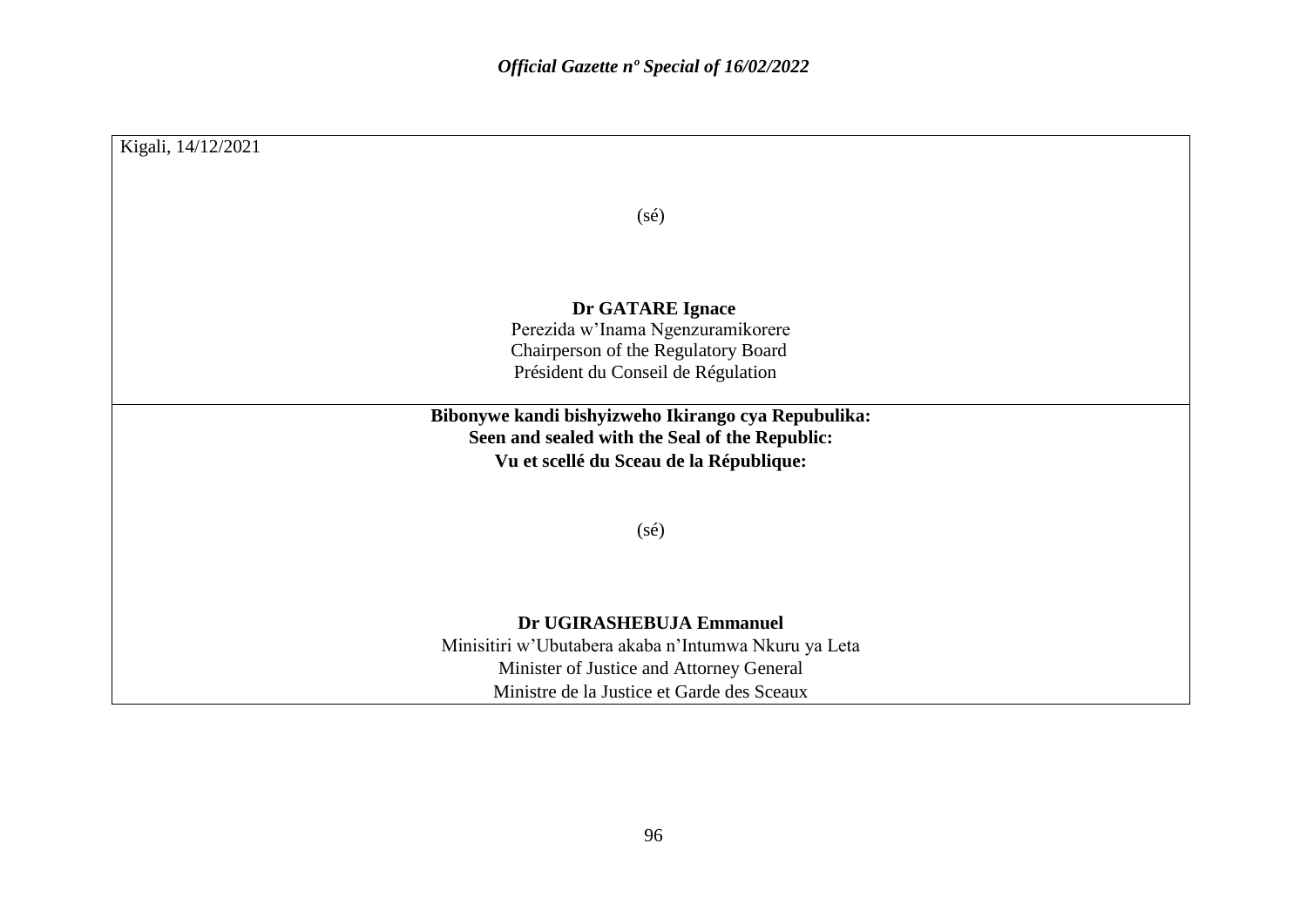Kigali, 14/12/2021

(sé)

**Dr GATARE Ignace**
Perezida w'Inama Ngenzuramikorere
Chairperson of the Regulatory Board
Président du Conseil de Régulation

**Bibonywe kandi bishyizweho Ikirango cya Repubulika:**
**Seen and sealed with the Seal of the Republic:**
**Vu et scellé du Sceau de la République:**

(sé)

**Dr UGIRASHEBUJA Emmanuel**
Minisitiri w'Ubutabera akaba n'Intumwa Nkuru ya Leta
Minister of Justice and Attorney General
Ministre de la Justice et Garde des Sceaux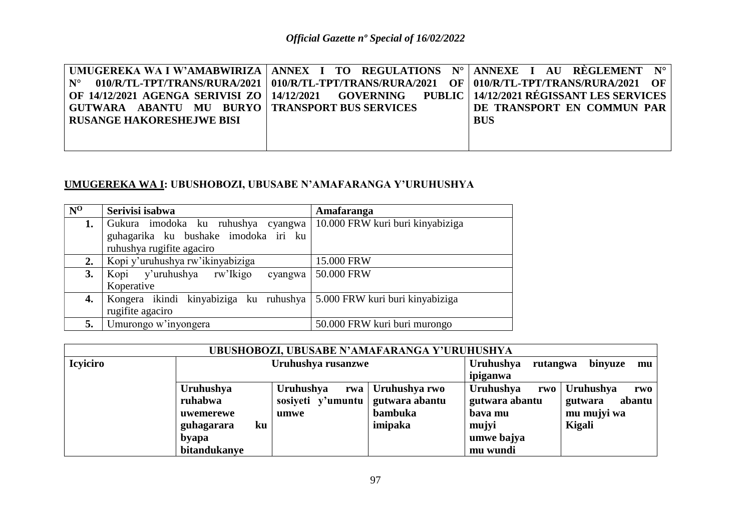| UMUGEREKA WA I W'AMABWIRIZA N° 010/R/TL-TPT/TRANS/RURA/2021 OF 14/12/2021 AGENGA SERIVISI ZO GUTWARA ABANTU MU BURYO RUSANGE HAKORESHEJWE BISI | ANNEX I TO REGULATIONS N° 010/R/TL-TPT/TRANS/RURA/2021 OF 14/12/2021 GOVERNING PUBLIC TRANSPORT BUS SERVICES | ANNEXE I AU RÈGLEMENT N° 010/R/TL-TPT/TRANS/RURA/2021 OF 14/12/2021 RÉGISSANT LES SERVICES DE TRANSPORT EN COMMUN PAR BUS |
|---|---|---|

**UMUGEREKA WA I: UBUSHOBOZI, UBUSABE N'AMAFARANGA Y'URUHUSHYA**

| N<sup>O</sup> | Serivisi isabwa | Amafaranga |
|---|---|---|
| 1. | Gukura imodoka ku ruhushya cyangwa guhagarika ku bushake imodoka iri ku ruhushya rugifite agaciro | 10.000 FRW kuri buri kinyabiziga |
| 2. | Kopi y'uruhushya rw'ikinyabiziga | 15.000 FRW |
| 3. | Kopi y'uruhushya rw'Ikigo cyangwa Koperative | 50.000 FRW |
| 4. | Kongera ikindi kinyabiziga ku ruhushya rugifite agaciro | 5.000 FRW kuri buri kinyabiziga |
| 5. | Umurongo w'inyongera | 50.000 FRW kuri buri murongo |

| UBUSHOBOZI, UBUSABE N'AMAFARANGA Y'URUHUSHYA | | | | | |
|---|---|---|---|---|---|
| **Icyiciro** | **Uruhushya rusanzwe** | | | **Uruhushya rutangwa binyuze mu ipiganwa** | |
| | **Uruhushya ruhabwa uwemerewe guhagarara ku byapa bitandukanye** | **Uruhushya rwa sosiyeti y'umuntu umwe** | **Uruhushya rwo gutwara abantu bambuka imipaka** | **Uruhushya rwo gutwara abantu bava mu mujyi umwe bajya mu wundi** | **Uruhushya rwo gutwara abantu mu mujyi wa Kigali** |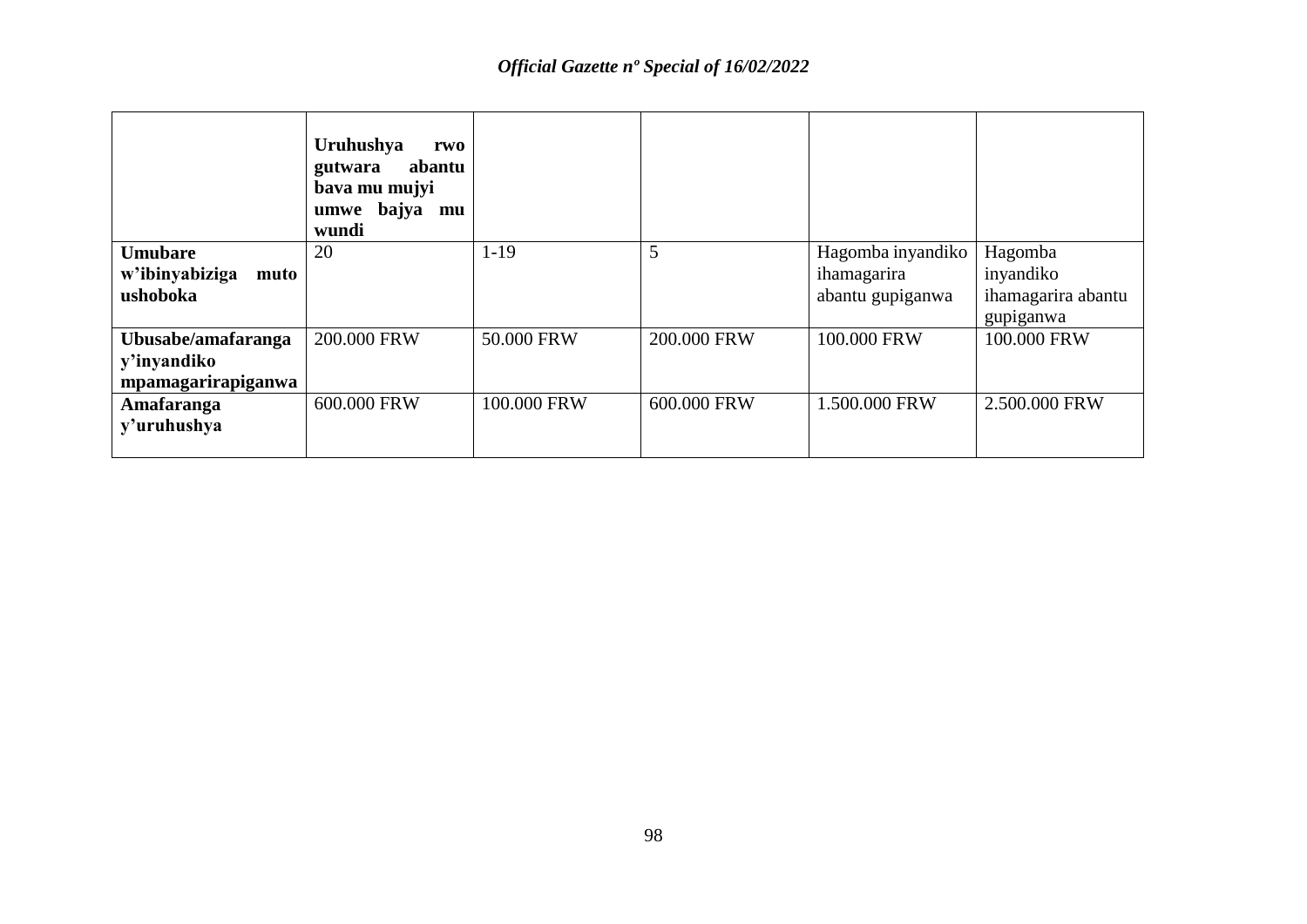| | **Uruhushya rwo gutwara abantu bava mu mujyi umwe bajya mu wundi** | | | | |
|---|---|---|---|---|---|
| **Umubare w'ibinyabiziga muto ushoboka** | 20 | 1-19 | 5 | Hagomba inyandiko ihamagarira abantu gupiganwa | Hagomba inyandiko ihamagarira abantu gupiganwa |
| **Ubusabe/amafaranga y'inyandiko mpamagarirapiganwa** | 200.000 FRW | 50.000 FRW | 200.000 FRW | 100.000 FRW | 100.000 FRW |
| **Amafaranga y'uruhushya** | 600.000 FRW | 100.000 FRW | 600.000 FRW | 1.500.000 FRW | 2.500.000 FRW |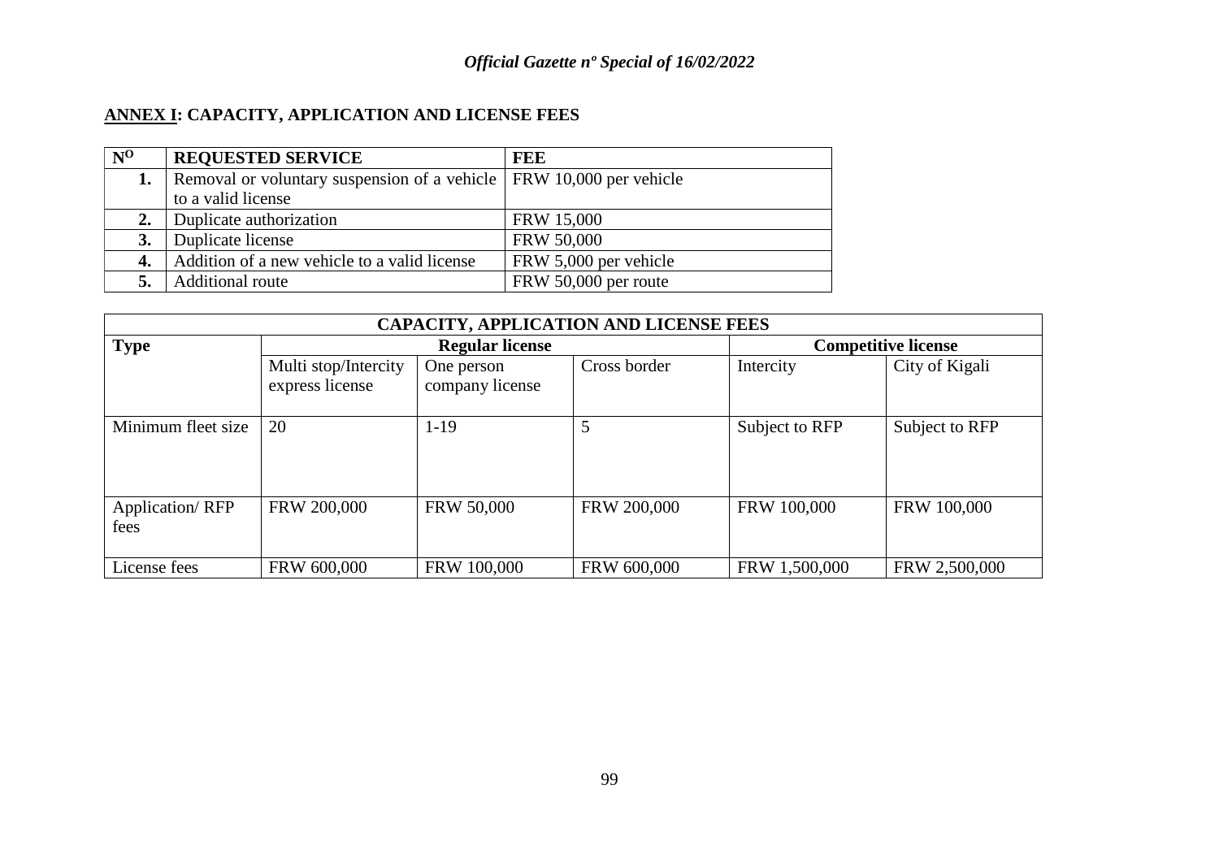**ANNEX I: CAPACITY, APPLICATION AND LICENSE FEES**

| N$^{O}$ | REQUESTED SERVICE | FEE |
|---|---|---|
| 1. | Removal or voluntary suspension of a vehicle to a valid license | FRW 10,000 per vehicle |
| 2. | Duplicate authorization | FRW 15,000 |
| 3. | Duplicate license | FRW 50,000 |
| 4. | Addition of a new vehicle to a valid license | FRW 5,000 per vehicle |
| 5. | Additional route | FRW 50,000 per route |

| CAPACITY, APPLICATION AND LICENSE FEES | | | | | |
|---|---|---|---|---|---|
| **Type** | **Regular license** | | | **Competitive license** | |
| | Multi stop/Intercity express license | One person company license | Cross border | Intercity | City of Kigali |
| Minimum fleet size | 20 | 1-19 | 5 | Subject to RFP | Subject to RFP |
| Application/ RFP fees | FRW 200,000 | FRW 50,000 | FRW 200,000 | FRW 100,000 | FRW 100,000 |
| License fees | FRW 600,000 | FRW 100,000 | FRW 600,000 | FRW 1,500,000 | FRW 2,500,000 |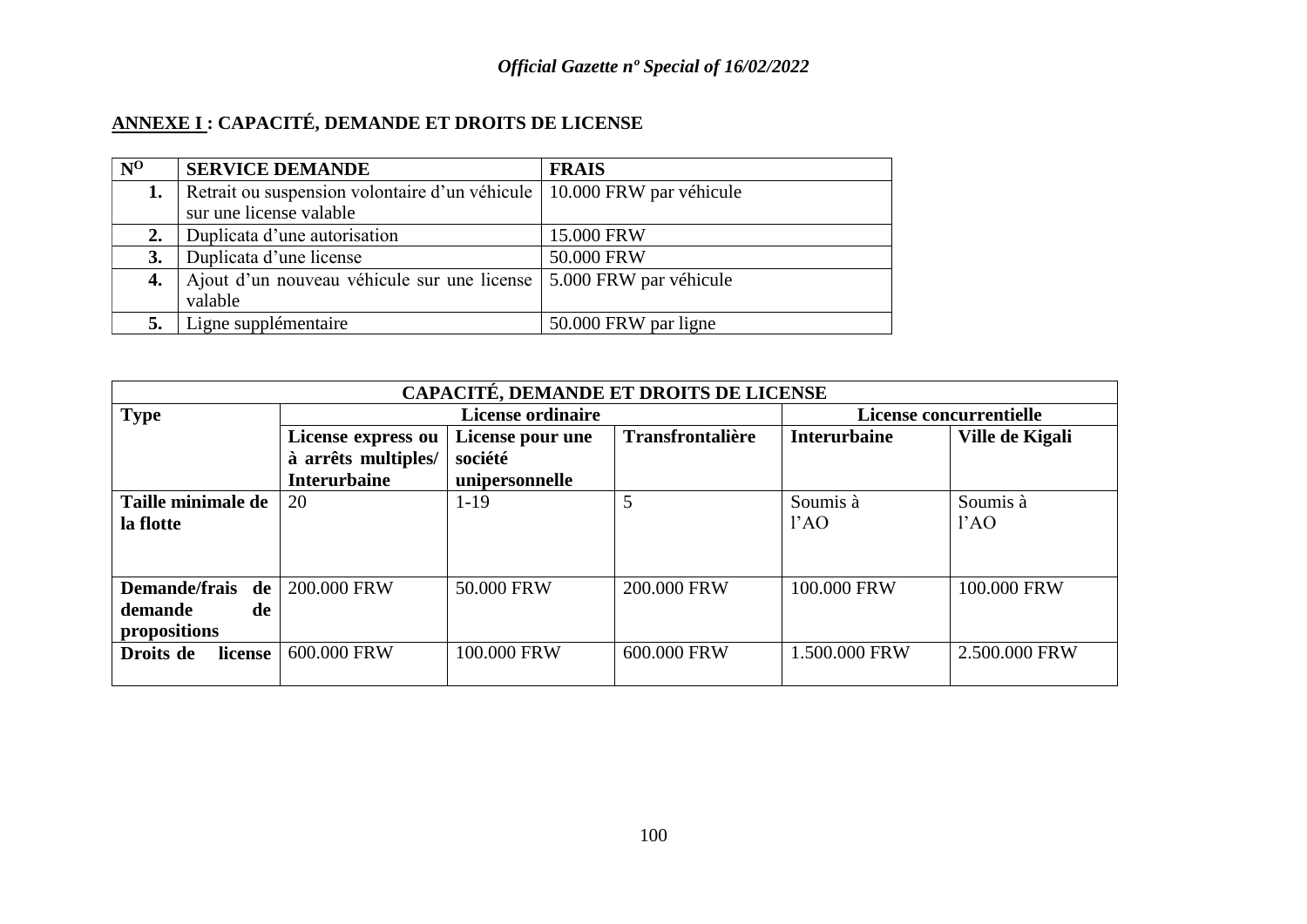## ANNEXE I : CAPACITÉ, DEMANDE ET DROITS DE LICENSE

| N$^{O}$ | SERVICE DEMANDE | FRAIS |
|---|---|---|
| 1. | Retrait ou suspension volontaire d'un véhicule sur une license valable | 10.000 FRW par véhicule |
| 2. | Duplicata d'une autorisation | 15.000 FRW |
| 3. | Duplicata d'une license | 50.000 FRW |
| 4. | Ajout d'un nouveau véhicule sur une license valable | 5.000 FRW par véhicule |
| 5. | Ligne supplémentaire | 50.000 FRW par ligne |

| CAPACITÉ, DEMANDE ET DROITS DE LICENSE | | | | | |
|---|---|---|---|---|---|
| **Type** | **License ordinaire** | | | **License concurrentielle** | |
| | **License express ou à arrêts multiples/ Interurbaine** | **License pour une société unipersonnelle** | **Transfrontalière** | **Interurbaine** | **Ville de Kigali** |
| **Taille minimale de la flotte** | 20 | 1-19 | 5 | Soumis à l'AO | Soumis à l'AO |
| **Demande/frais de demande de propositions** | 200.000 FRW | 50.000 FRW | 200.000 FRW | 100.000 FRW | 100.000 FRW |
| **Droits de license** | 600.000 FRW | 100.000 FRW | 600.000 FRW | 1.500.000 FRW | 2.500.000 FRW |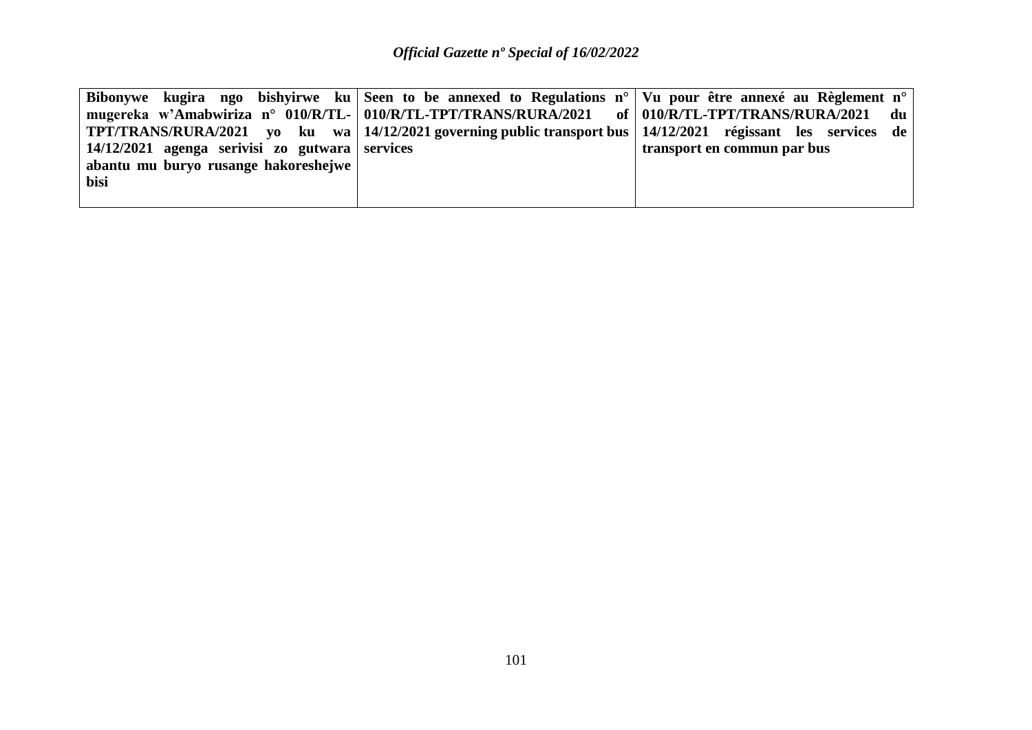| **Bibonywe kugira ngo bishyirwe ku mugereka w'Amabwiriza n° 010/R/TL-TPT/TRANS/RURA/2021 yo ku wa 14/12/2021 agenga serivisi zo gutwara abantu mu buryo rusange hakoreshejwe bisi** | **Seen to be annexed to Regulations n° 010/R/TL-TPT/TRANS/RURA/2021 of 14/12/2021 governing public transport bus services** | **Vu pour être annexé au Règlement n° 010/R/TL-TPT/TRANS/RURA/2021 du 14/12/2021 régissant les services de transport en commun par bus** |
|---|---|---|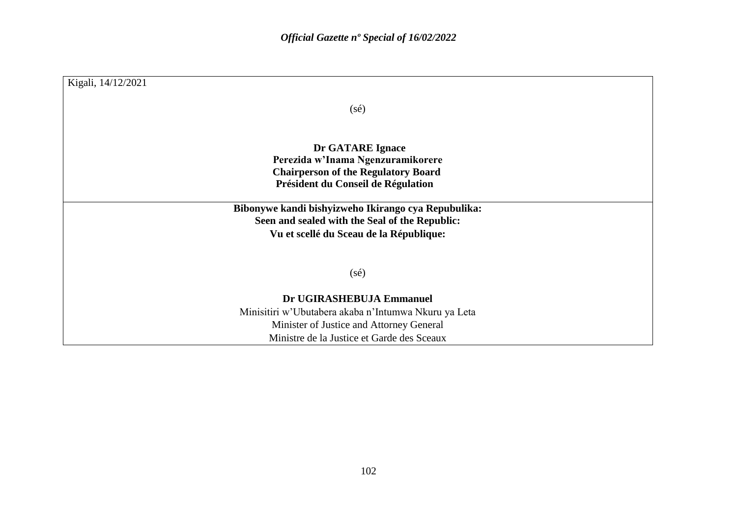Kigali, 14/12/2021

(sé)

**Dr GATARE Ignace**
**Perezida w'Inama Ngenzuramikorere**
**Chairperson of the Regulatory Board**
**Président du Conseil de Régulation**

**Bibonywe kandi bishyizweho Ikirango cya Repubulika:**
**Seen and sealed with the Seal of the Republic:**
**Vu et scellé du Sceau de la République:**

(sé)

**Dr UGIRASHEBUJA Emmanuel**
Minisitiri w'Ubutabera akaba n'Intumwa Nkuru ya Leta
Minister of Justice and Attorney General
Ministre de la Justice et Garde des Sceaux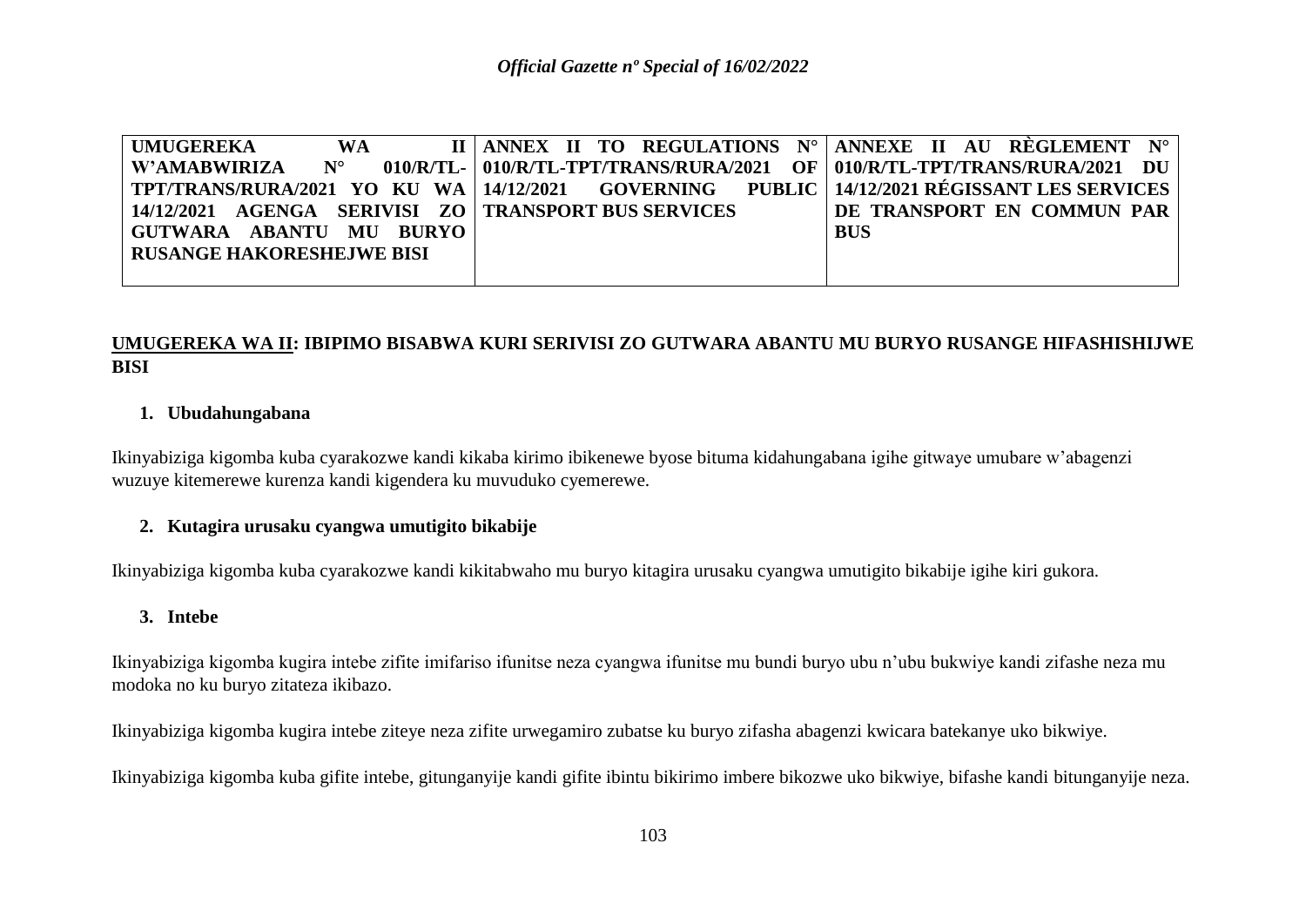| **UMUGEREKA WA II W'AMABWIRIZA N° 010/R/TL-TPT/TRANS/RURA/2021 YO KU WA 14/12/2021 AGENGA SERIVISI ZO GUTWARA ABANTU MU BURYO RUSANGE HAKORESHEJWE BISI** | **ANNEX II TO REGULATIONS N° 010/R/TL-TPT/TRANS/RURA/2021 OF 14/12/2021 GOVERNING PUBLIC TRANSPORT BUS SERVICES** | **ANNEXE II AU RÈGLEMENT N° 010/R/TL-TPT/TRANS/RURA/2021 DU 14/12/2021 RÉGISSANT LES SERVICES DE TRANSPORT EN COMMUN PAR BUS** |
|---|---|---|

**<u>UMUGEREKA WA II</u>: IBIPIMO BISABWA KURI SERIVISI ZO GUTWARA ABANTU MU BURYO RUSANGE HIFASHISHIJWE BISI**

**1. Ubudahungabana**

Ikinyabiziga kigomba kuba cyarakozwe kandi kikaba kirimo ibikenewe byose bituma kidahungabana igihe gitwaye umubare w'abagenzi wuzuye kitemerewe kurenza kandi kigendera ku muvuduko cyemerewe.

**2. Kutagira urusaku cyangwa umutigito bikabije**

Ikinyabiziga kigomba kuba cyarakozwe kandi kikitabwaho mu buryo kitagira urusaku cyangwa umutigito bikabije igihe kiri gukora.

**3. Intebe**

Ikinyabiziga kigomba kugira intebe zifite imifariso ifunitse neza cyangwa ifunitse mu bundi buryo ubu n'ubu bukwiye kandi zifashe neza mu modoka no ku buryo zitateza ikibazo.

Ikinyabiziga kigomba kugira intebe ziteye neza zifite urwegamiro zubatse ku buryo zifasha abagenzi kwicara batekanye uko bikwiye.

Ikinyabiziga kigomba kuba gifite intebe, gitunganyije kandi gifite ibintu bikirimo imbere bikozwe uko bikwiye, bifashe kandi bitunganyije neza.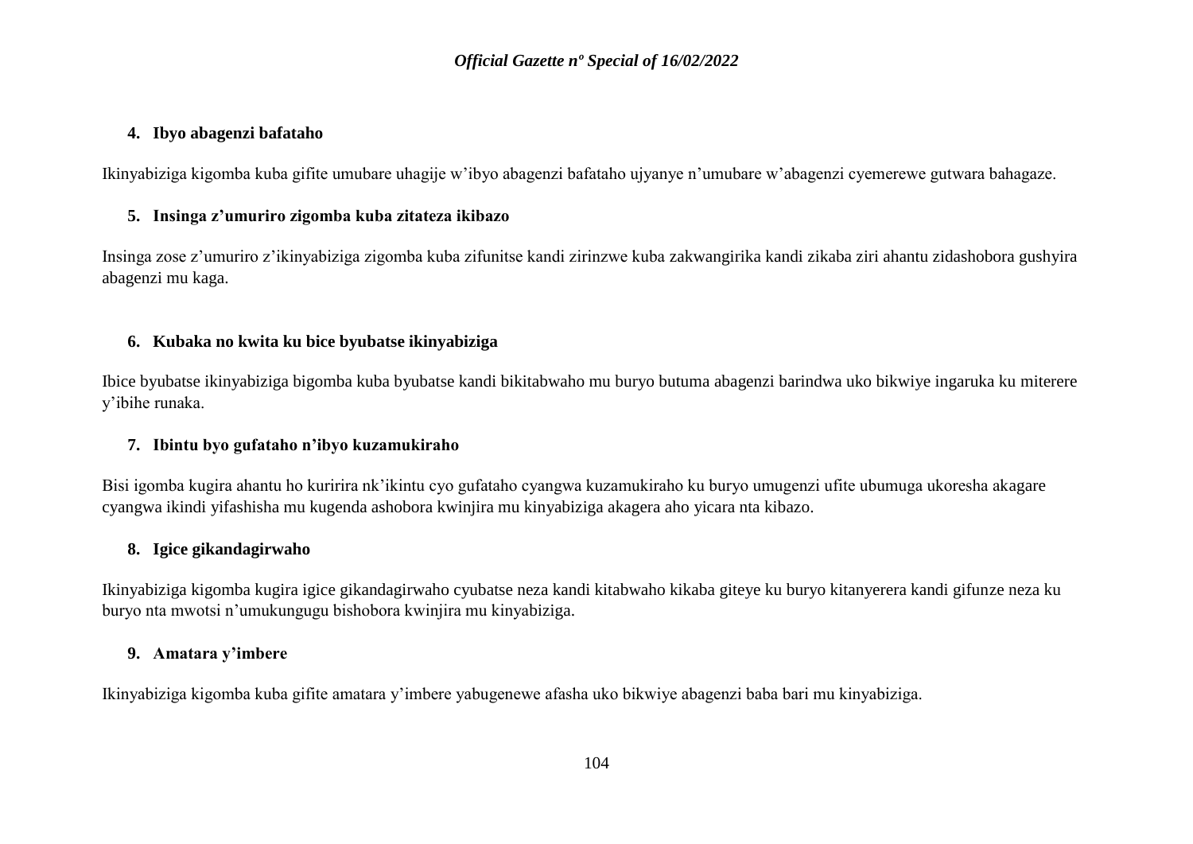**4. Ibyo abagenzi bafataho**

Ikinyabiziga kigomba kuba gifite umubare uhagije w'ibyo abagenzi bafataho ujyanye n'umubare w'abagenzi cyemerewe gutwara bahagaze.

**5. Insinga z'umuriro zigomba kuba zitateza ikibazo**

Insinga zose z'umuriro z'ikinyabiziga zigomba kuba zifunitse kandi zirinzwe kuba zakwangirika kandi zikaba ziri ahantu zidashobora gushyira abagenzi mu kaga.

**6. Kubaka no kwita ku bice byubatse ikinyabiziga**

Ibice byubatse ikinyabiziga bigomba kuba byubatse kandi bikitabwaho mu buryo butuma abagenzi barindwa uko bikwiye ingaruka ku miterere y'ibihe runaka.

**7. Ibintu byo gufataho n'ibyo kuzamukiraho**

Bisi igomba kugira ahantu ho kuririra nk'ikintu cyo gufataho cyangwa kuzamukiraho ku buryo umugenzi ufite ubumuga ukoresha akagare cyangwa ikindi yifashisha mu kugenda ashobora kwinjira mu kinyabiziga akagera aho yicara nta kibazo.

**8. Igice gikandagirwaho**

Ikinyabiziga kigomba kugira igice gikandagirwaho cyubatse neza kandi kitabwaho kikaba giteye ku buryo kitanyerera kandi gifunze neza ku buryo nta mwotsi n'umukungugu bishobora kwinjira mu kinyabiziga.

**9. Amatara y'imbere**

Ikinyabiziga kigomba kuba gifite amatara y'imbere yabugenewe afasha uko bikwiye abagenzi baba bari mu kinyabiziga.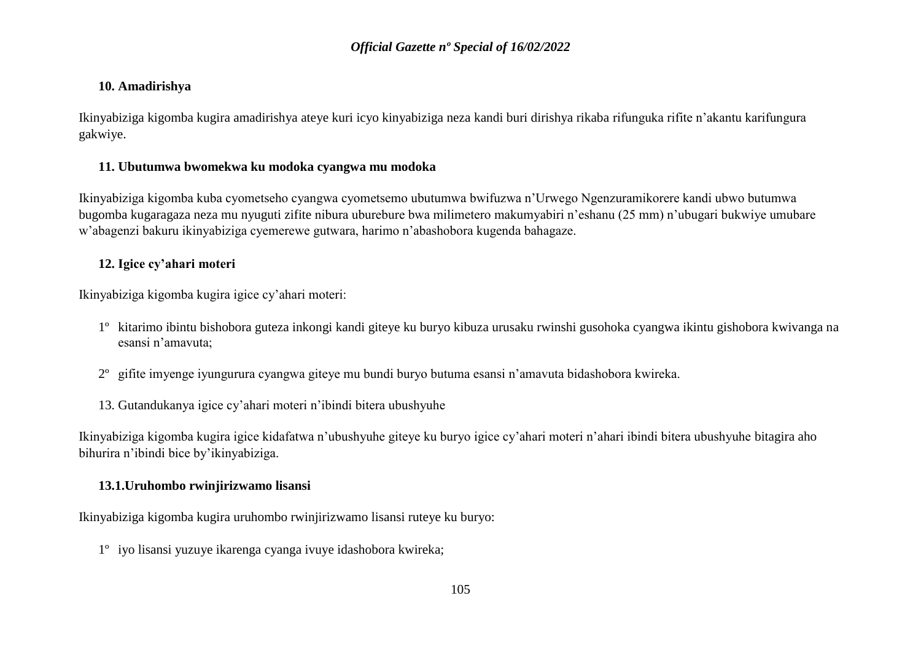**10. Amadirishya**

Ikinyabiziga kigomba kugira amadirishya ateye kuri icyo kinyabiziga neza kandi buri dirishya rikaba rifunguka rifite n'akantu karifungura gakwiye.

**11. Ubutumwa bwomekwa ku modoka cyangwa mu modoka**

Ikinyabiziga kigomba kuba cyometseho cyangwa cyometsemo ubutumwa bwifuzwa n'Urwego Ngenzuramikorere kandi ubwo butumwa bugomba kugaragaza neza mu nyuguti zifite nibura uburebure bwa milimetero makumyabiri n'eshanu (25 mm) n'ubugari bukwiye umubare w'abagenzi bakuru ikinyabiziga cyemerewe gutwara, harimo n'abashobora kugenda bahagaze.

**12. Igice cy'ahari moteri**

Ikinyabiziga kigomba kugira igice cy'ahari moteri:

1º kitarimo ibintu bishobora guteza inkongi kandi giteye ku buryo kibuza urusaku rwinshi gusohoka cyangwa ikintu gishobora kwivanga na esansi n'amavuta;

2º gifite imyenge iyungurura cyangwa giteye mu bundi buryo butuma esansi n'amavuta bidashobora kwireka.

13. Gutandukanya igice cy'ahari moteri n'ibindi bitera ubushyuhe

Ikinyabiziga kigomba kugira igice kidafatwa n'ubushyuhe giteye ku buryo igice cy'ahari moteri n'ahari ibindi bitera ubushyuhe bitagira aho bihurira n'ibindi bice by'ikinyabiziga.

**13.1.Uruhombo rwinjirizwamo lisansi**

Ikinyabiziga kigomba kugira uruhombo rwinjirizwamo lisansi ruteye ku buryo:

1º iyo lisansi yuzuye ikarenga cyanga ivuye idashobora kwireka;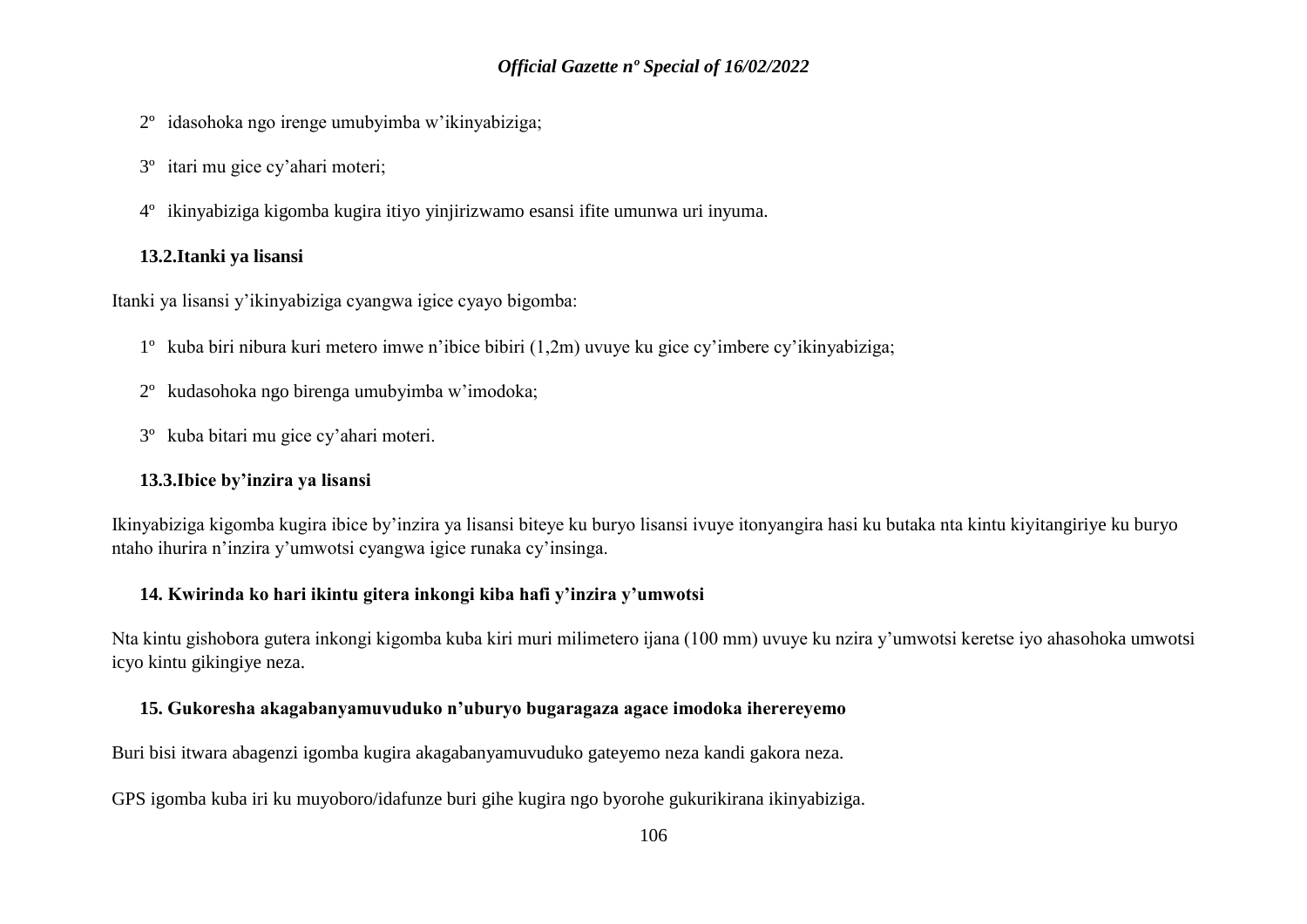2º idasohoka ngo irenge umubyimba w'ikinyabiziga;

3º itari mu gice cy'ahari moteri;

4º ikinyabiziga kigomba kugira itiyo yinjirizwamo esansi ifite umunwa uri inyuma.

**13.2.Itanki ya lisansi**

Itanki ya lisansi y'ikinyabiziga cyangwa igice cyayo bigomba:

1º kuba biri nibura kuri metero imwe n'ibice bibiri (1,2m) uvuye ku gice cy'imbere cy'ikinyabiziga;

2º kudasohoka ngo birenga umubyimba w'imodoka;

3º kuba bitari mu gice cy'ahari moteri.

**13.3.Ibice by'inzira ya lisansi**

Ikinyabiziga kigomba kugira ibice by'inzira ya lisansi biteye ku buryo lisansi ivuye itonyangira hasi ku butaka nta kintu kiyitangiriye ku buryo ntaho ihurira n'inzira y'umwotsi cyangwa igice runaka cy'insinga.

**14. Kwirinda ko hari ikintu gitera inkongi kiba hafi y'inzira y'umwotsi**

Nta kintu gishobora gutera inkongi kigomba kuba kiri muri milimetero ijana (100 mm) uvuye ku nzira y'umwotsi keretse iyo ahasohoka umwotsi icyo kintu gikingiye neza.

**15. Gukoresha akagabanyamuvuduko n'uburyo bugaragaza agace imodoka iherereyemo**

Buri bisi itwara abagenzi igomba kugira akagabanyamuvuduko gateyemo neza kandi gakora neza.

GPS igomba kuba iri ku muyoboro/idafunze buri gihe kugira ngo byorohe gukurikirana ikinyabiziga.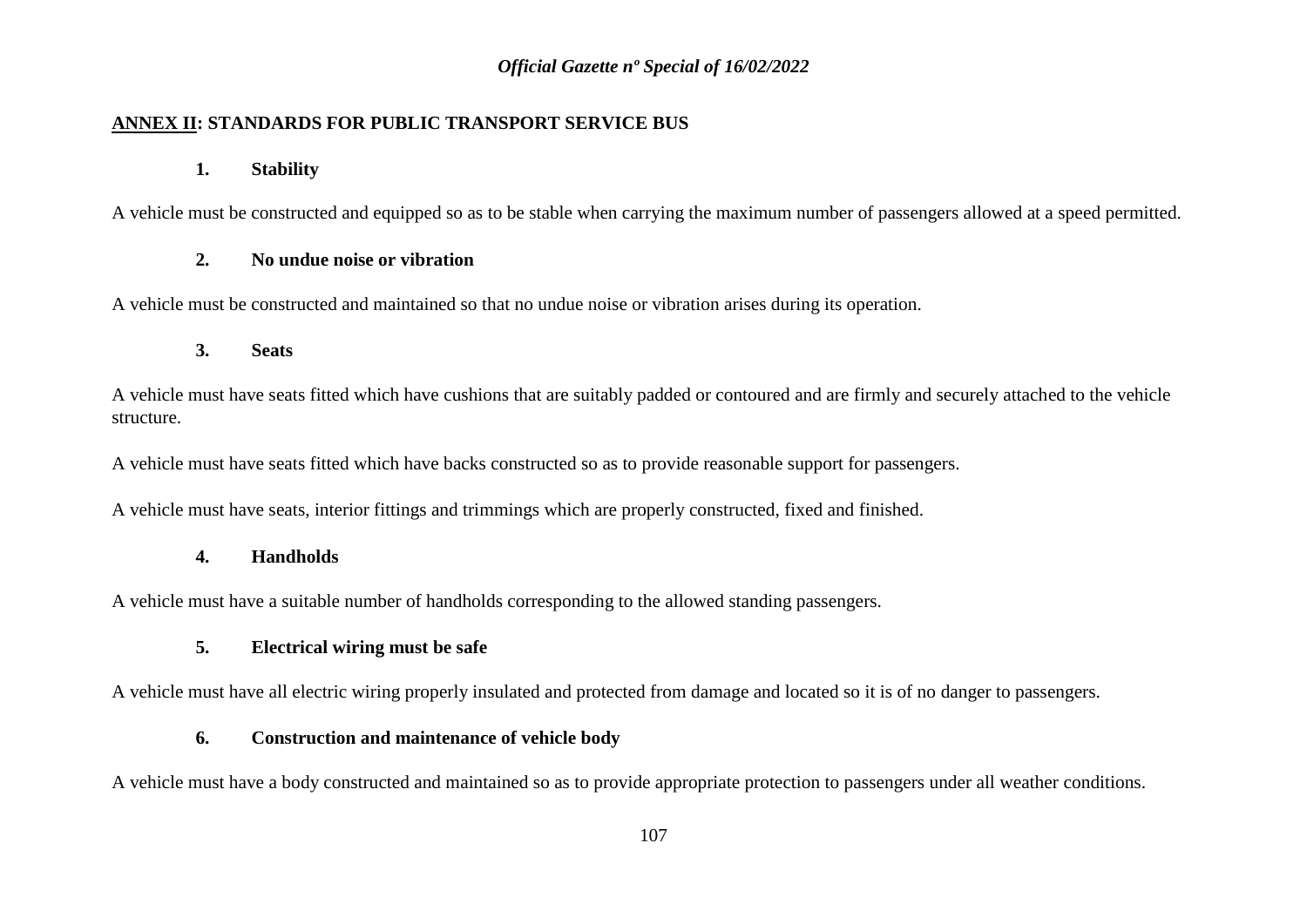## **ANNEX II**: STANDARDS FOR PUBLIC TRANSPORT SERVICE BUS

### 1. Stability

A vehicle must be constructed and equipped so as to be stable when carrying the maximum number of passengers allowed at a speed permitted.

### 2. No undue noise or vibration

A vehicle must be constructed and maintained so that no undue noise or vibration arises during its operation.

### 3. Seats

A vehicle must have seats fitted which have cushions that are suitably padded or contoured and are firmly and securely attached to the vehicle structure.

A vehicle must have seats fitted which have backs constructed so as to provide reasonable support for passengers.

A vehicle must have seats, interior fittings and trimmings which are properly constructed, fixed and finished.

### 4. Handholds

A vehicle must have a suitable number of handholds corresponding to the allowed standing passengers.

### 5. Electrical wiring must be safe

A vehicle must have all electric wiring properly insulated and protected from damage and located so it is of no danger to passengers.

### 6. Construction and maintenance of vehicle body

A vehicle must have a body constructed and maintained so as to provide appropriate protection to passengers under all weather conditions.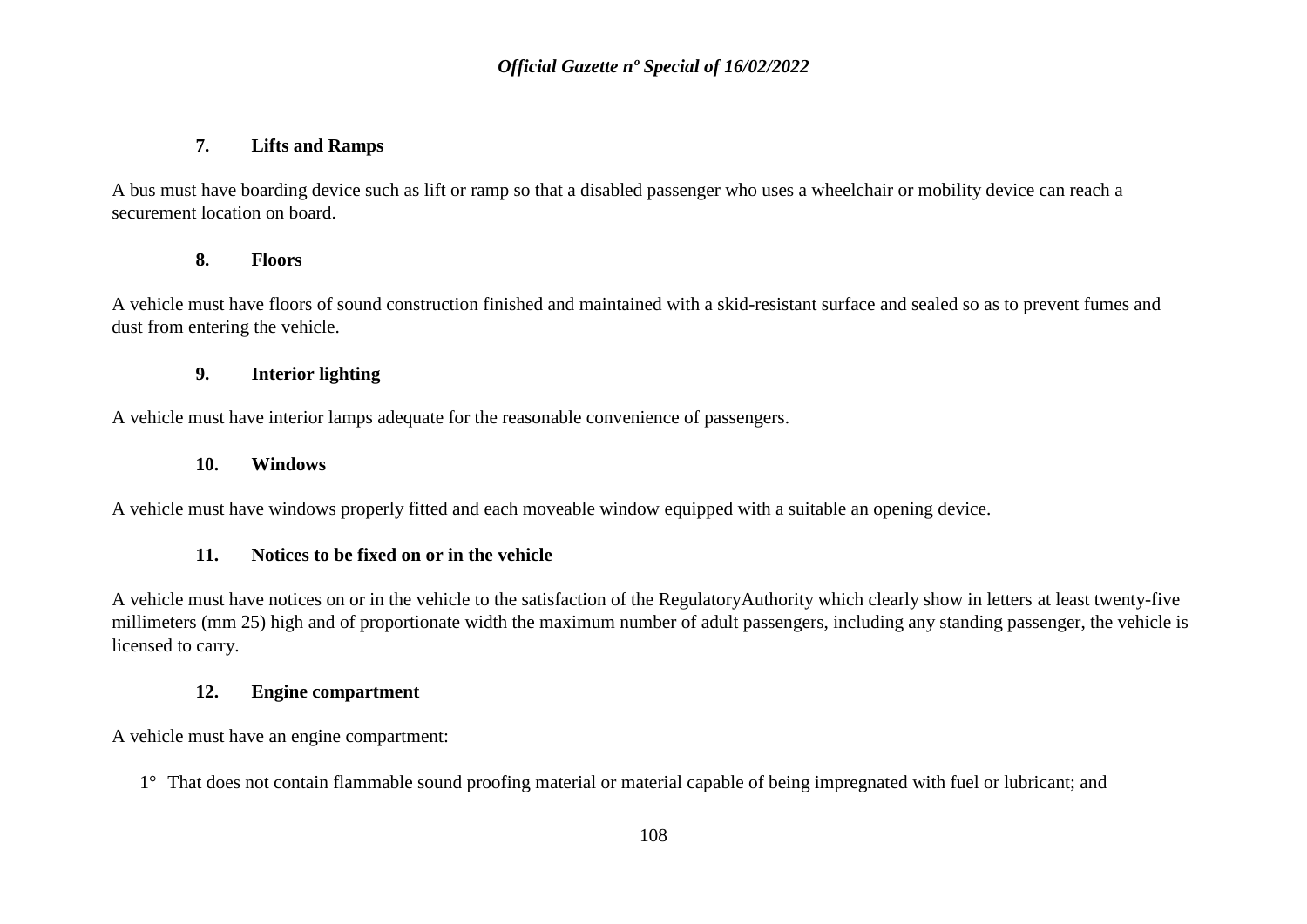### 7. Lifts and Ramps

A bus must have boarding device such as lift or ramp so that a disabled passenger who uses a wheelchair or mobility device can reach a securement location on board.

### 8. Floors

A vehicle must have floors of sound construction finished and maintained with a skid-resistant surface and sealed so as to prevent fumes and dust from entering the vehicle.

### 9. Interior lighting

A vehicle must have interior lamps adequate for the reasonable convenience of passengers.

### 10. Windows

A vehicle must have windows properly fitted and each moveable window equipped with a suitable an opening device.

### 11. Notices to be fixed on or in the vehicle

A vehicle must have notices on or in the vehicle to the satisfaction of the RegulatoryAuthority which clearly show in letters at least twenty-five millimeters (mm 25) high and of proportionate width the maximum number of adult passengers, including any standing passenger, the vehicle is licensed to carry.

### 12. Engine compartment

A vehicle must have an engine compartment:

1° That does not contain flammable sound proofing material or material capable of being impregnated with fuel or lubricant; and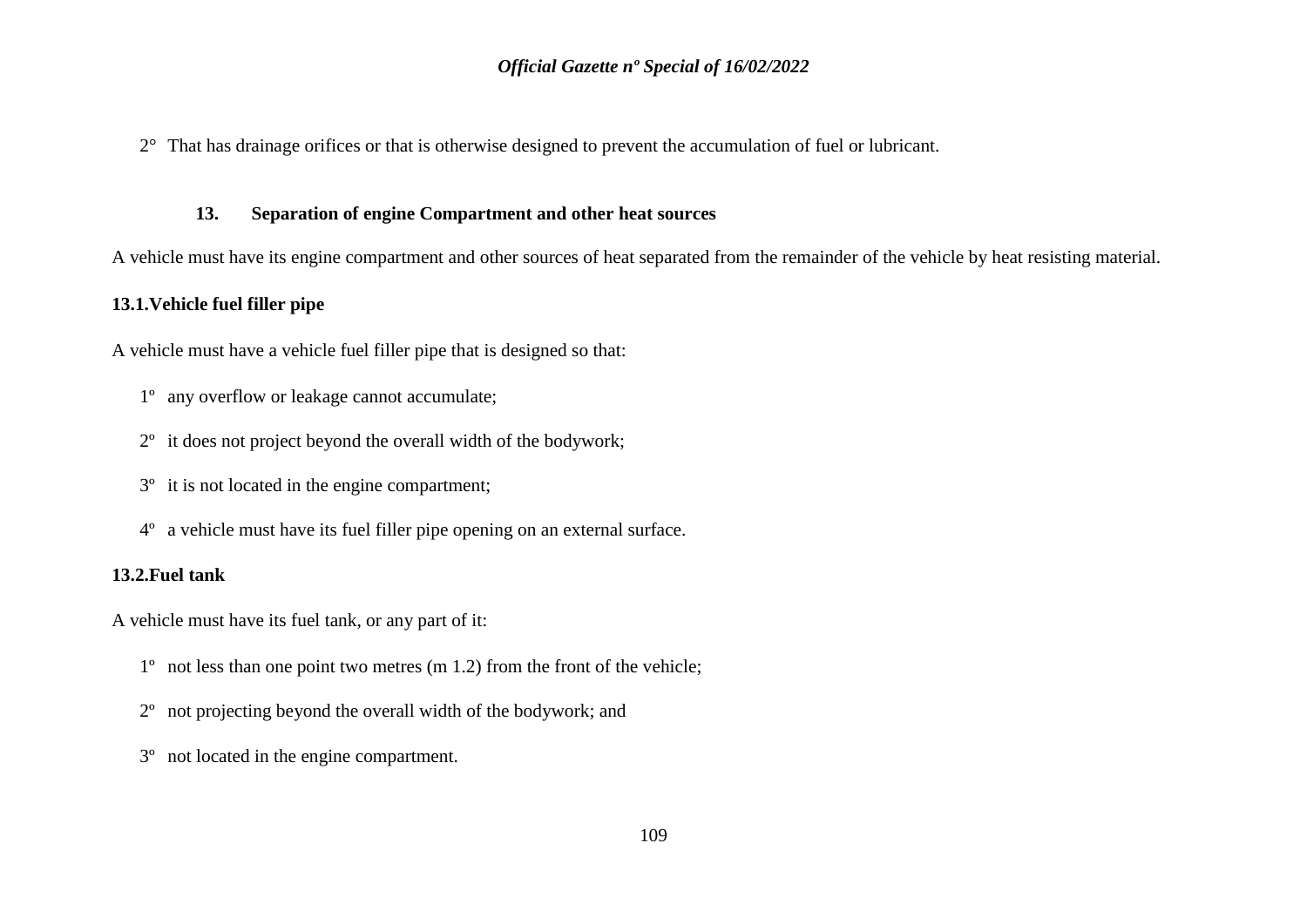2° That has drainage orifices or that is otherwise designed to prevent the accumulation of fuel or lubricant.

### 13. Separation of engine Compartment and other heat sources

A vehicle must have its engine compartment and other sources of heat separated from the remainder of the vehicle by heat resisting material.

**13.1.Vehicle fuel filler pipe**

A vehicle must have a vehicle fuel filler pipe that is designed so that:

1º any overflow or leakage cannot accumulate;

2º it does not project beyond the overall width of the bodywork;

3º it is not located in the engine compartment;

4º a vehicle must have its fuel filler pipe opening on an external surface.

**13.2.Fuel tank**

A vehicle must have its fuel tank, or any part of it:

1º not less than one point two metres (m 1.2) from the front of the vehicle;

2º not projecting beyond the overall width of the bodywork; and

3º not located in the engine compartment.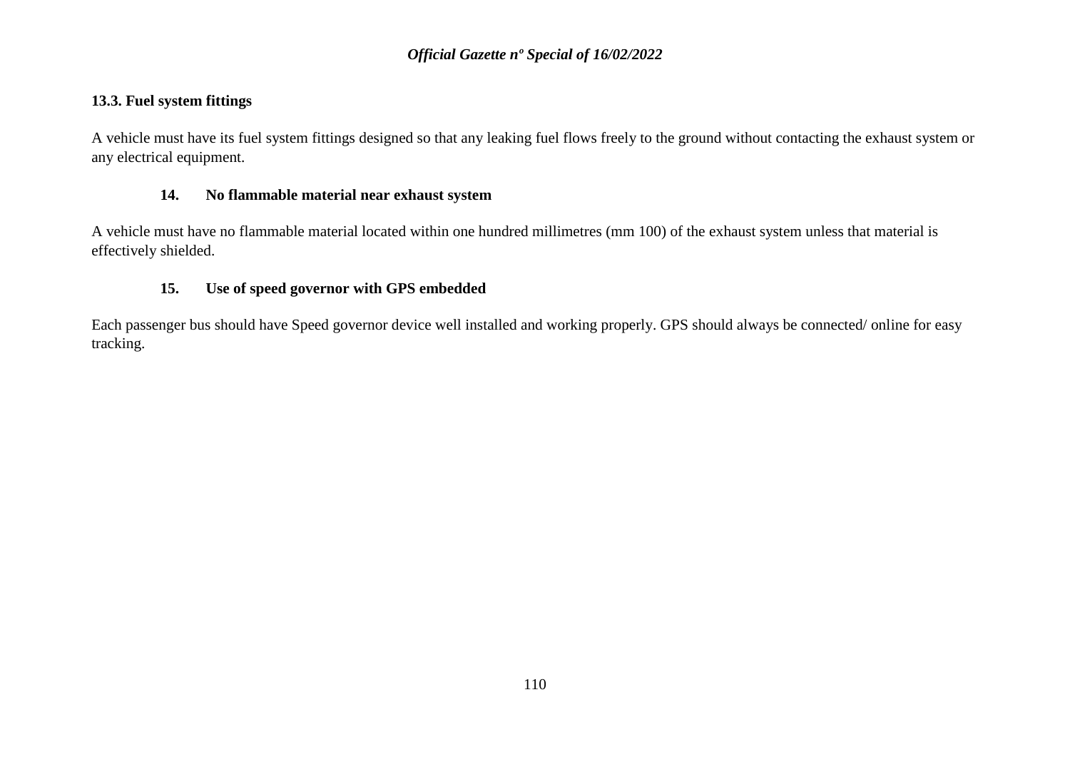### 13.3. Fuel system fittings

A vehicle must have its fuel system fittings designed so that any leaking fuel flows freely to the ground without contacting the exhaust system or any electrical equipment.

## 14. No flammable material near exhaust system

A vehicle must have no flammable material located within one hundred millimetres (mm 100) of the exhaust system unless that material is effectively shielded.

## 15. Use of speed governor with GPS embedded

Each passenger bus should have Speed governor device well installed and working properly. GPS should always be connected/ online for easy tracking.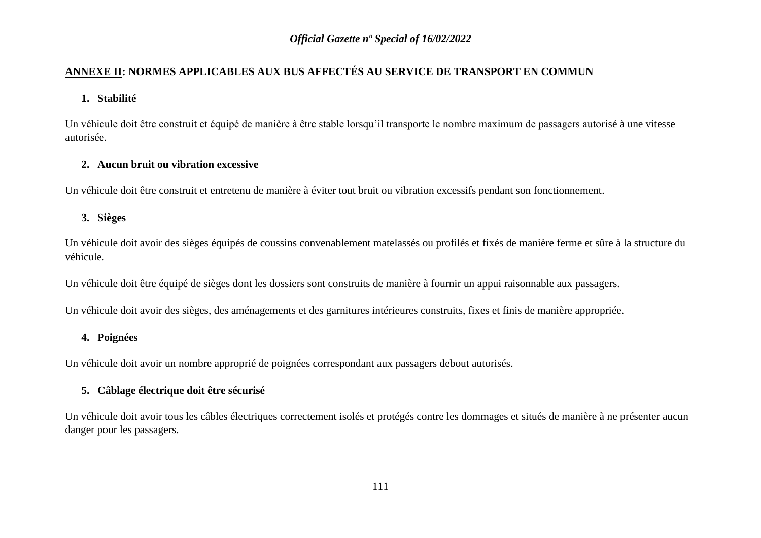## <u>ANNEXE II</u>: NORMES APPLICABLES AUX BUS AFFECTÉS AU SERVICE DE TRANSPORT EN COMMUN

### 1. Stabilité

Un véhicule doit être construit et équipé de manière à être stable lorsqu'il transporte le nombre maximum de passagers autorisé à une vitesse autorisée.

### 2. Aucun bruit ou vibration excessive

Un véhicule doit être construit et entretenu de manière à éviter tout bruit ou vibration excessifs pendant son fonctionnement.

### 3. Sièges

Un véhicule doit avoir des sièges équipés de coussins convenablement matelassés ou profilés et fixés de manière ferme et sûre à la structure du véhicule.

Un véhicule doit être équipé de sièges dont les dossiers sont construits de manière à fournir un appui raisonnable aux passagers.

Un véhicule doit avoir des sièges, des aménagements et des garnitures intérieures construits, fixes et finis de manière appropriée.

### 4. Poignées

Un véhicule doit avoir un nombre approprié de poignées correspondant aux passagers debout autorisés.

### 5. Câblage électrique doit être sécurisé

Un véhicule doit avoir tous les câbles électriques correctement isolés et protégés contre les dommages et situés de manière à ne présenter aucun danger pour les passagers.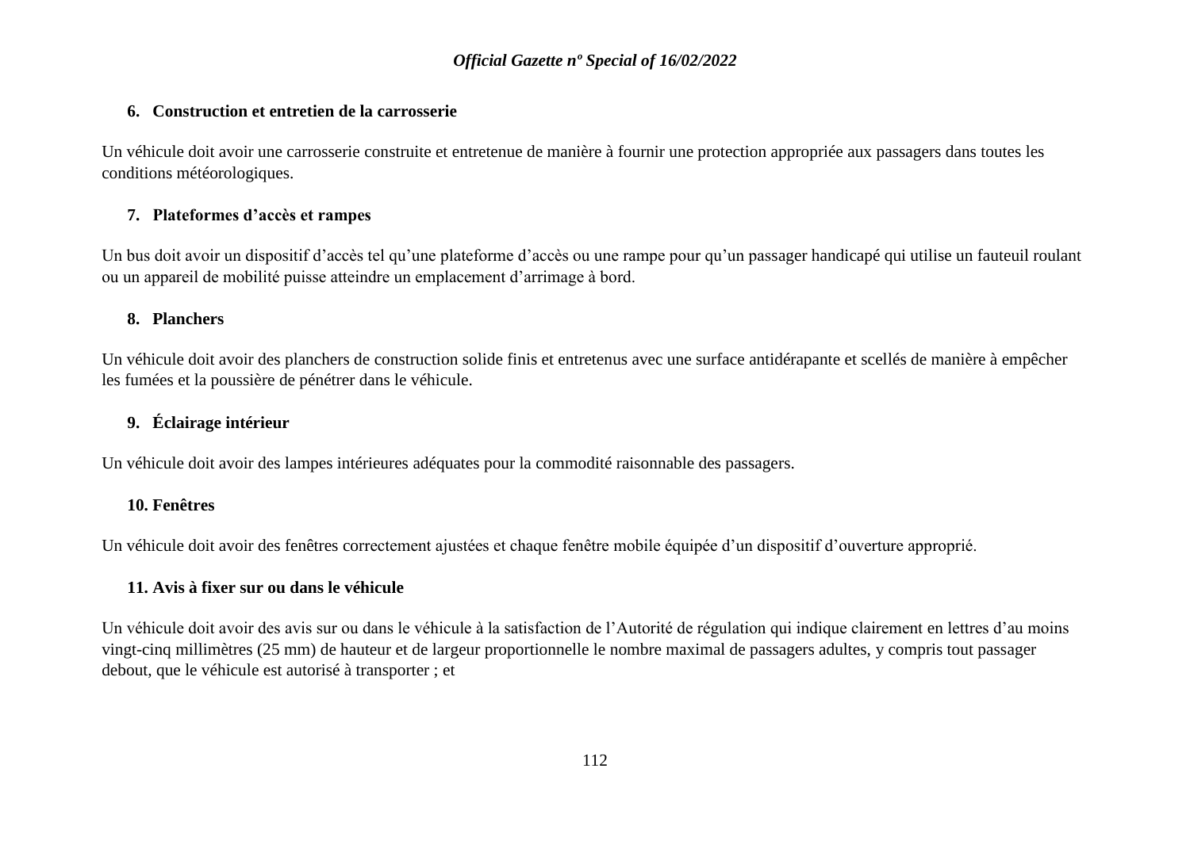**6. Construction et entretien de la carrosserie**

Un véhicule doit avoir une carrosserie construite et entretenue de manière à fournir une protection appropriée aux passagers dans toutes les conditions météorologiques.

**7. Plateformes d'accès et rampes**

Un bus doit avoir un dispositif d'accès tel qu'une plateforme d'accès ou une rampe pour qu'un passager handicapé qui utilise un fauteuil roulant ou un appareil de mobilité puisse atteindre un emplacement d'arrimage à bord.

**8. Planchers**

Un véhicule doit avoir des planchers de construction solide finis et entretenus avec une surface antidérapante et scellés de manière à empêcher les fumées et la poussière de pénétrer dans le véhicule.

**9. Éclairage intérieur**

Un véhicule doit avoir des lampes intérieures adéquates pour la commodité raisonnable des passagers.

**10. Fenêtres**

Un véhicule doit avoir des fenêtres correctement ajustées et chaque fenêtre mobile équipée d'un dispositif d'ouverture approprié.

**11. Avis à fixer sur ou dans le véhicule**

Un véhicule doit avoir des avis sur ou dans le véhicule à la satisfaction de l'Autorité de régulation qui indique clairement en lettres d'au moins vingt-cinq millimètres (25 mm) de hauteur et de largeur proportionnelle le nombre maximal de passagers adultes, y compris tout passager debout, que le véhicule est autorisé à transporter ; et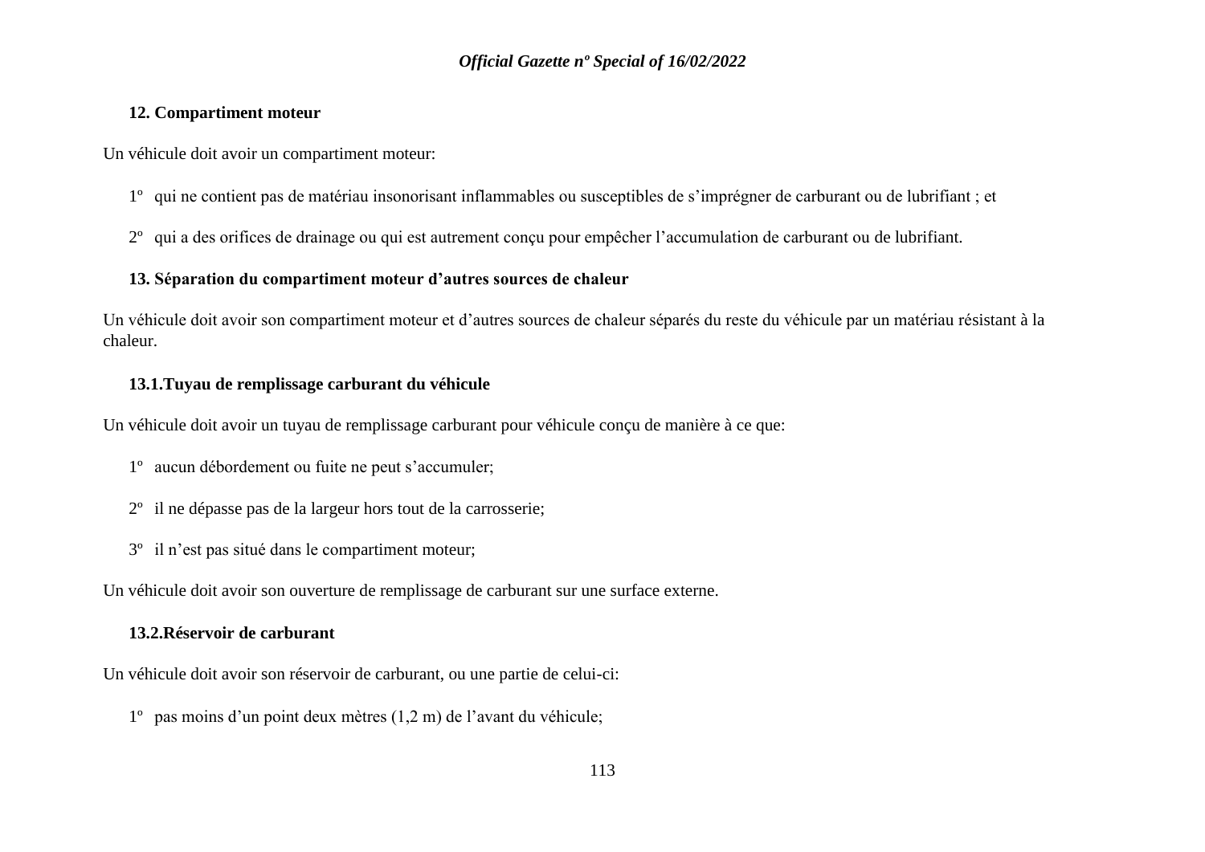**12. Compartiment moteur**

Un véhicule doit avoir un compartiment moteur:

1º qui ne contient pas de matériau insonorisant inflammables ou susceptibles de s'imprégner de carburant ou de lubrifiant ; et

2º qui a des orifices de drainage ou qui est autrement conçu pour empêcher l'accumulation de carburant ou de lubrifiant.

**13. Séparation du compartiment moteur d'autres sources de chaleur**

Un véhicule doit avoir son compartiment moteur et d'autres sources de chaleur séparés du reste du véhicule par un matériau résistant à la chaleur.

**13.1.Tuyau de remplissage carburant du véhicule**

Un véhicule doit avoir un tuyau de remplissage carburant pour véhicule conçu de manière à ce que:

1º aucun débordement ou fuite ne peut s'accumuler;

2º il ne dépasse pas de la largeur hors tout de la carrosserie;

3º il n'est pas situé dans le compartiment moteur;

Un véhicule doit avoir son ouverture de remplissage de carburant sur une surface externe.

**13.2.Réservoir de carburant**

Un véhicule doit avoir son réservoir de carburant, ou une partie de celui-ci:

1º pas moins d'un point deux mètres (1,2 m) de l'avant du véhicule;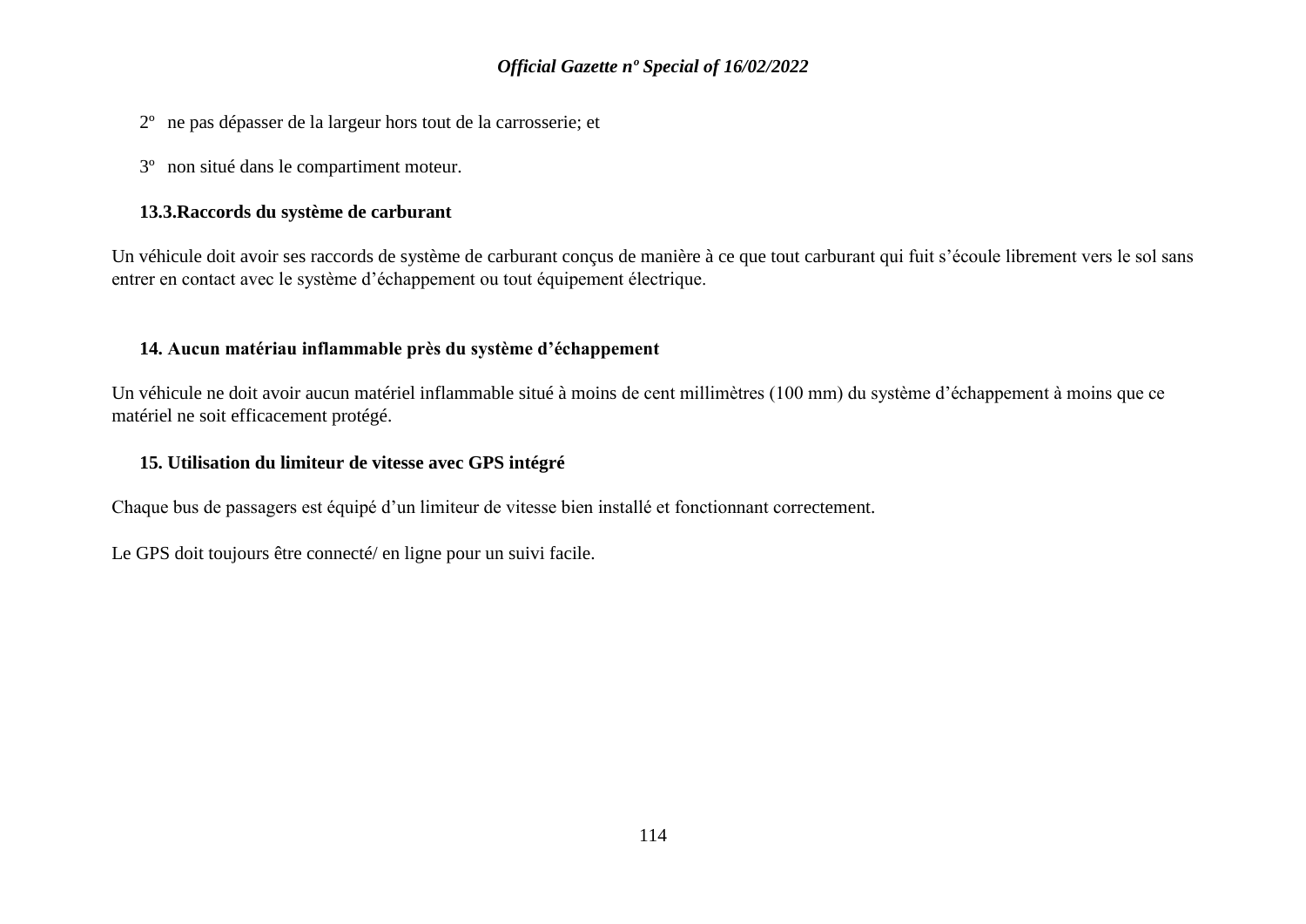2º ne pas dépasser de la largeur hors tout de la carrosserie; et

3º non situé dans le compartiment moteur.

**13.3.Raccords du système de carburant**

Un véhicule doit avoir ses raccords de système de carburant conçus de manière à ce que tout carburant qui fuit s'écoule librement vers le sol sans entrer en contact avec le système d'échappement ou tout équipement électrique.

**14. Aucun matériau inflammable près du système d'échappement**

Un véhicule ne doit avoir aucun matériel inflammable situé à moins de cent millimètres (100 mm) du système d'échappement à moins que ce matériel ne soit efficacement protégé.

**15. Utilisation du limiteur de vitesse avec GPS intégré**

Chaque bus de passagers est équipé d'un limiteur de vitesse bien installé et fonctionnant correctement.

Le GPS doit toujours être connecté/ en ligne pour un suivi facile.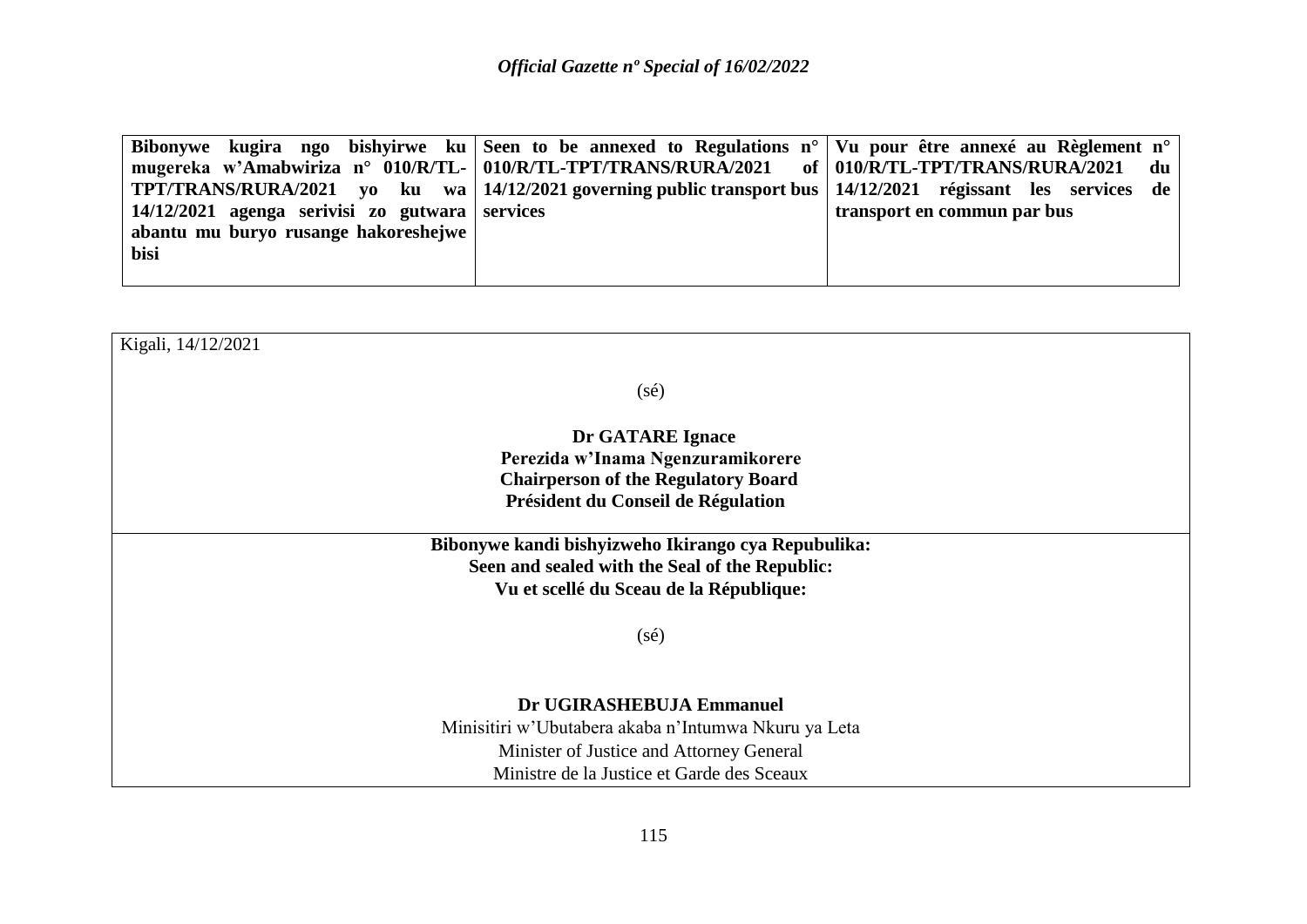| **Bibonywe kugira ngo bishyirwe ku mugereka w'Amabwiriza n° 010/R/TL-TPT/TRANS/RURA/2021 yo ku wa 14/12/2021 agenga serivisi zo gutwara abantu mu buryo rusange hakoreshejwe bisi** | **Seen to be annexed to Regulations n° 010/R/TL-TPT/TRANS/RURA/2021 of 14/12/2021 governing public transport bus services** | **Vu pour être annexé au Règlement n° 010/R/TL-TPT/TRANS/RURA/2021 du 14/12/2021 régissant les services de transport en commun par bus** |
|---|---|---|

Kigali, 14/12/2021

(sé)

**Dr GATARE Ignace**
**Perezida w'Inama Ngenzuramikorere**
**Chairperson of the Regulatory Board**
**Président du Conseil de Régulation**

**Bibonywe kandi bishyizweho Ikirango cya Repubulika:**
**Seen and sealed with the Seal of the Republic:**
**Vu et scellé du Sceau de la République:**

(sé)

**Dr UGIRASHEBUJA Emmanuel**
Minisitiri w'Ubutabera akaba n'Intumwa Nkuru ya Leta
Minister of Justice and Attorney General
Ministre de la Justice et Garde des Sceaux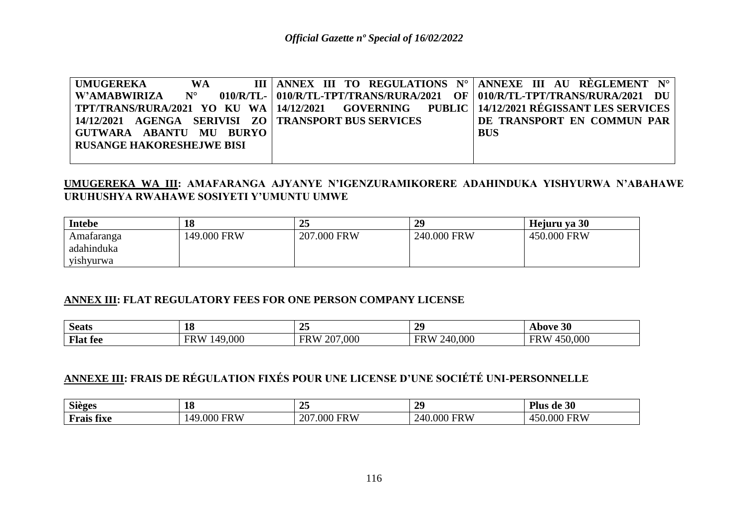| UMUGEREKA WA III W'AMABWIRIZA N° 010/R/TL-TPT/TRANS/RURA/2021 YO KU WA 14/12/2021 AGENGA SERIVISI ZO GUTWARA ABANTU MU BURYO RUSANGE HAKORESHEJWE BISI | ANNEX III TO REGULATIONS N° 010/R/TL-TPT/TRANS/RURA/2021 OF 14/12/2021 GOVERNING PUBLIC TRANSPORT BUS SERVICES | ANNEXE III AU RÈGLEMENT N° 010/R/TL-TPT/TRANS/RURA/2021 DU 14/12/2021 RÉGISSANT LES SERVICES DE TRANSPORT EN COMMUN PAR BUS |
|---|---|---|

**UMUGEREKA WA III: AMAFARANGA AJYANYE N'IGENZURAMIKORERE ADAHINDUKA YISHYURWA N'ABAHAWE URUHUSHYA RWAHAWE SOSIYETI Y'UMUNTU UMWE**

| Intebe | 18 | 25 | 29 | Hejuru ya 30 |
|---|---|---|---|---|
| Amafaranga adahinduka yishyurwa | 149.000 FRW | 207.000 FRW | 240.000 FRW | 450.000 FRW |

**ANNEX III: FLAT REGULATORY FEES FOR ONE PERSON COMPANY LICENSE**

| Seats | 18 | 25 | 29 | Above 30 |
|---|---|---|---|---|
| Flat fee | FRW 149,000 | FRW 207,000 | FRW 240,000 | FRW 450,000 |

**ANNEXE III: FRAIS DE RÉGULATION FIXÉS POUR UNE LICENSE D'UNE SOCIÉTÉ UNI-PERSONNELLE**

| Sièges | 18 | 25 | 29 | Plus de 30 |
|---|---|---|---|---|
| Frais fixe | 149.000 FRW | 207.000 FRW | 240.000 FRW | 450.000 FRW |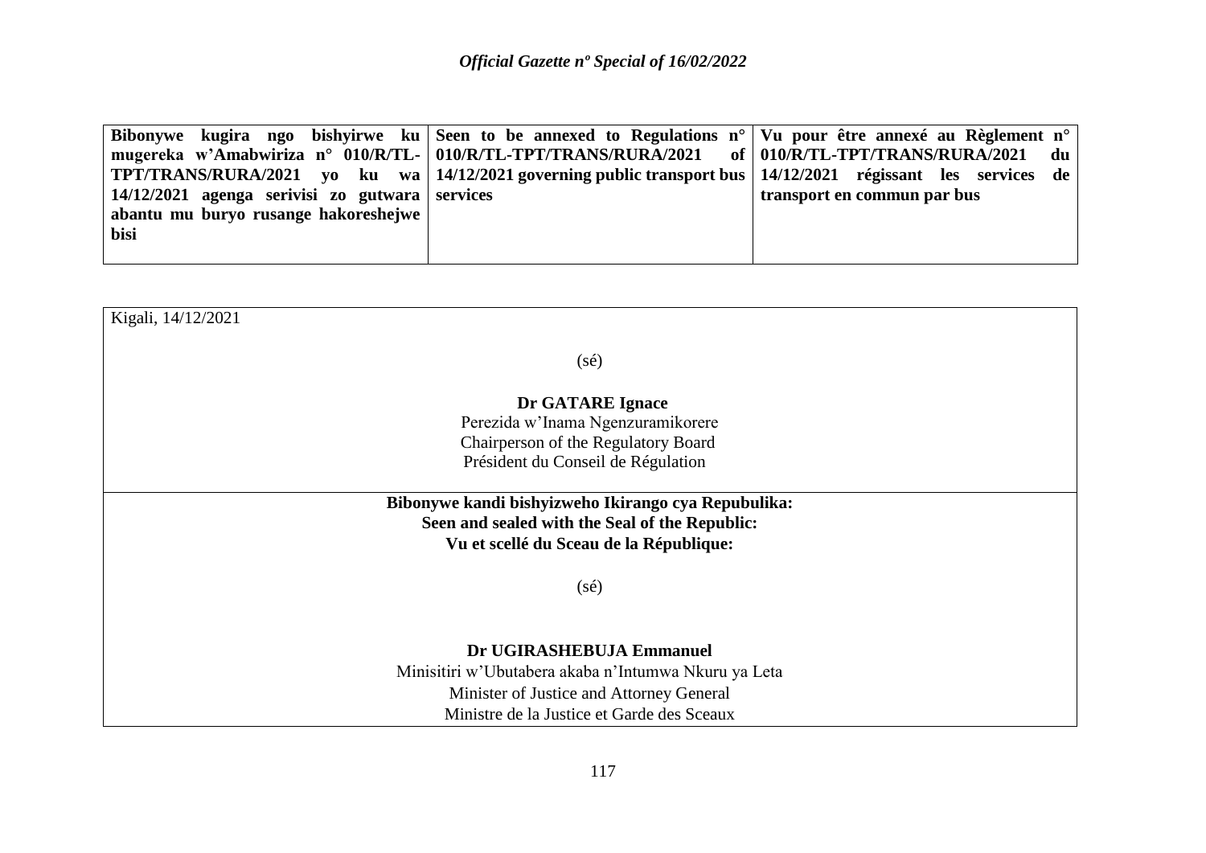| **Bibonywe kugira ngo bishyirwe ku mugereka w'Amabwiriza n° 010/R/TL-TPT/TRANS/RURA/2021 yo ku wa 14/12/2021 agenga serivisi zo gutwara abantu mu buryo rusange hakoreshejwe bisi** | **Seen to be annexed to Regulations n° 010/R/TL-TPT/TRANS/RURA/2021 of 14/12/2021 governing public transport bus services** | **Vu pour être annexé au Règlement n° 010/R/TL-TPT/TRANS/RURA/2021 du 14/12/2021 régissant les services de transport en commun par bus** |
|---|---|---|

Kigali, 14/12/2021

(sé)

**Dr GATARE Ignace**
Perezida w'Inama Ngenzuramikorere
Chairperson of the Regulatory Board
Président du Conseil de Régulation

**Bibonywe kandi bishyizweho Ikirango cya Repubulika:**
**Seen and sealed with the Seal of the Republic:**
**Vu et scellé du Sceau de la République:**

(sé)

**Dr UGIRASHEBUJA Emmanuel**
Minisitiri w'Ubutabera akaba n'Intumwa Nkuru ya Leta
Minister of Justice and Attorney General
Ministre de la Justice et Garde des Sceaux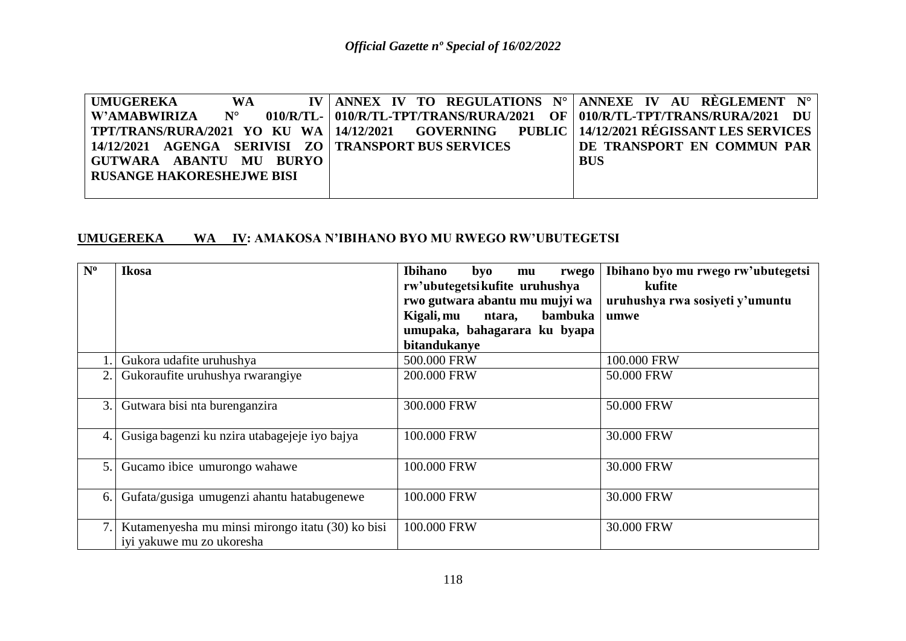| UMUGEREKA WA IV W'AMABWIRIZA N° 010/R/TL-TPT/TRANS/RURA/2021 YO KU WA 14/12/2021 AGENGA SERIVISI ZO GUTWARA ABANTU MU BURYO RUSANGE HAKORESHEJWE BISI | ANNEX IV TO REGULATIONS N° 010/R/TL-TPT/TRANS/RURA/2021 OF 14/12/2021 GOVERNING PUBLIC TRANSPORT BUS SERVICES | ANNEXE IV AU RÈGLEMENT N° 010/R/TL-TPT/TRANS/RURA/2021 DU 14/12/2021 RÉGISSANT LES SERVICES DE TRANSPORT EN COMMUN PAR BUS |
|---|---|---|

**UMUGEREKA WA IV: AMAKOSA N'IBIHANO BYO MU RWEGO RW'UBUTEGETSI**

| Nº | Ikosa | Ibihano byo mu rwego rw'ubutegetsi kufite uruhushya rwo gutwara abantu mu mujyi wa Kigali, mu ntara, bambuka umupaka, bahagarara ku byapa bitandukanye | Ibihano byo mu rwego rw'ubutegetsi kufite uruhushya rwa sosiyeti y'umuntu umwe |
|---|---|---|---|
| 1. | Gukora udafite uruhushya | 500.000 FRW | 100.000 FRW |
| 2. | Gukoraufite uruhushya rwarangiye | 200.000 FRW | 50.000 FRW |
| 3. | Gutwara bisi nta burenganzira | 300.000 FRW | 50.000 FRW |
| 4. | Gusiga bagenzi ku nzira utabagejeje iyo bajya | 100.000 FRW | 30.000 FRW |
| 5. | Gucamo ibice umurongo wahawe | 100.000 FRW | 30.000 FRW |
| 6. | Gufata/gusiga umugenzi ahantu hatabugenewe | 100.000 FRW | 30.000 FRW |
| 7. | Kutamenyesha mu minsi mirongo itatu (30) ko bisi iyi yakuwe mu zo ukoresha | 100.000 FRW | 30.000 FRW |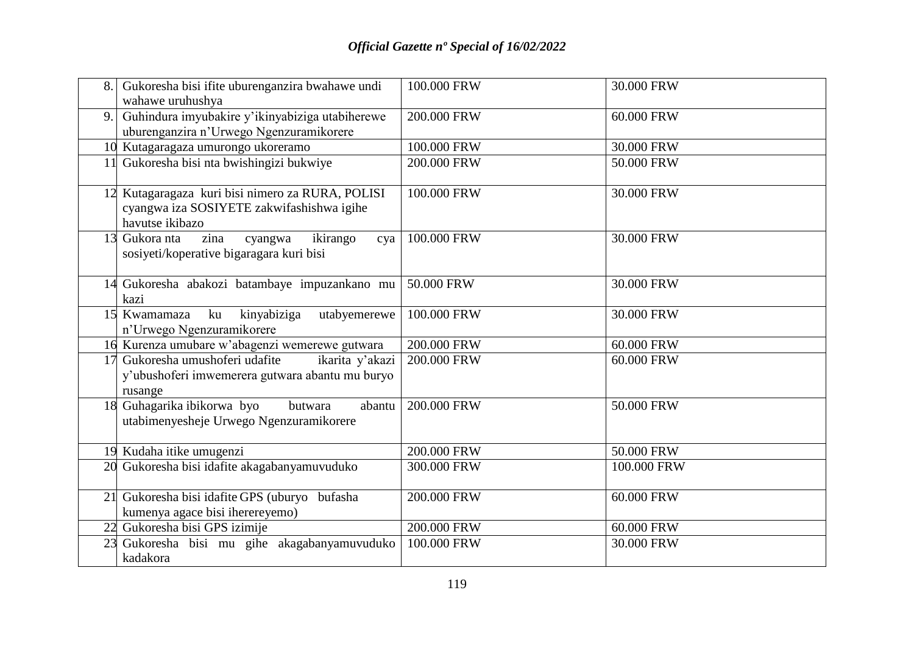| 8. | Gukoresha bisi ifite uburenganzira bwahawe undi wahawe uruhushya | 100.000 FRW | 30.000 FRW |
|---|---|---|---|
| 9. | Guhindura imyubakire y'ikinyabiziga utabiherewe uburenganzira n'Urwego Ngenzuramikorere | 200.000 FRW | 60.000 FRW |
| 10 | Kutagaragaza umurongo ukoreramo | 100.000 FRW | 30.000 FRW |
| 11 | Gukoresha bisi nta bwishingizi bukwiye | 200.000 FRW | 50.000 FRW |
| 12 | Kutagaragaza kuri bisi nimero za RURA, POLISI cyangwa iza SOSIYETE zakwifashishwa igihe havutse ikibazo | 100.000 FRW | 30.000 FRW |
| 13 | Gukora nta zina cyangwa ikirango cya sosiyeti/koperative bigaragara kuri bisi | 100.000 FRW | 30.000 FRW |
| 14 | Gukoresha abakozi batambaye impuzankano mu kazi | 50.000 FRW | 30.000 FRW |
| 15 | Kwamamaza ku kinyabiziga utabyemerewe n'Urwego Ngenzuramikorere | 100.000 FRW | 30.000 FRW |
| 16 | Kurenza umubare w'abagenzi wemerewe gutwara | 200.000 FRW | 60.000 FRW |
| 17 | Gukoresha umushoferi udafite ikarita y'akazi y'ubushoferi imwemerera gutwara abantu mu buryo rusange | 200.000 FRW | 60.000 FRW |
| 18 | Guhagarika ibikorwa byo butwara abantu utabimenyesheje Urwego Ngenzuramikorere | 200.000 FRW | 50.000 FRW |
| 19 | Kudaha itike umugenzi | 200.000 FRW | 50.000 FRW |
| 20 | Gukoresha bisi idafite akagabanyamuvuduko | 300.000 FRW | 100.000 FRW |
| 21 | Gukoresha bisi idafite GPS (uburyo bufasha kumenya agace bisi iherereyemo) | 200.000 FRW | 60.000 FRW |
| 22 | Gukoresha bisi GPS izimije | 200.000 FRW | 60.000 FRW |
| 23 | Gukoresha bisi mu gihe akagabanyamuvuduko kadakora | 100.000 FRW | 30.000 FRW |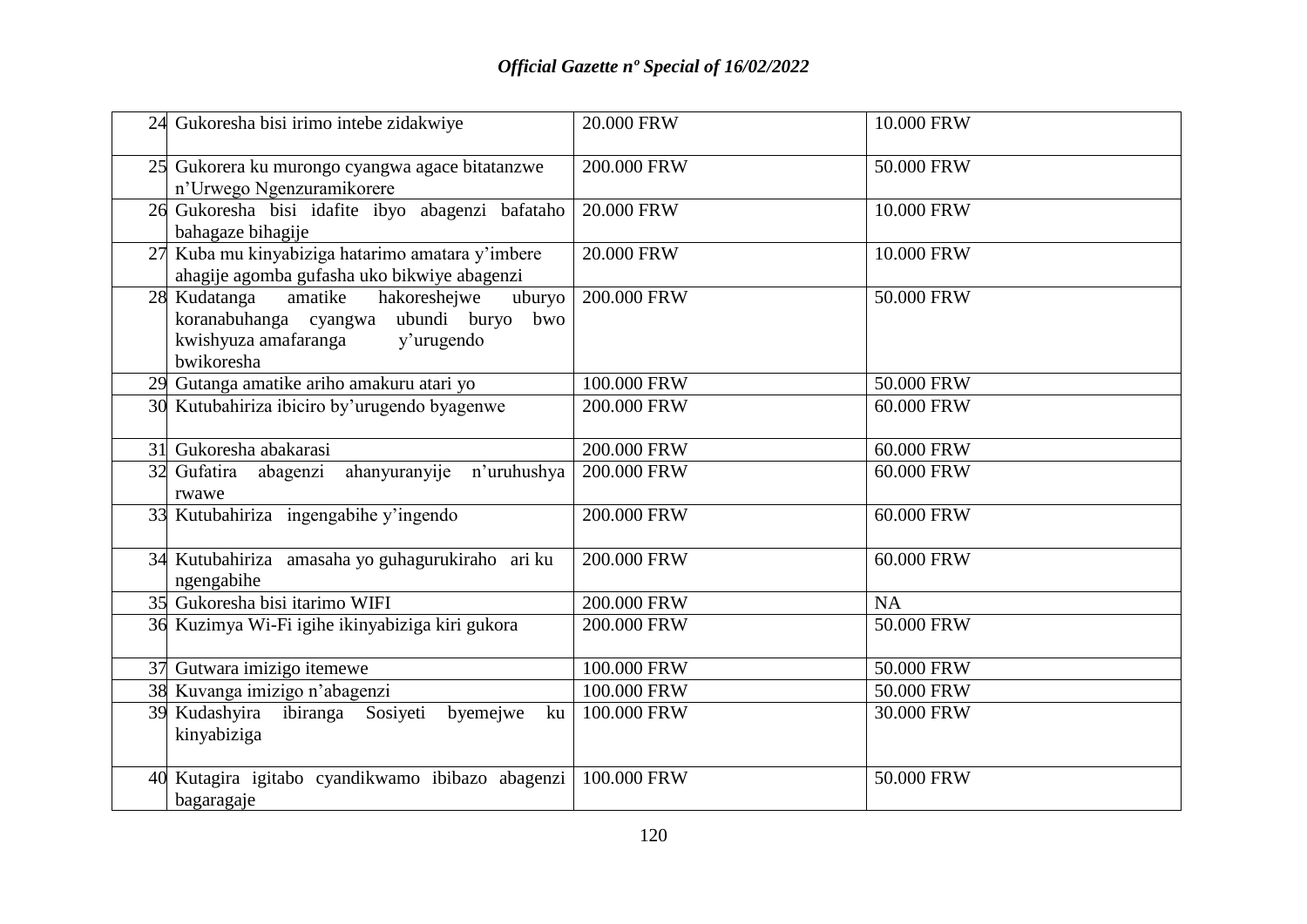| 24 | Gukoresha bisi irimo intebe zidakwiye | 20.000 FRW | 10.000 FRW |
|---|---|---|---|
| 25 | Gukorera ku murongo cyangwa agace bitatanzwe n'Urwego Ngenzuramikorere | 200.000 FRW | 50.000 FRW |
| 26 | Gukoresha bisi idafite ibyo abagenzi bafataho bahagaze bihagije | 20.000 FRW | 10.000 FRW |
| 27 | Kuba mu kinyabiziga hatarimo amatara y'imbere ahagije agomba gufasha uko bikwiye abagenzi | 20.000 FRW | 10.000 FRW |
| 28 | Kudatanga amatike hakoreshejwe uburyo koranabuhanga cyangwa ubundi buryo bwo kwishyuza amafaranga y'urugendo bwikoresha | 200.000 FRW | 50.000 FRW |
| 29 | Gutanga amatike ariho amakuru atari yo | 100.000 FRW | 50.000 FRW |
| 30 | Kutubahiriza ibiciro by'urugendo byagenwe | 200.000 FRW | 60.000 FRW |
| 31 | Gukoresha abakarasi | 200.000 FRW | 60.000 FRW |
| 32 | Gufatira abagenzi ahanyuranyije n'uruhushya rwawe | 200.000 FRW | 60.000 FRW |
| 33 | Kutubahiriza ingengabihe y'ingendo | 200.000 FRW | 60.000 FRW |
| 34 | Kutubahiriza amasaha yo guhagurukiraho ari ku ngengabihe | 200.000 FRW | 60.000 FRW |
| 35 | Gukoresha bisi itarimo WIFI | 200.000 FRW | NA |
| 36 | Kuzimya Wi-Fi igihe ikinyabiziga kiri gukora | 200.000 FRW | 50.000 FRW |
| 37 | Gutwara imizigo itemewe | 100.000 FRW | 50.000 FRW |
| 38 | Kuvanga imizigo n'abagenzi | 100.000 FRW | 50.000 FRW |
| 39 | Kudashyira ibiranga Sosiyeti byemejwe ku kinyabiziga | 100.000 FRW | 30.000 FRW |
| 40 | Kutagira igitabo cyandikwamo ibibazo abagenzi bagaragaje | 100.000 FRW | 50.000 FRW |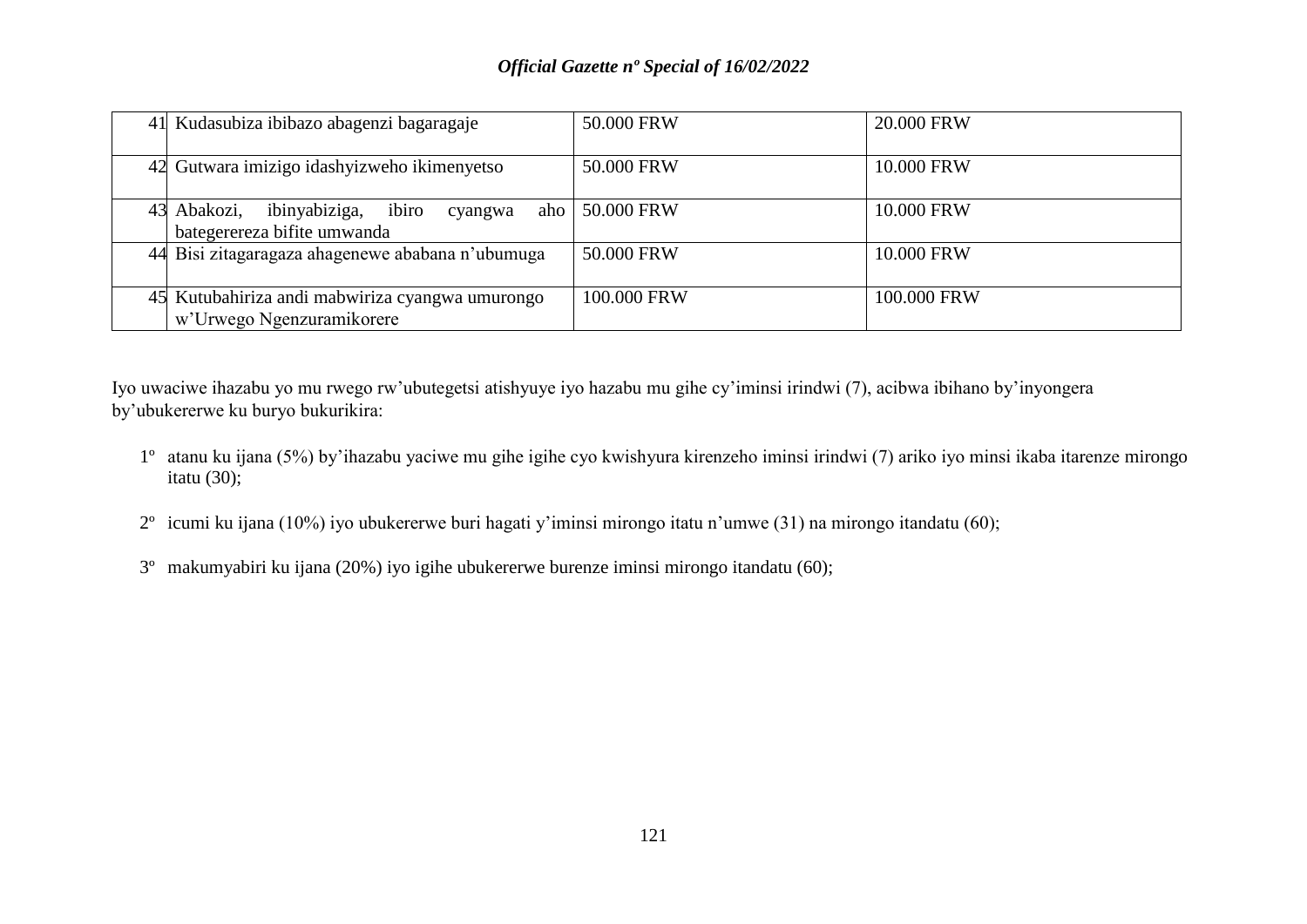| 41 | Kudasubiza ibibazo abagenzi bagaragaje | 50.000 FRW | 20.000 FRW |
|---|---|---|---|
| 42 | Gutwara imizigo idashyizweho ikimenyetso | 50.000 FRW | 10.000 FRW |
| 43 | Abakozi, ibinyabiziga, ibiro cyangwa aho bategerereza bifite umwanda | 50.000 FRW | 10.000 FRW |
| 44 | Bisi zitagaragaza ahagenewe ababana n'ubumuga | 50.000 FRW | 10.000 FRW |
| 45 | Kutubahiriza andi mabwiriza cyangwa umurongo w'Urwego Ngenzuramikorere | 100.000 FRW | 100.000 FRW |

Iyo uwaciwe ihazabu yo mu rwego rw'ubutegetsi atishyuye iyo hazabu mu gihe cy'iminsi irindwi (7), acibwa ibihano by'inyongera by'ubukererwe ku buryo bukurikira:

1º atanu ku ijana (5%) by'ihazabu yaciwe mu gihe igihe cyo kwishyura kirenzeho iminsi irindwi (7) ariko iyo minsi ikaba itarenze mirongo itatu (30);

2º icumi ku ijana (10%) iyo ubukererwe buri hagati y'iminsi mirongo itatu n'umwe (31) na mirongo itandatu (60);

3º makumyabiri ku ijana (20%) iyo igihe ubukererwe burenze iminsi mirongo itandatu (60);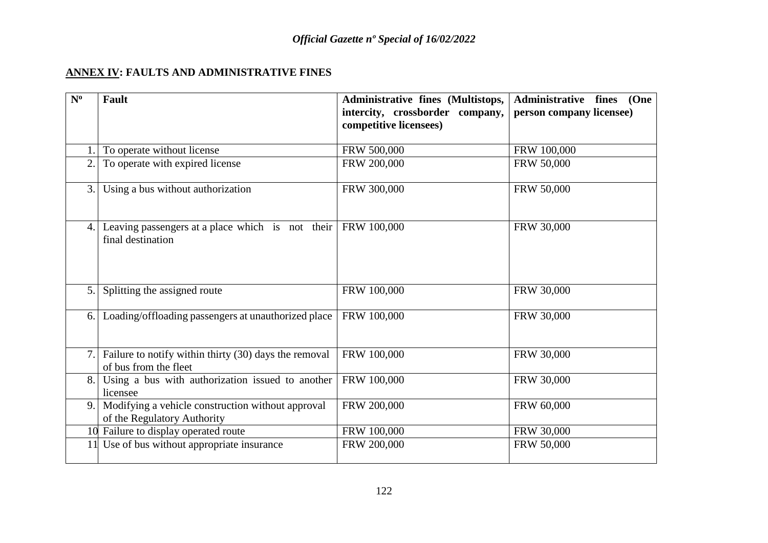## ANNEX IV: FAULTS AND ADMINISTRATIVE FINES

| Nº | Fault | Administrative fines (Multistops, intercity, crossborder company, competitive licensees) | Administrative fines (One person company licensee) |
|---|---|---|---|
| 1. | To operate without license | FRW 500,000 | FRW 100,000 |
| 2. | To operate with expired license | FRW 200,000 | FRW 50,000 |
| 3. | Using a bus without authorization | FRW 300,000 | FRW 50,000 |
| 4. | Leaving passengers at a place which is not their final destination | FRW 100,000 | FRW 30,000 |
| 5. | Splitting the assigned route | FRW 100,000 | FRW 30,000 |
| 6. | Loading/offloading passengers at unauthorized place | FRW 100,000 | FRW 30,000 |
| 7. | Failure to notify within thirty (30) days the removal of bus from the fleet | FRW 100,000 | FRW 30,000 |
| 8. | Using a bus with authorization issued to another licensee | FRW 100,000 | FRW 30,000 |
| 9. | Modifying a vehicle construction without approval of the Regulatory Authority | FRW 200,000 | FRW 60,000 |
| 10 | Failure to display operated route | FRW 100,000 | FRW 30,000 |
| 11 | Use of bus without appropriate insurance | FRW 200,000 | FRW 50,000 |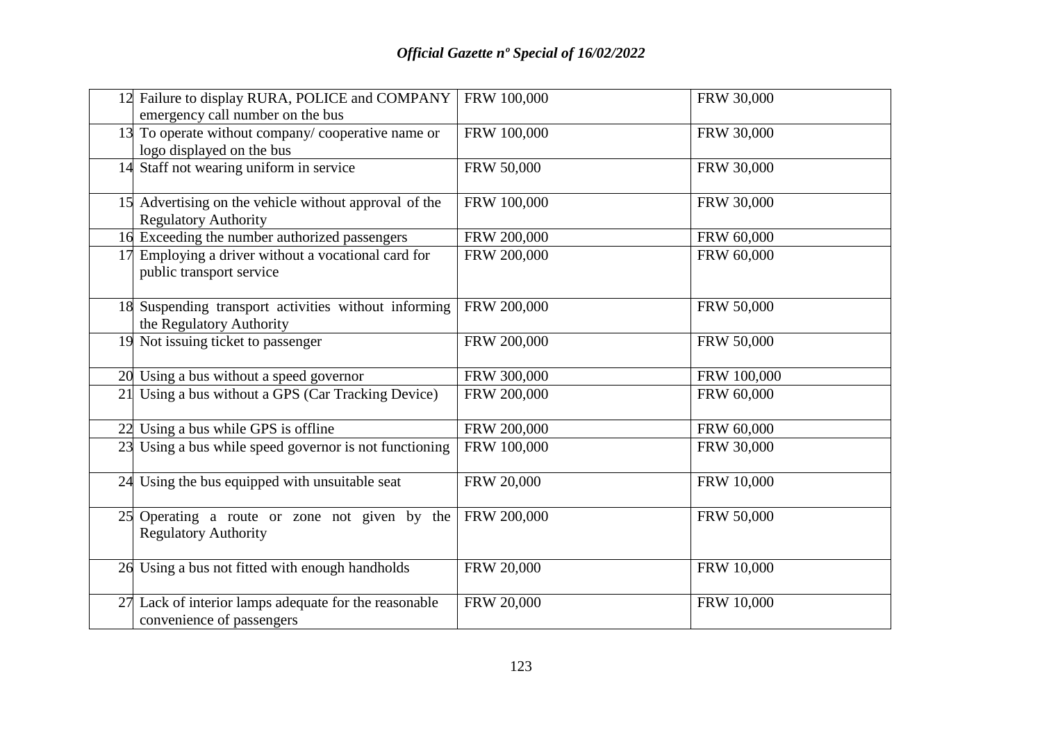| | | | |
|---|---|---|---|
| 12 | Failure to display RURA, POLICE and COMPANY emergency call number on the bus | FRW 100,000 | FRW 30,000 |
| 13 | To operate without company/ cooperative name or logo displayed on the bus | FRW 100,000 | FRW 30,000 |
| 14 | Staff not wearing uniform in service | FRW 50,000 | FRW 30,000 |
| 15 | Advertising on the vehicle without approval of the Regulatory Authority | FRW 100,000 | FRW 30,000 |
| 16 | Exceeding the number authorized passengers | FRW 200,000 | FRW 60,000 |
| 17 | Employing a driver without a vocational card for public transport service | FRW 200,000 | FRW 60,000 |
| 18 | Suspending transport activities without informing the Regulatory Authority | FRW 200,000 | FRW 50,000 |
| 19 | Not issuing ticket to passenger | FRW 200,000 | FRW 50,000 |
| 20 | Using a bus without a speed governor | FRW 300,000 | FRW 100,000 |
| 21 | Using a bus without a GPS (Car Tracking Device) | FRW 200,000 | FRW 60,000 |
| 22 | Using a bus while GPS is offline | FRW 200,000 | FRW 60,000 |
| 23 | Using a bus while speed governor is not functioning | FRW 100,000 | FRW 30,000 |
| 24 | Using the bus equipped with unsuitable seat | FRW 20,000 | FRW 10,000 |
| 25 | Operating a route or zone not given by the Regulatory Authority | FRW 200,000 | FRW 50,000 |
| 26 | Using a bus not fitted with enough handholds | FRW 20,000 | FRW 10,000 |
| 27 | Lack of interior lamps adequate for the reasonable convenience of passengers | FRW 20,000 | FRW 10,000 |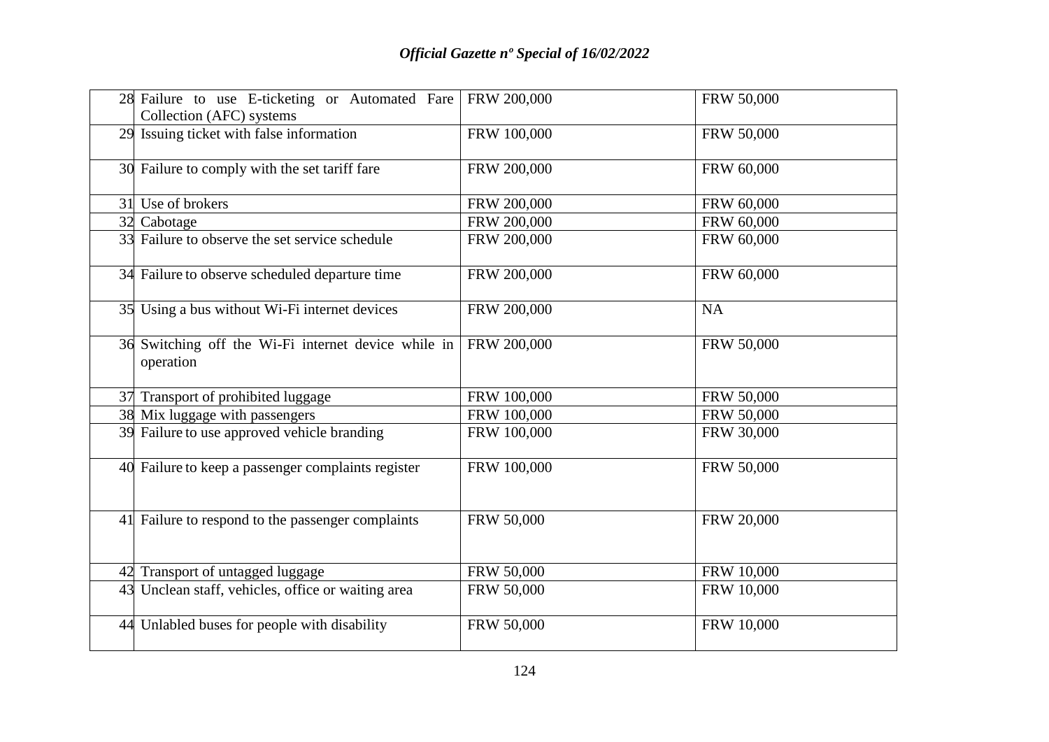| | | | |
|---|---|---|---|
| 28 | Failure to use E-ticketing or Automated Fare Collection (AFC) systems | FRW 200,000 | FRW 50,000 |
| 29 | Issuing ticket with false information | FRW 100,000 | FRW 50,000 |
| 30 | Failure to comply with the set tariff fare | FRW 200,000 | FRW 60,000 |
| 31 | Use of brokers | FRW 200,000 | FRW 60,000 |
| 32 | Cabotage | FRW 200,000 | FRW 60,000 |
| 33 | Failure to observe the set service schedule | FRW 200,000 | FRW 60,000 |
| 34 | Failure to observe scheduled departure time | FRW 200,000 | FRW 60,000 |
| 35 | Using a bus without Wi-Fi internet devices | FRW 200,000 | NA |
| 36 | Switching off the Wi-Fi internet device while in operation | FRW 200,000 | FRW 50,000 |
| 37 | Transport of prohibited luggage | FRW 100,000 | FRW 50,000 |
| 38 | Mix luggage with passengers | FRW 100,000 | FRW 50,000 |
| 39 | Failure to use approved vehicle branding | FRW 100,000 | FRW 30,000 |
| 40 | Failure to keep a passenger complaints register | FRW 100,000 | FRW 50,000 |
| 41 | Failure to respond to the passenger complaints | FRW 50,000 | FRW 20,000 |
| 42 | Transport of untagged luggage | FRW 50,000 | FRW 10,000 |
| 43 | Unclean staff, vehicles, office or waiting area | FRW 50,000 | FRW 10,000 |
| 44 | Unlabled buses for people with disability | FRW 50,000 | FRW 10,000 |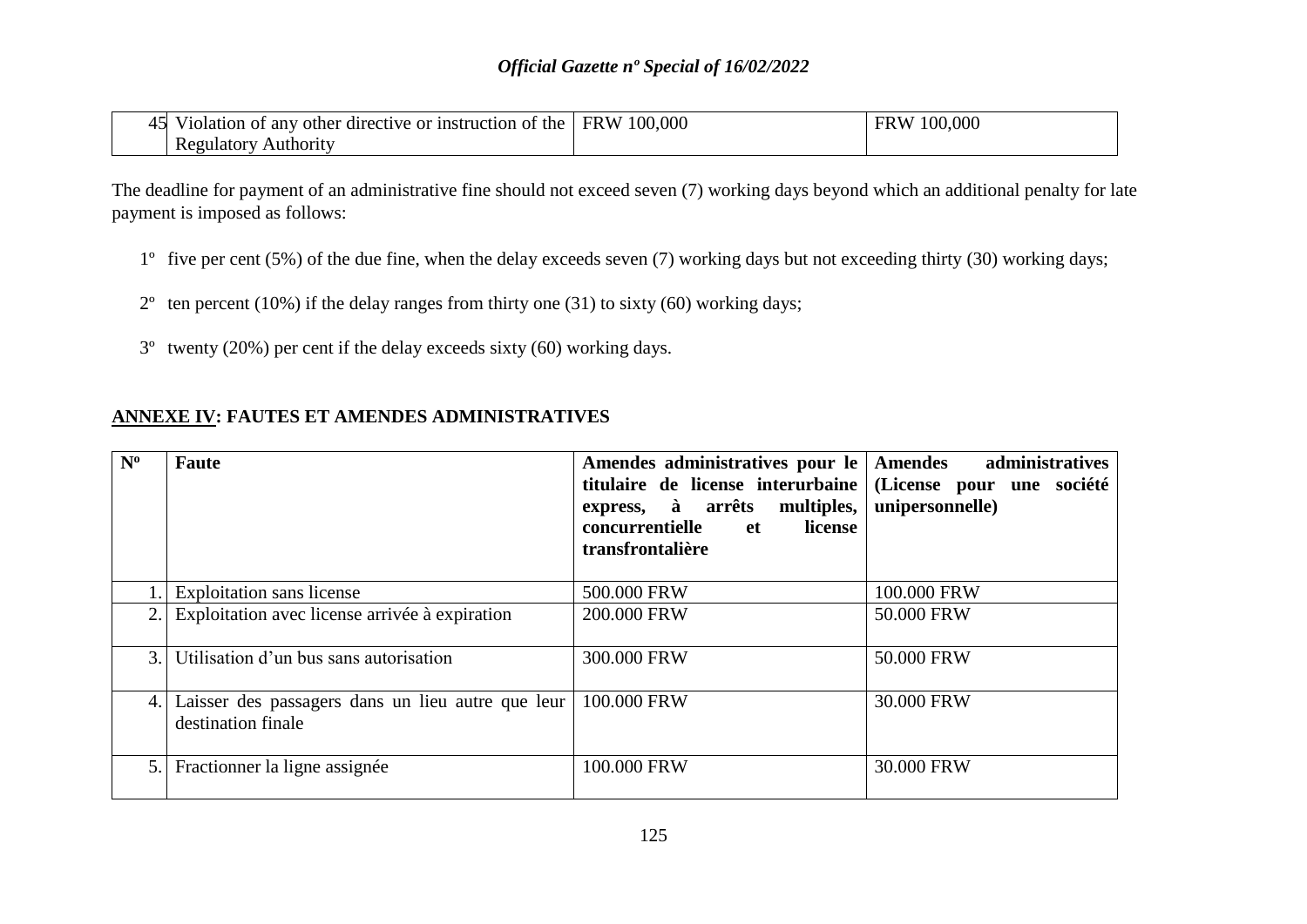| 45 | Violation of any other directive or instruction of the Regulatory Authority | FRW 100,000 | FRW 100,000 |
|---|---|---|---|

The deadline for payment of an administrative fine should not exceed seven (7) working days beyond which an additional penalty for late payment is imposed as follows:

1º five per cent (5%) of the due fine, when the delay exceeds seven (7) working days but not exceeding thirty (30) working days;

2º ten percent (10%) if the delay ranges from thirty one (31) to sixty (60) working days;

3º twenty (20%) per cent if the delay exceeds sixty (60) working days.

## ANNEXE IV: FAUTES ET AMENDES ADMINISTRATIVES

| Nº | Faute | Amendes administratives pour le titulaire de license interurbaine express, à arrêts multiples, concurrentielle et license transfrontalière | Amendes administratives (License pour une société unipersonnelle) |
|---|---|---|---|
| 1. | Exploitation sans license | 500.000 FRW | 100.000 FRW |
| 2. | Exploitation avec license arrivée à expiration | 200.000 FRW | 50.000 FRW |
| 3. | Utilisation d'un bus sans autorisation | 300.000 FRW | 50.000 FRW |
| 4. | Laisser des passagers dans un lieu autre que leur destination finale | 100.000 FRW | 30.000 FRW |
| 5. | Fractionner la ligne assignée | 100.000 FRW | 30.000 FRW |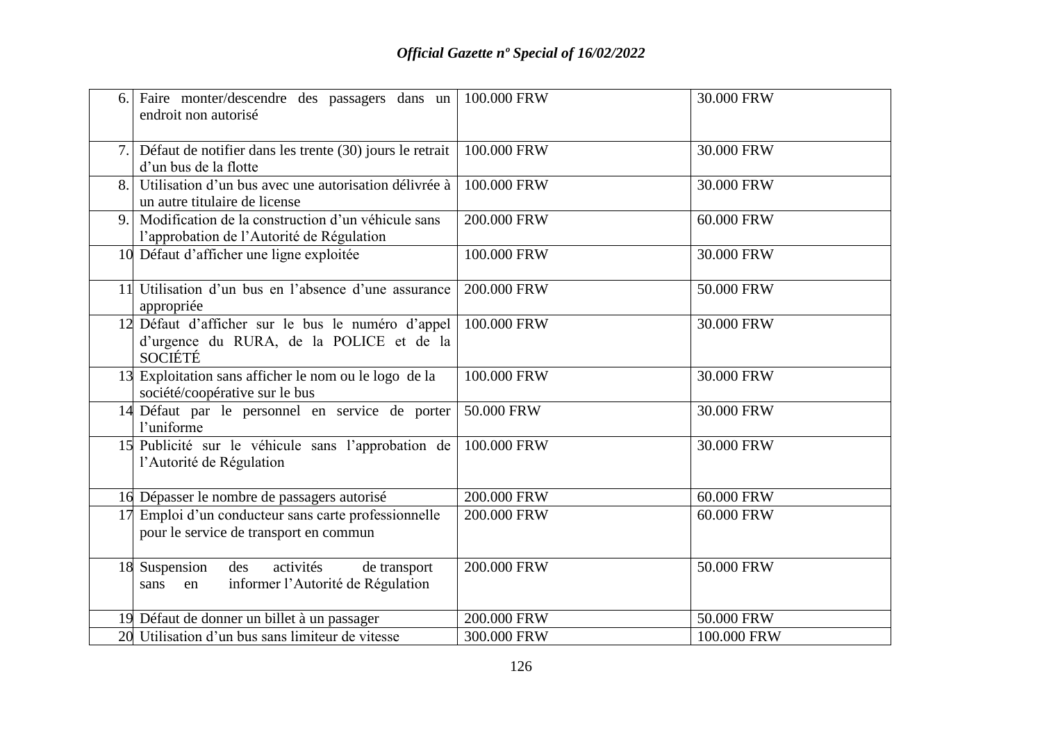| | | | |
|---|---|---|---|
| 6. | Faire monter/descendre des passagers dans un endroit non autorisé | 100.000 FRW | 30.000 FRW |
| 7. | Défaut de notifier dans les trente (30) jours le retrait d'un bus de la flotte | 100.000 FRW | 30.000 FRW |
| 8. | Utilisation d'un bus avec une autorisation délivrée à un autre titulaire de license | 100.000 FRW | 30.000 FRW |
| 9. | Modification de la construction d'un véhicule sans l'approbation de l'Autorité de Régulation | 200.000 FRW | 60.000 FRW |
| 10 | Défaut d'afficher une ligne exploitée | 100.000 FRW | 30.000 FRW |
| 11 | Utilisation d'un bus en l'absence d'une assurance appropriée | 200.000 FRW | 50.000 FRW |
| 12 | Défaut d'afficher sur le bus le numéro d'appel d'urgence du RURA, de la POLICE et de la SOCIÉTÉ | 100.000 FRW | 30.000 FRW |
| 13 | Exploitation sans afficher le nom ou le logo de la société/coopérative sur le bus | 100.000 FRW | 30.000 FRW |
| 14 | Défaut par le personnel en service de porter l'uniforme | 50.000 FRW | 30.000 FRW |
| 15 | Publicité sur le véhicule sans l'approbation de l'Autorité de Régulation | 100.000 FRW | 30.000 FRW |
| 16 | Dépasser le nombre de passagers autorisé | 200.000 FRW | 60.000 FRW |
| 17 | Emploi d'un conducteur sans carte professionnelle pour le service de transport en commun | 200.000 FRW | 60.000 FRW |
| 18 | Suspension des activités de transport sans en informer l'Autorité de Régulation | 200.000 FRW | 50.000 FRW |
| 19 | Défaut de donner un billet à un passager | 200.000 FRW | 50.000 FRW |
| 20 | Utilisation d'un bus sans limiteur de vitesse | 300.000 FRW | 100.000 FRW |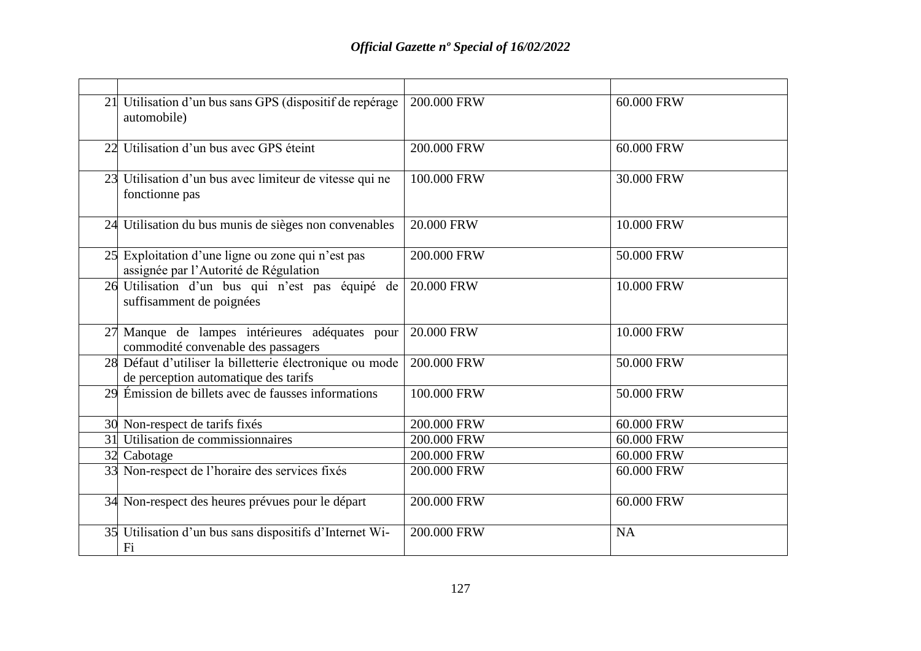| | | | |
|---|---|---|---|
| 21 | Utilisation d'un bus sans GPS (dispositif de repérage automobile) | 200.000 FRW | 60.000 FRW |
| 22 | Utilisation d'un bus avec GPS éteint | 200.000 FRW | 60.000 FRW |
| 23 | Utilisation d'un bus avec limiteur de vitesse qui ne fonctionne pas | 100.000 FRW | 30.000 FRW |
| 24 | Utilisation du bus munis de sièges non convenables | 20.000 FRW | 10.000 FRW |
| 25 | Exploitation d'une ligne ou zone qui n'est pas assignée par l'Autorité de Régulation | 200.000 FRW | 50.000 FRW |
| 26 | Utilisation d'un bus qui n'est pas équipé de suffisamment de poignées | 20.000 FRW | 10.000 FRW |
| 27 | Manque de lampes intérieures adéquates pour commodité convenable des passagers | 20.000 FRW | 10.000 FRW |
| 28 | Défaut d'utiliser la billetterie électronique ou mode de perception automatique des tarifs | 200.000 FRW | 50.000 FRW |
| 29 | Émission de billets avec de fausses informations | 100.000 FRW | 50.000 FRW |
| 30 | Non-respect de tarifs fixés | 200.000 FRW | 60.000 FRW |
| 31 | Utilisation de commissionnaires | 200.000 FRW | 60.000 FRW |
| 32 | Cabotage | 200.000 FRW | 60.000 FRW |
| 33 | Non-respect de l'horaire des services fixés | 200.000 FRW | 60.000 FRW |
| 34 | Non-respect des heures prévues pour le départ | 200.000 FRW | 60.000 FRW |
| 35 | Utilisation d'un bus sans dispositifs d'Internet Wi-Fi | 200.000 FRW | NA |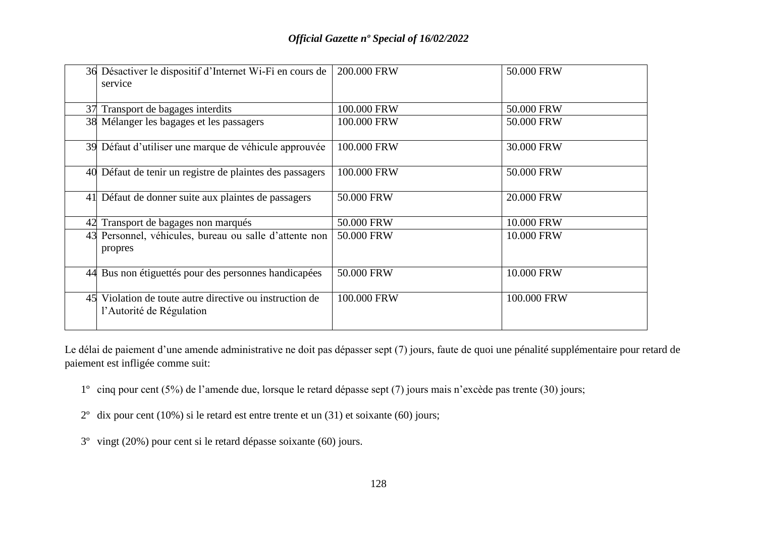| | | | |
|---|---|---|---|
| 36 | Désactiver le dispositif d'Internet Wi-Fi en cours de service | 200.000 FRW | 50.000 FRW |
| 37 | Transport de bagages interdits | 100.000 FRW | 50.000 FRW |
| 38 | Mélanger les bagages et les passagers | 100.000 FRW | 50.000 FRW |
| 39 | Défaut d'utiliser une marque de véhicule approuvée | 100.000 FRW | 30.000 FRW |
| 40 | Défaut de tenir un registre de plaintes des passagers | 100.000 FRW | 50.000 FRW |
| 41 | Défaut de donner suite aux plaintes de passagers | 50.000 FRW | 20.000 FRW |
| 42 | Transport de bagages non marqués | 50.000 FRW | 10.000 FRW |
| 43 | Personnel, véhicules, bureau ou salle d'attente non propres | 50.000 FRW | 10.000 FRW |
| 44 | Bus non étiguettés pour des personnes handicapées | 50.000 FRW | 10.000 FRW |
| 45 | Violation de toute autre directive ou instruction de l'Autorité de Régulation | 100.000 FRW | 100.000 FRW |

Le délai de paiement d'une amende administrative ne doit pas dépasser sept (7) jours, faute de quoi une pénalité supplémentaire pour retard de paiement est infligée comme suit:

1º cinq pour cent (5%) de l'amende due, lorsque le retard dépasse sept (7) jours mais n'excède pas trente (30) jours;

2º dix pour cent (10%) si le retard est entre trente et un (31) et soixante (60) jours;

3º vingt (20%) pour cent si le retard dépasse soixante (60) jours.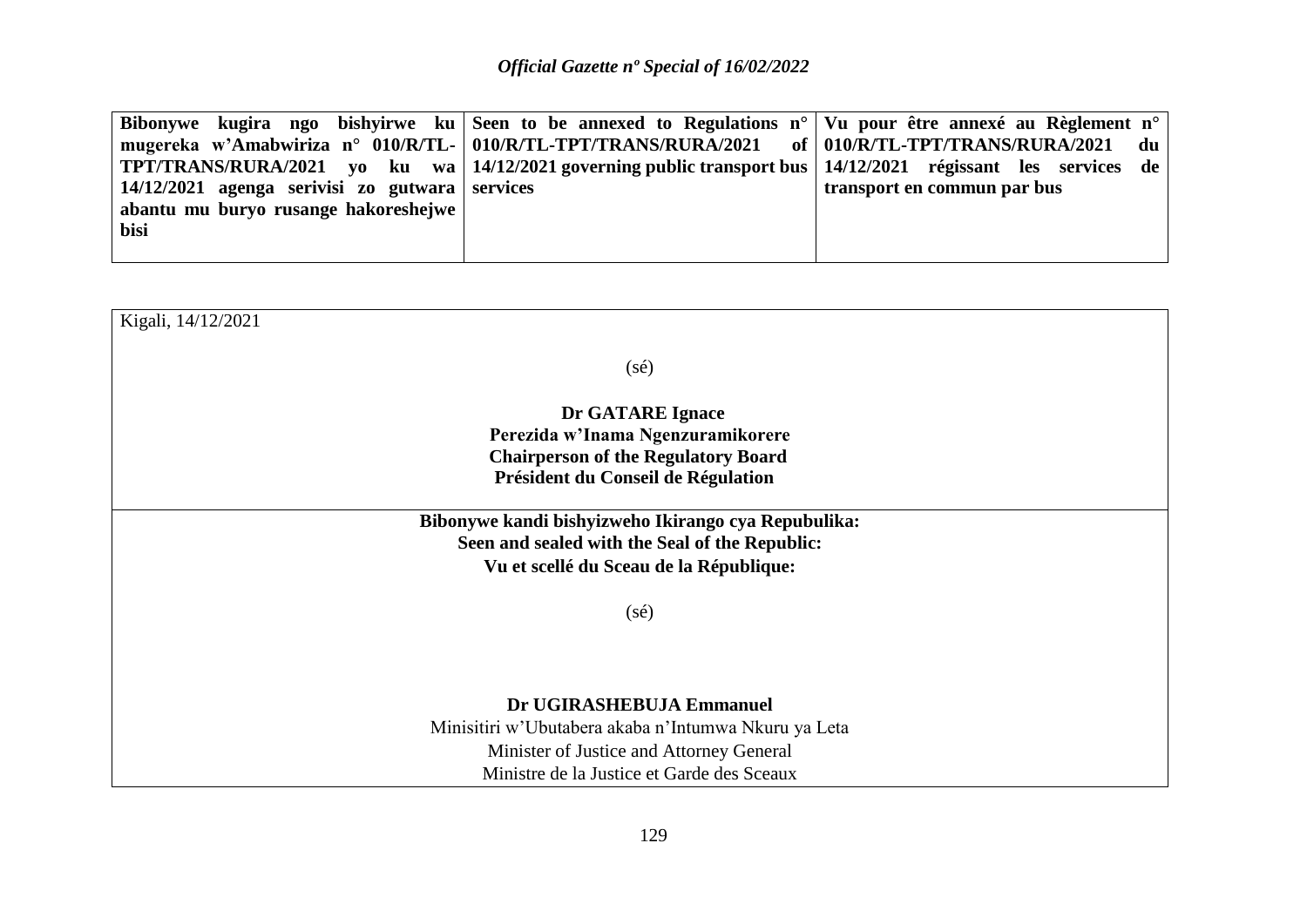| **Bibonywe kugira ngo bishyirwe ku mugereka w'Amabwiriza n° 010/R/TL-TPT/TRANS/RURA/2021 yo ku wa 14/12/2021 agenga serivisi zo gutwara abantu mu buryo rusange hakoreshejwe bisi** | **Seen to be annexed to Regulations n° 010/R/TL-TPT/TRANS/RURA/2021 of 14/12/2021 governing public transport bus services** | **Vu pour être annexé au Règlement n° 010/R/TL-TPT/TRANS/RURA/2021 du 14/12/2021 régissant les services de transport en commun par bus** |
|---|---|---|

Kigali, 14/12/2021

(sé)

**Dr GATARE Ignace**
**Perezida w'Inama Ngenzuramikorere**
**Chairperson of the Regulatory Board**
**Président du Conseil de Régulation**

**Bibonywe kandi bishyizweho Ikirango cya Repubulika:**
**Seen and sealed with the Seal of the Republic:**
**Vu et scellé du Sceau de la République:**

(sé)

**Dr UGIRASHEBUJA Emmanuel**
Minisitiri w'Ubutabera akaba n'Intumwa Nkuru ya Leta
Minister of Justice and Attorney General
Ministre de la Justice et Garde des Sceaux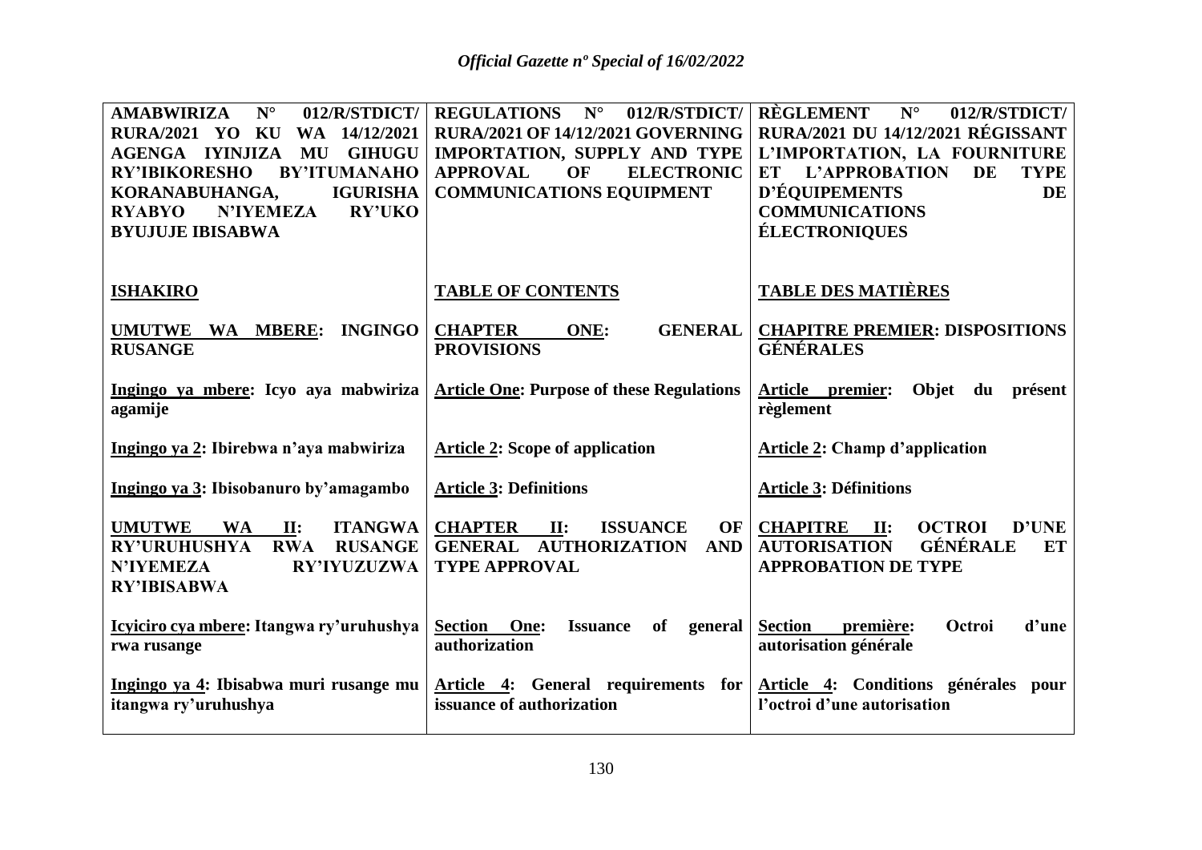| AMABWIRIZA N° 012/R/STDICT/ RURA/2021 YO KU WA 14/12/2021 AGENGA IYINJIZA MU GIHUGU RY'IBIKORESHO BY'ITUMANAHO KORANABUHANGA, IGURISHA RYABYO N'IYEMEZA RY'UKO BYUJUJE IBISABWA | REGULATIONS N° 012/R/STDICT/ RURA/2021 OF 14/12/2021 GOVERNING IMPORTATION, SUPPLY AND TYPE APPROVAL OF ELECTRONIC COMMUNICATIONS EQUIPMENT | RÈGLEMENT N° 012/R/STDICT/ RURA/2021 DU 14/12/2021 RÉGISSANT L'IMPORTATION, LA FOURNITURE ET L'APPROBATION DE TYPE D'ÉQUIPEMENTS DE COMMUNICATIONS ÉLECTRONIQUES |
|---|---|---|
| **ISHAKIRO** | **TABLE OF CONTENTS** | **TABLE DES MATIÈRES** |
| **UMUTWE WA MBERE: INGINGO RUSANGE** | **CHAPTER ONE: GENERAL PROVISIONS** | **CHAPITRE PREMIER: DISPOSITIONS GÉNÉRALES** |
| **Ingingo ya mbere: Icyo aya mabwiriza agamije** | **Article One: Purpose of these Regulations** | **Article premier: Objet du présent règlement** |
| **Ingingo ya 2: Ibirebwa n'aya mabwiriza** | **Article 2: Scope of application** | **Article 2: Champ d'application** |
| **Ingingo ya 3: Ibisobanuro by'amagambo** | **Article 3: Definitions** | **Article 3: Définitions** |
| **UMUTWE WA II: ITANGWA RY'URUHUSHYA RWA RUSANGE N'IYEMEZA RY'IYUZUZWA RY'IBISABWA** | **CHAPTER II: ISSUANCE OF GENERAL AUTHORIZATION AND TYPE APPROVAL** | **CHAPITRE II: OCTROI D'UNE AUTORISATION GÉNÉRALE ET APPROBATION DE TYPE** |
| **Icyiciro cya mbere: Itangwa ry'uruhushya rwa rusange** | **Section One: Issuance of general authorization** | **Section première: Octroi d'une autorisation générale** |
| **Ingingo ya 4: Ibisabwa muri rusange mu itangwa ry'uruhushya** | **Article 4: General requirements for issuance of authorization** | **Article 4: Conditions générales pour l'octroi d'une autorisation** |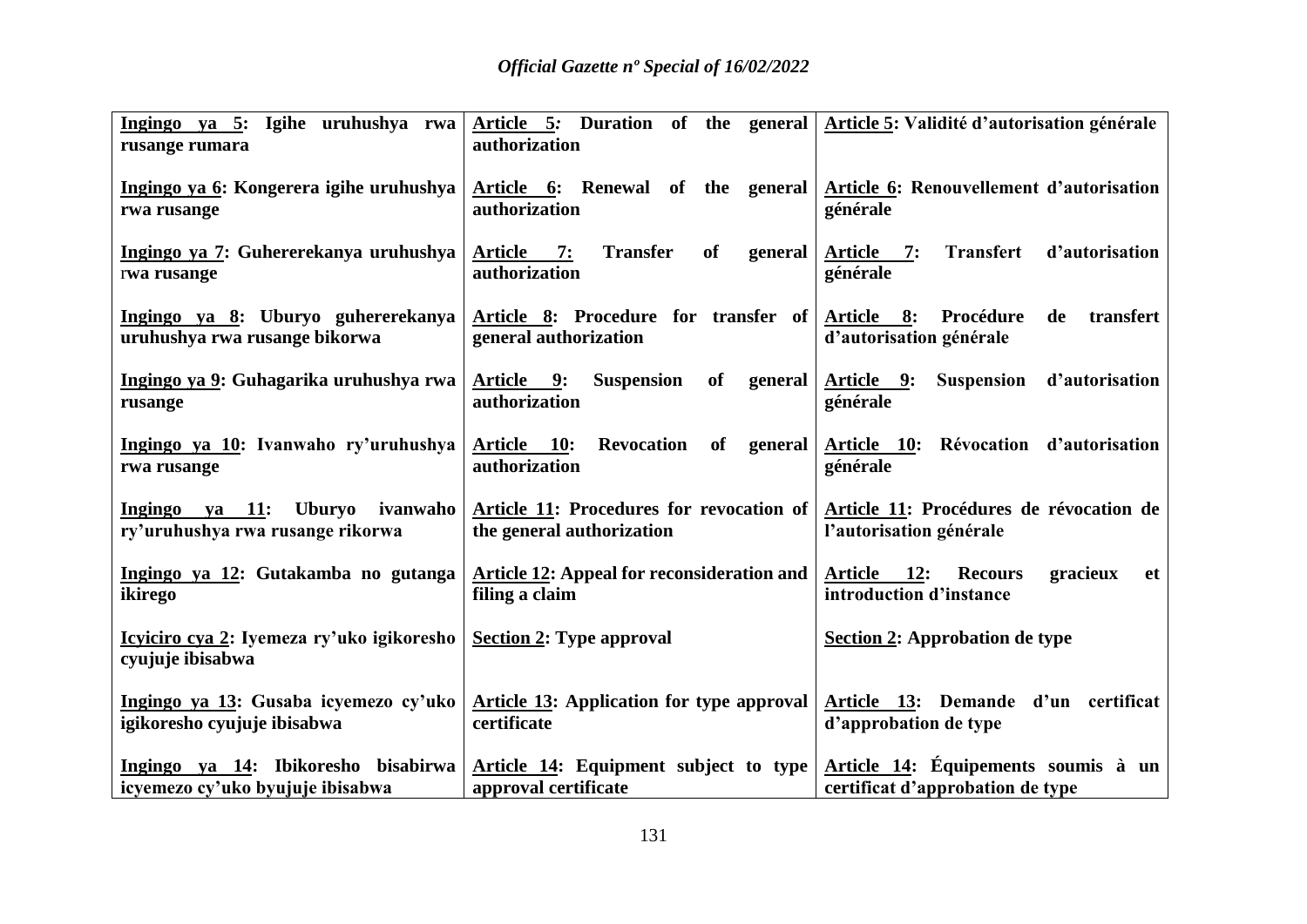| Ingingo ya 5: Igihe uruhushya rwa rusange rumara | Article 5: Duration of the general authorization | Article 5: Validité d'autorisation générale |
|---|---|---|
| Ingingo ya 6: Kongerera igihe uruhushya rwa rusange | Article 6: Renewal of the general authorization | Article 6: Renouvellement d'autorisation générale |
| Ingingo ya 7: Guhererekanya uruhushya rwa rusange | Article 7: Transfer of general authorization | Article 7: Transfert d'autorisation générale |
| Ingingo ya 8: Uburyo guhererekanya uruhushya rwa rusange bikorwa | Article 8: Procedure for transfer of general authorization | Article 8: Procédure de transfert d'autorisation générale |
| Ingingo ya 9: Guhagarika uruhushya rwa rusange | Article 9: Suspension of general authorization | Article 9: Suspension d'autorisation générale |
| Ingingo ya 10: Ivanwaho ry'uruhushya rwa rusange | Article 10: Revocation of general authorization | Article 10: Révocation d'autorisation générale |
| Ingingo ya 11: Uburyo ivanwaho ry'uruhushya rwa rusange rikorwa | Article 11: Procedures for revocation of the general authorization | Article 11: Procédures de révocation de l'autorisation générale |
| Ingingo ya 12: Gutakamba no gutanga ikirego | Article 12: Appeal for reconsideration and filing a claim | Article 12: Recours gracieux et introduction d'instance |
| Icyiciro cya 2: Iyemeza ry'uko igikoresho cyujuje ibisabwa | Section 2: Type approval | Section 2: Approbation de type |
| Ingingo ya 13: Gusaba icyemezo cy'uko igikoresho cyujuje ibisabwa | Article 13: Application for type approval certificate | Article 13: Demande d'un certificat d'approbation de type |
| Ingingo ya 14: Ibikoresho bisabirwa icyemezo cy'uko byujuje ibisabwa | Article 14: Equipment subject to type approval certificate | Article 14: Équipements soumis à un certificat d'approbation de type |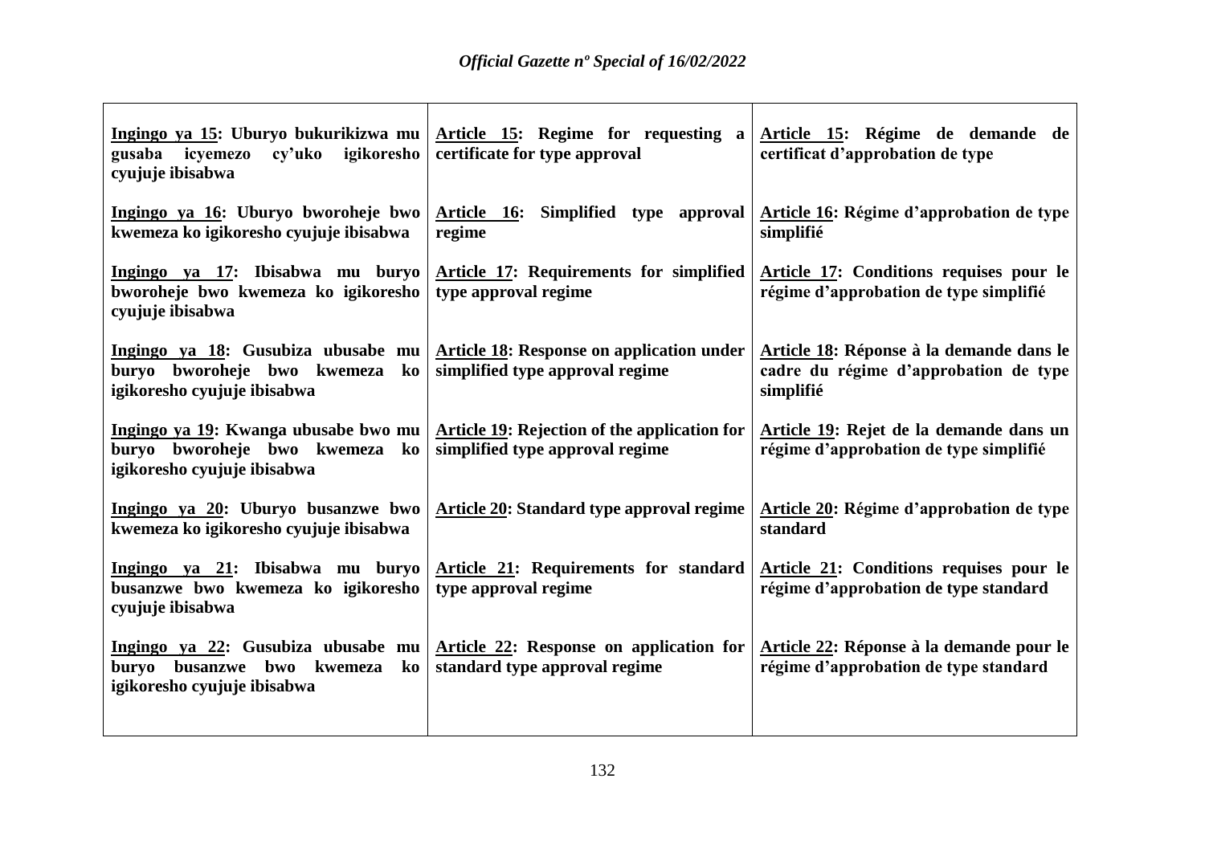| **Ingingo ya 15: Uburyo bukurikizwa mu gusaba icyemezo cy'uko igikoresho cyujuje ibisabwa** | **Article 15: Regime for requesting a certificate for type approval** | **Article 15: Régime de demande de certificat d'approbation de type** |
|---|---|---|
| **Ingingo ya 16: Uburyo bworoheje bwo kwemeza ko igikoresho cyujuje ibisabwa** | **Article 16: Simplified type approval regime** | **Article 16: Régime d'approbation de type simplifié** |
| **Ingingo ya 17: Ibisabwa mu buryo bworoheje bwo kwemeza ko igikoresho cyujuje ibisabwa** | **Article 17: Requirements for simplified type approval regime** | **Article 17: Conditions requises pour le régime d'approbation de type simplifié** |
| **Ingingo ya 18: Gusubiza ubusabe mu buryo bworoheje bwo kwemeza ko igikoresho cyujuje ibisabwa** | **Article 18: Response on application under simplified type approval regime** | **Article 18: Réponse à la demande dans le cadre du régime d'approbation de type simplifié** |
| **Ingingo ya 19: Kwanga ubusabe bwo mu buryo bworoheje bwo kwemeza ko igikoresho cyujuje ibisabwa** | **Article 19: Rejection of the application for simplified type approval regime** | **Article 19: Rejet de la demande dans un régime d'approbation de type simplifié** |
| **Ingingo ya 20: Uburyo busanzwe bwo kwemeza ko igikoresho cyujuje ibisabwa** | **Article 20: Standard type approval regime** | **Article 20: Régime d'approbation de type standard** |
| **Ingingo ya 21: Ibisabwa mu buryo busanzwe bwo kwemeza ko igikoresho cyujuje ibisabwa** | **Article 21: Requirements for standard type approval regime** | **Article 21: Conditions requises pour le régime d'approbation de type standard** |
| **Ingingo ya 22: Gusubiza ubusabe mu buryo busanzwe bwo kwemeza ko igikoresho cyujuje ibisabwa** | **Article 22: Response on application for standard type approval regime** | **Article 22: Réponse à la demande pour le régime d'approbation de type standard** |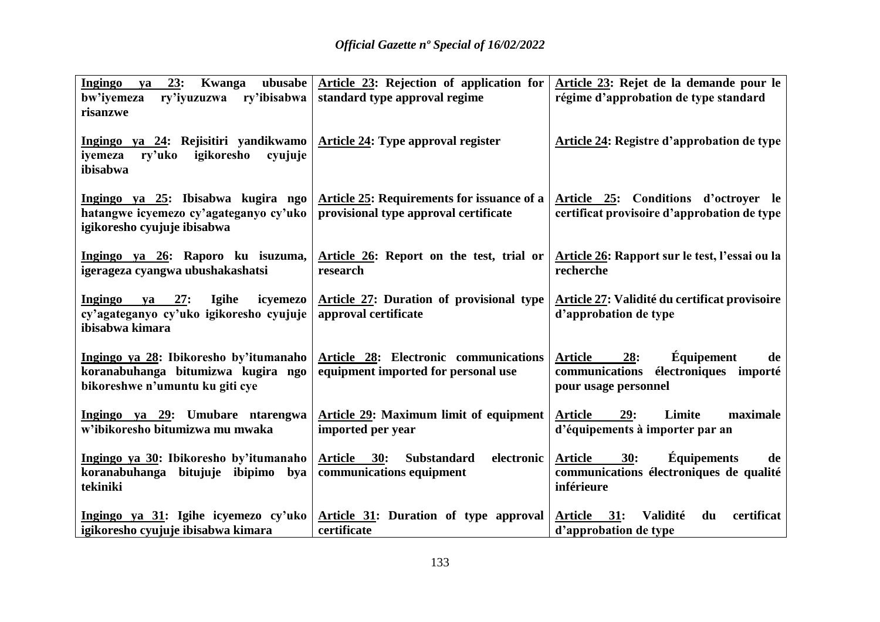| **Ingingo ya 23: Kwanga ubusabe bw'iyemeza ry'iyuzuzwa ry'ibisabwa risanzwe** | **Article 23: Rejection of application for standard type approval regime** | **Article 23: Rejet de la demande pour le régime d'approbation de type standard** |
|---|---|---|
| **Ingingo ya 24: Rejisitiri yandikwamo iyemeza ry'uko igikoresho cyujuje ibisabwa** | **Article 24: Type approval register** | **Article 24: Registre d'approbation de type** |
| **Ingingo ya 25: Ibisabwa kugira ngo hatangwe icyemezo cy'agateganyo cy'uko igikoresho cyujuje ibisabwa** | **Article 25: Requirements for issuance of a provisional type approval certificate** | **Article 25: Conditions d'octroyer le certificat provisoire d'approbation de type** |
| **Ingingo ya 26: Raporo ku isuzuma, igerageza cyangwa ubushakashatsi** | **Article 26: Report on the test, trial or research** | **Article 26: Rapport sur le test, l'essai ou la recherche** |
| **Ingingo ya 27: Igihe icyemezo cy'agateganyo cy'uko igikoresho cyujuje ibisabwa kimara** | **Article 27: Duration of provisional type approval certificate** | **Article 27: Validité du certificat provisoire d'approbation de type** |
| **Ingingo ya 28: Ibikoresho by'itumanaho koranabuhanga bitumizwa kugira ngo bikoreshwe n'umuntu ku giti cye** | **Article 28: Electronic communications equipment imported for personal use** | **Article 28: Équipement de communications électroniques importé pour usage personnel** |
| **Ingingo ya 29: Umubare ntarengwa w'ibikoresho bitumizwa mu mwaka** | **Article 29: Maximum limit of equipment imported per year** | **Article 29: Limite maximale d'équipements à importer par an** |
| **Ingingo ya 30: Ibikoresho by'itumanaho koranabuhanga bitujuje ibipimo bya tekiniki** | **Article 30: Substandard electronic communications equipment** | **Article 30: Équipements de communications électroniques de qualité inférieure** |
| **Ingingo ya 31: Igihe icyemezo cy'uko igikoresho cyujuje ibisabwa kimara** | **Article 31: Duration of type approval certificate** | **Article 31: Validité du certificat d'approbation de type** |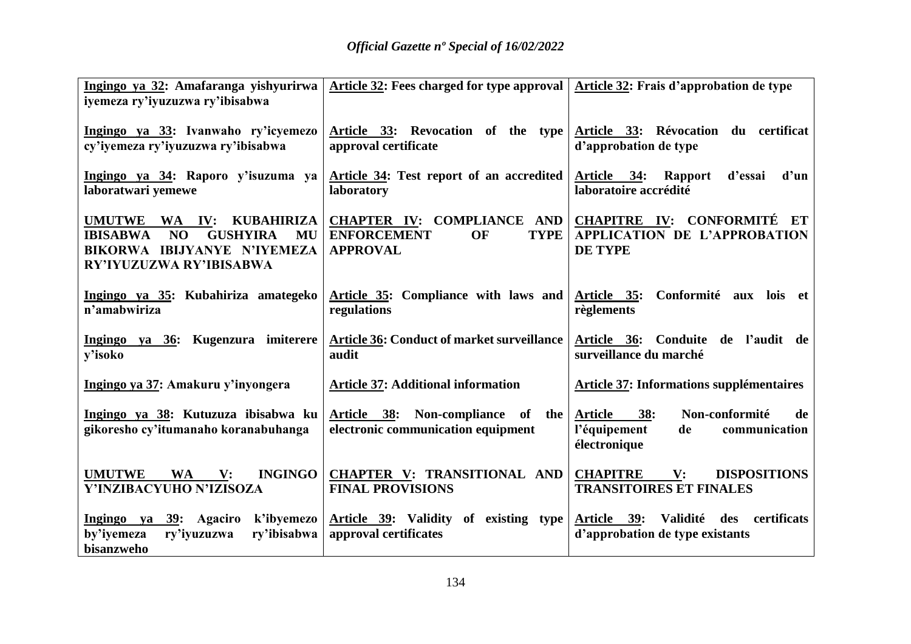| | | |
|---|---|---|
| **Ingingo ya 32: Amafaranga yishyurirwa iyemeza ry'iyuzuzwa ry'ibisabwa** | **Article 32: Fees charged for type approval** | **Article 32: Frais d'approbation de type** |
| **Ingingo ya 33: Ivanwaho ry'icyemezo cy'iyemeza ry'iyuzuzwa ry'ibisabwa** | **Article 33: Revocation of the type approval certificate** | **Article 33: Révocation du certificat d'approbation de type** |
| **Ingingo ya 34: Raporo y'isuzuma ya laboratwari yemewe** | **Article 34: Test report of an accredited laboratory** | **Article 34: Rapport d'essai d'un laboratoire accrédité** |
| **UMUTWE WA IV: KUBAHIRIZA IBISABWA NO GUSHYIRA MU BIKORWA IBIJYANYE N'IYEMEZA RY'IYUZUZWA RY'IBISABWA** | **CHAPTER IV: COMPLIANCE AND ENFORCEMENT OF TYPE APPROVAL** | **CHAPITRE IV: CONFORMITÉ ET APPLICATION DE L'APPROBATION DE TYPE** |
| **Ingingo ya 35: Kubahiriza amategeko n'amabwiriza** | **Article 35: Compliance with laws and regulations** | **Article 35: Conformité aux lois et règlements** |
| **Ingingo ya 36: Kugenzura imiterere y'isoko** | **Article 36: Conduct of market surveillance audit** | **Article 36: Conduite de l'audit de surveillance du marché** |
| **Ingingo ya 37: Amakuru y'inyongera** | **Article 37: Additional information** | **Article 37: Informations supplémentaires** |
| **Ingingo ya 38: Kutuzuza ibisabwa ku gikoresho cy'itumanaho koranabuhanga** | **Article 38: Non-compliance of the electronic communication equipment** | **Article 38: Non-conformité de l'équipement de communication électronique** |
| **UMUTWE WA V: INGINGO Y'INZIBACYUHO N'IZISOZA** | **CHAPTER V: TRANSITIONAL AND FINAL PROVISIONS** | **CHAPITRE V: DISPOSITIONS TRANSITOIRES ET FINALES** |
| **Ingingo ya 39: Agaciro k'ibyemezo by'iyemeza ry'iyuzuzwa ry'ibisabwa bisanzweho** | **Article 39: Validity of existing type approval certificates** | **Article 39: Validité des certificats d'approbation de type existants** |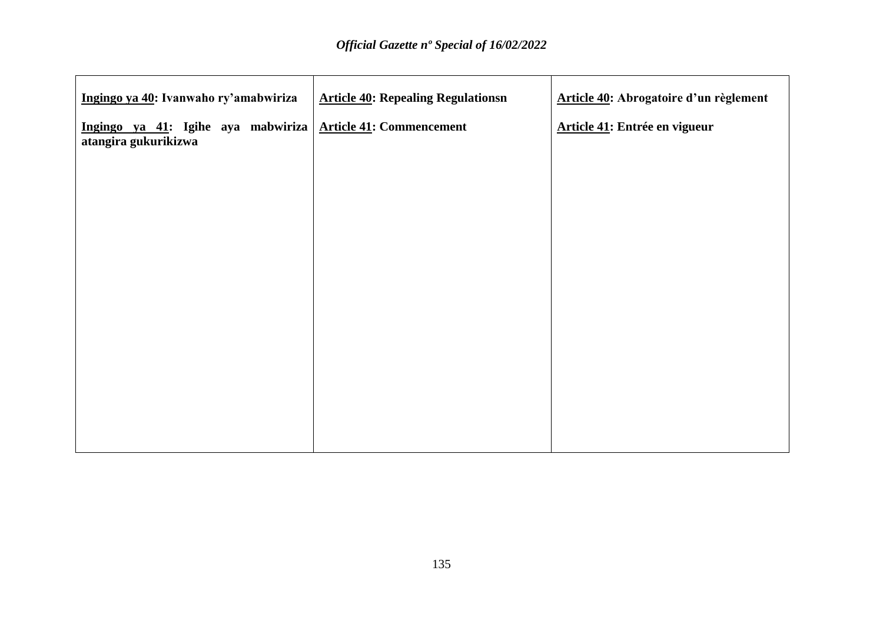| | | |
|---|---|---|
| **<u>Ingingo ya 40</u>: Ivanwaho ry'amabwiriza** | **<u>Article 40</u>: Repealing Regulationsn** | **<u>Article 40</u>: Abrogatoire d'un règlement** |
| **<u>Ingingo ya 41</u>: Igihe aya mabwiriza atangira gukurikizwa** | **<u>Article 41</u>: Commencement** | **<u>Article 41</u>: Entrée en vigueur** |